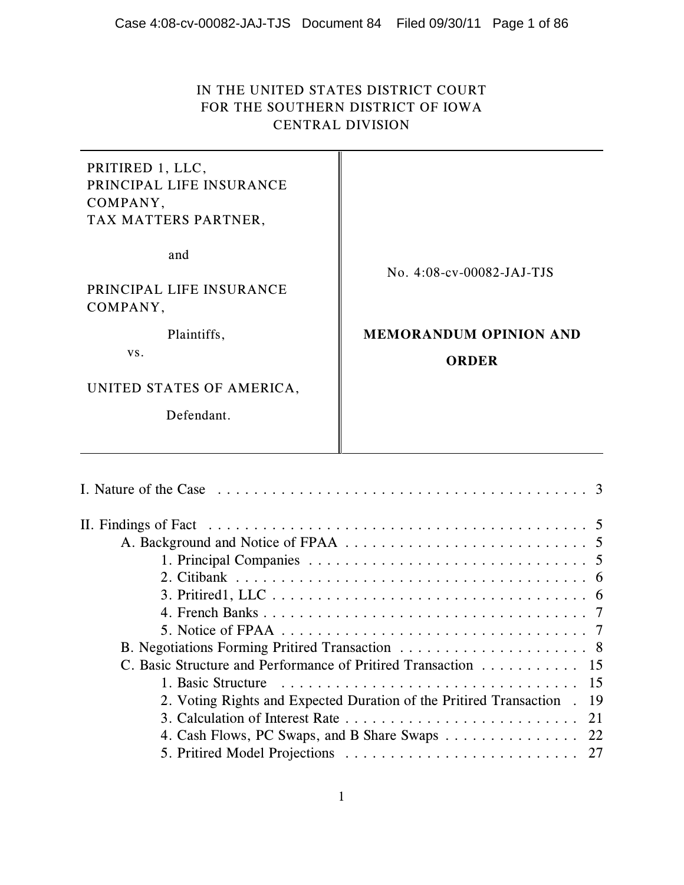IN THE UNITED STATES DISTRICT COURT
FOR THE SOUTHERN DISTRICT OF IOWA
CENTRAL DIVISION

| | |
|---|---|
| PRITIRED 1, LLC, PRINCIPAL LIFE INSURANCE COMPANY, TAX MATTERS PARTNER,<br><br>and<br><br>PRINCIPAL LIFE INSURANCE COMPANY,<br><br>Plaintiffs,<br><br>vs.<br><br>UNITED STATES OF AMERICA,<br><br>Defendant. | No. 4:08-cv-00082-JAJ-TJS<br><br>**MEMORANDUM OPINION AND ORDER** |

I. Nature of the Case . . . . . . . . . . . . . . . . . . . . . . . . . . . . . . . . . . . . . . . . . . 3

II. Findings of Fact . . . . . . . . . . . . . . . . . . . . . . . . . . . . . . . . . . . . . . . . . . . 5
- A. Background and Notice of FPAA . . . . . . . . . . . . . . . . . . . . . . . . . . . 5
  - 1. Principal Companies . . . . . . . . . . . . . . . . . . . . . . . . . . . . . . . . 5
  - 2. Citibank . . . . . . . . . . . . . . . . . . . . . . . . . . . . . . . . . . . . . . . . 6
  - 3. Pritired1, LLC . . . . . . . . . . . . . . . . . . . . . . . . . . . . . . . . . . . . 6
  - 4. French Banks . . . . . . . . . . . . . . . . . . . . . . . . . . . . . . . . . . . . . 7
  - 5. Notice of FPAA . . . . . . . . . . . . . . . . . . . . . . . . . . . . . . . . . . . 7
- B. Negotiations Forming Pritired Transaction . . . . . . . . . . . . . . . . . . . . . 8
- C. Basic Structure and Performance of Pritired Transaction . . . . . . . . . . . 15
  - 1. Basic Structure . . . . . . . . . . . . . . . . . . . . . . . . . . . . . . . . . . 15
  - 2. Voting Rights and Expected Duration of the Pritired Transaction . 19
  - 3. Calculation of Interest Rate . . . . . . . . . . . . . . . . . . . . . . . . . . 21
  - 4. Cash Flows, PC Swaps, and B Share Swaps . . . . . . . . . . . . . . . 22
  - 5. Pritired Model Projections . . . . . . . . . . . . . . . . . . . . . . . . . . 27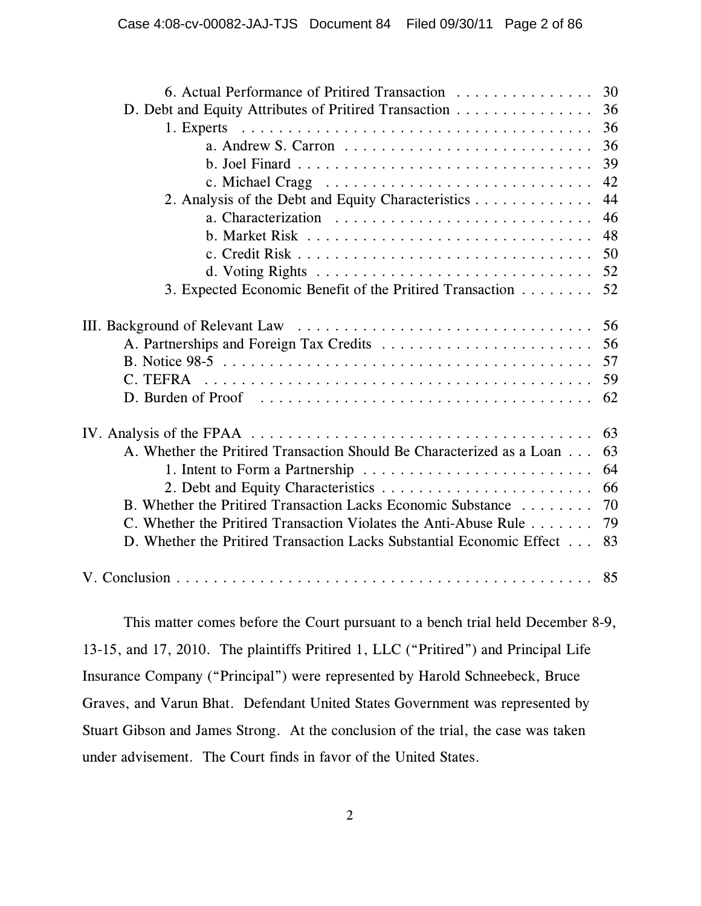6. Actual Performance of Pritired Transaction . . . . . . . . . . . . . . . 30

D. Debt and Equity Attributes of Pritired Transaction . . . . . . . . . . . . . . . 36

1. Experts . . . . . . . . . . . . . . . . . . . . . . . . . . . . . . . . . . . . . . . 36

a. Andrew S. Carron . . . . . . . . . . . . . . . . . . . . . . . . . . 36

b. Joel Finard . . . . . . . . . . . . . . . . . . . . . . . . . . . . . . . 39

c. Michael Cragg . . . . . . . . . . . . . . . . . . . . . . . . . . . . 42

2. Analysis of the Debt and Equity Characteristics . . . . . . . . . . . . . 44

a. Characterization . . . . . . . . . . . . . . . . . . . . . . . . . . . 46

b. Market Risk . . . . . . . . . . . . . . . . . . . . . . . . . . . . . . 48

c. Credit Risk . . . . . . . . . . . . . . . . . . . . . . . . . . . . . . . 50

d. Voting Rights . . . . . . . . . . . . . . . . . . . . . . . . . . . . . 52

3. Expected Economic Benefit of the Pritired Transaction . . . . . . . . 52

III. Background of Relevant Law . . . . . . . . . . . . . . . . . . . . . . . . . . . . . . . . 56

A. Partnerships and Foreign Tax Credits . . . . . . . . . . . . . . . . . . . . . . . 56

B. Notice 98-5 . . . . . . . . . . . . . . . . . . . . . . . . . . . . . . . . . . . . . . . . . 57

C. TEFRA . . . . . . . . . . . . . . . . . . . . . . . . . . . . . . . . . . . . . . . . . . . 59

D. Burden of Proof . . . . . . . . . . . . . . . . . . . . . . . . . . . . . . . . . . . . . 62

IV. Analysis of the FPAA . . . . . . . . . . . . . . . . . . . . . . . . . . . . . . . . . . . . . 63

A. Whether the Pritired Transaction Should Be Characterized as a Loan . . . 63

1. Intent to Form a Partnership . . . . . . . . . . . . . . . . . . . . . . . . . 64

2. Debt and Equity Characteristics . . . . . . . . . . . . . . . . . . . . . . . 66

B. Whether the Pritired Transaction Lacks Economic Substance . . . . . . . . 70

C. Whether the Pritired Transaction Violates the Anti-Abuse Rule . . . . . . . 79

D. Whether the Pritired Transaction Lacks Substantial Economic Effect . . . 83

V. Conclusion . . . . . . . . . . . . . . . . . . . . . . . . . . . . . . . . . . . . . . . . . . . . . 85

This matter comes before the Court pursuant to a bench trial held December 8-9, 13-15, and 17, 2010. The plaintiffs Pritired 1, LLC ("Pritired") and Principal Life Insurance Company ("Principal") were represented by Harold Schneebeck, Bruce Graves, and Varun Bhat. Defendant United States Government was represented by Stuart Gibson and James Strong. At the conclusion of the trial, the case was taken under advisement. The Court finds in favor of the United States.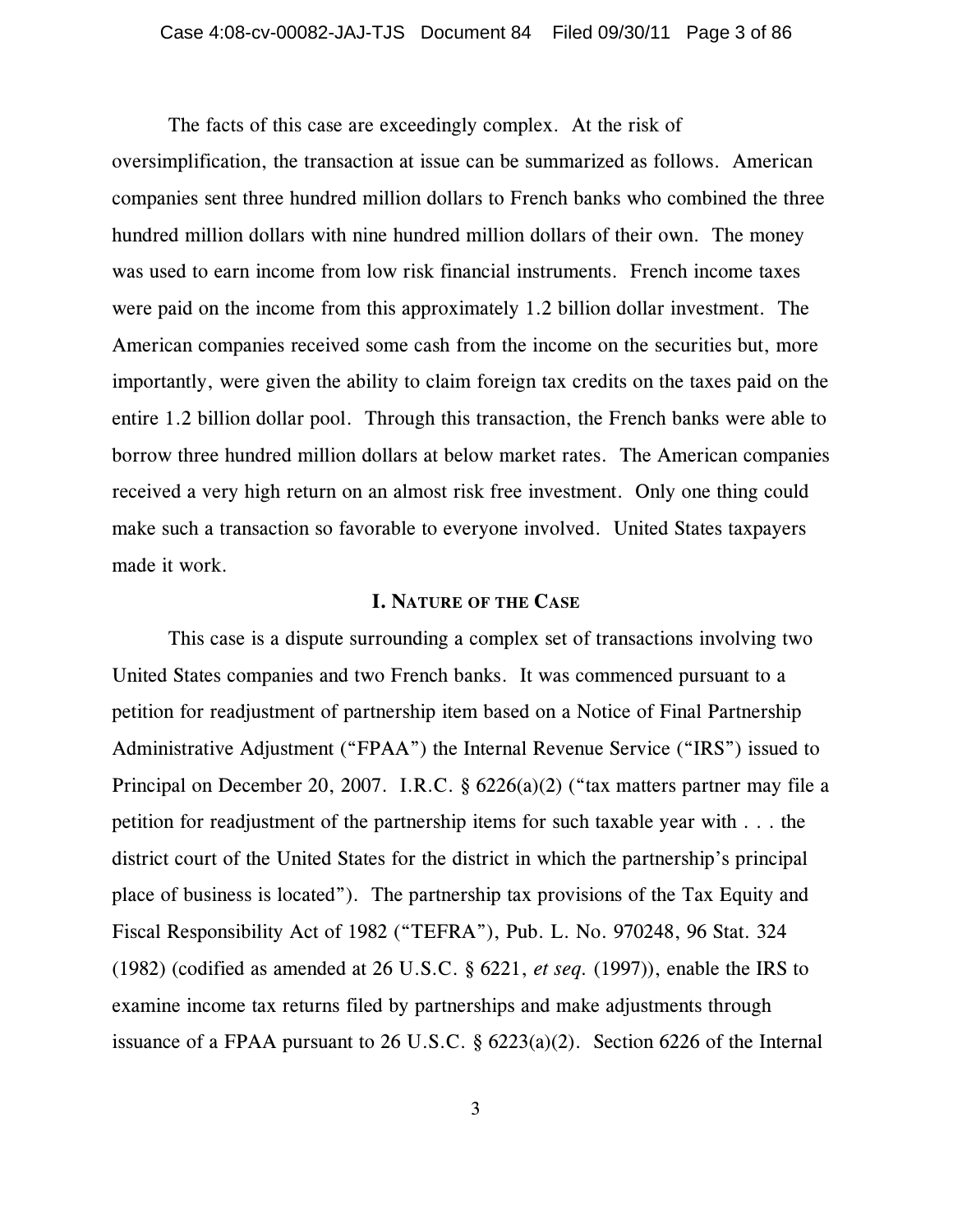The facts of this case are exceedingly complex. At the risk of oversimplification, the transaction at issue can be summarized as follows. American companies sent three hundred million dollars to French banks who combined the three hundred million dollars with nine hundred million dollars of their own. The money was used to earn income from low risk financial instruments. French income taxes were paid on the income from this approximately 1.2 billion dollar investment. The American companies received some cash from the income on the securities but, more importantly, were given the ability to claim foreign tax credits on the taxes paid on the entire 1.2 billion dollar pool. Through this transaction, the French banks were able to borrow three hundred million dollars at below market rates. The American companies received a very high return on an almost risk free investment. Only one thing could make such a transaction so favorable to everyone involved. United States taxpayers made it work.

## I. NATURE OF THE CASE

This case is a dispute surrounding a complex set of transactions involving two United States companies and two French banks. It was commenced pursuant to a petition for readjustment of partnership item based on a Notice of Final Partnership Administrative Adjustment ("FPAA") the Internal Revenue Service ("IRS") issued to Principal on December 20, 2007. I.R.C. § 6226(a)(2) ("tax matters partner may file a petition for readjustment of the partnership items for such taxable year with . . . the district court of the United States for the district in which the partnership's principal place of business is located"). The partnership tax provisions of the Tax Equity and Fiscal Responsibility Act of 1982 ("TEFRA"), Pub. L. No. 970248, 96 Stat. 324 (1982) (codified as amended at 26 U.S.C. § 6221, *et seq.* (1997)), enable the IRS to examine income tax returns filed by partnerships and make adjustments through issuance of a FPAA pursuant to 26 U.S.C. § 6223(a)(2). Section 6226 of the Internal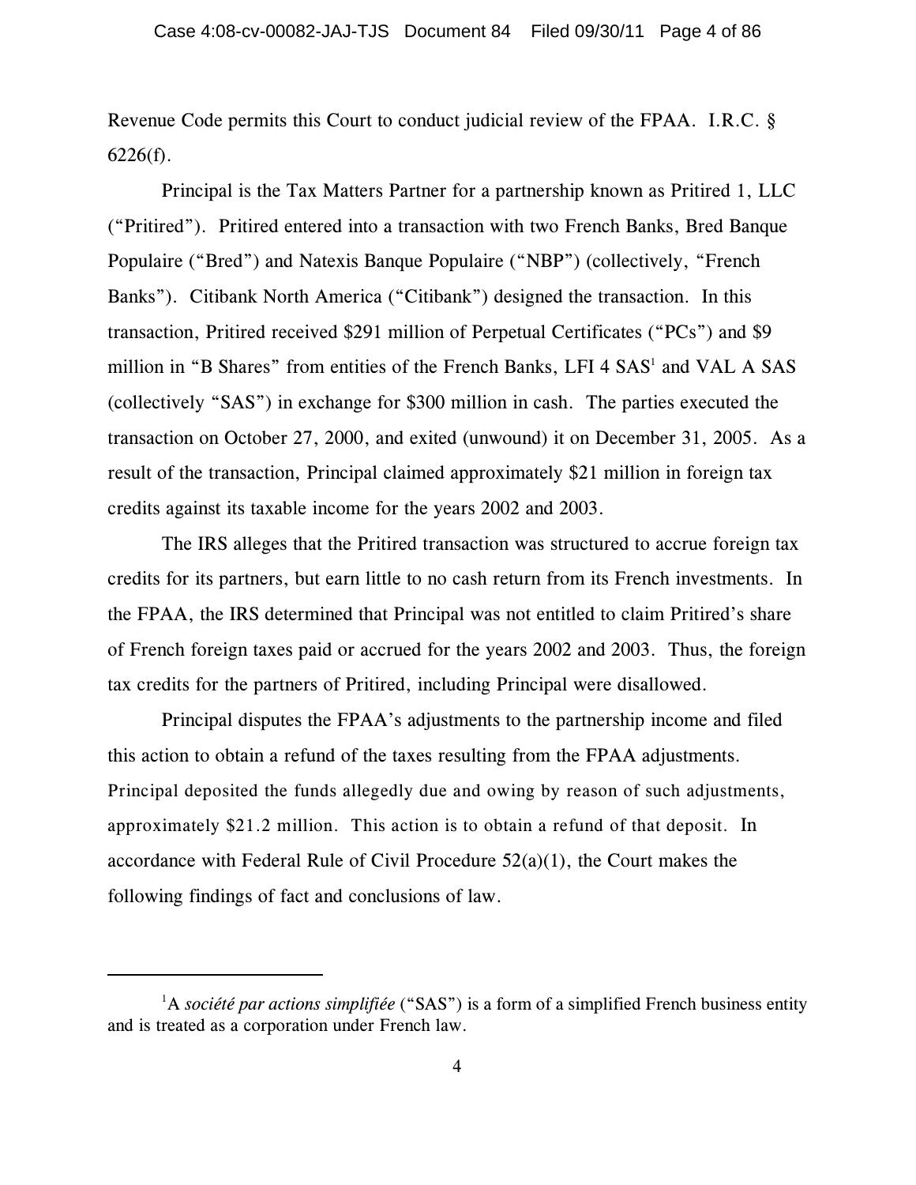Revenue Code permits this Court to conduct judicial review of the FPAA. I.R.C. § 6226(f).

Principal is the Tax Matters Partner for a partnership known as Pritired 1, LLC ("Pritired"). Pritired entered into a transaction with two French Banks, Bred Banque Populaire ("Bred") and Natexis Banque Populaire ("NBP") (collectively, "French Banks"). Citibank North America ("Citibank") designed the transaction. In this transaction, Pritired received $291 million of Perpetual Certificates ("PCs") and $9 million in "B Shares" from entities of the French Banks, LFI 4 SAS[1] and VAL A SAS (collectively "SAS") in exchange for $300 million in cash. The parties executed the transaction on October 27, 2000, and exited (unwound) it on December 31, 2005. As a result of the transaction, Principal claimed approximately $21 million in foreign tax credits against its taxable income for the years 2002 and 2003.

The IRS alleges that the Pritired transaction was structured to accrue foreign tax credits for its partners, but earn little to no cash return from its French investments. In the FPAA, the IRS determined that Principal was not entitled to claim Pritired's share of French foreign taxes paid or accrued for the years 2002 and 2003. Thus, the foreign tax credits for the partners of Pritired, including Principal were disallowed.

Principal disputes the FPAA's adjustments to the partnership income and filed this action to obtain a refund of the taxes resulting from the FPAA adjustments. Principal deposited the funds allegedly due and owing by reason of such adjustments, approximately $21.2 million. This action is to obtain a refund of that deposit. In accordance with Federal Rule of Civil Procedure 52(a)(1), the Court makes the following findings of fact and conclusions of law.

---

[1]A *société par actions simplifiée* ("SAS") is a form of a simplified French business entity and is treated as a corporation under French law.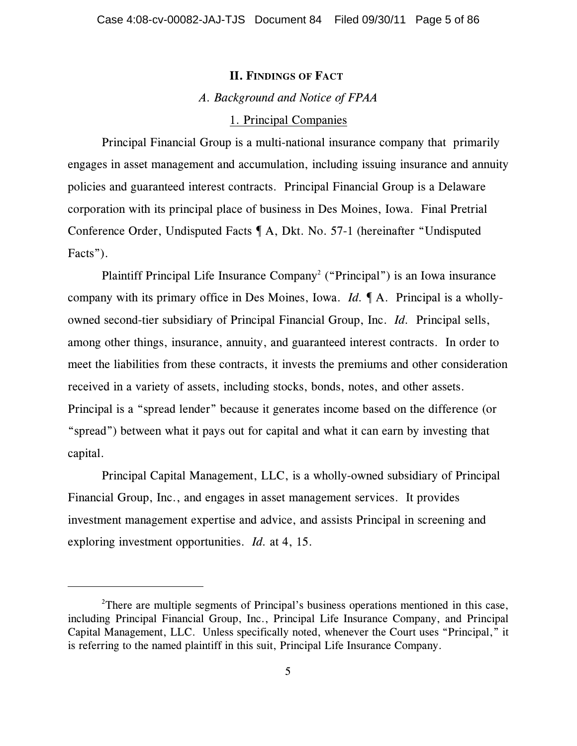## II. FINDINGS OF FACT

### *A. Background and Notice of FPAA*

#### 1. Principal Companies

Principal Financial Group is a multi-national insurance company that primarily engages in asset management and accumulation, including issuing insurance and annuity policies and guaranteed interest contracts. Principal Financial Group is a Delaware corporation with its principal place of business in Des Moines, Iowa. Final Pretrial Conference Order, Undisputed Facts ¶ A, Dkt. No. 57-1 (hereinafter "Undisputed Facts").

Plaintiff Principal Life Insurance Company[2] ("Principal") is an Iowa insurance company with its primary office in Des Moines, Iowa. *Id.* ¶ A. Principal is a wholly-owned second-tier subsidiary of Principal Financial Group, Inc. *Id.* Principal sells, among other things, insurance, annuity, and guaranteed interest contracts. In order to meet the liabilities from these contracts, it invests the premiums and other consideration received in a variety of assets, including stocks, bonds, notes, and other assets. Principal is a "spread lender" because it generates income based on the difference (or "spread") between what it pays out for capital and what it can earn by investing that capital.

Principal Capital Management, LLC, is a wholly-owned subsidiary of Principal Financial Group, Inc., and engages in asset management services. It provides investment management expertise and advice, and assists Principal in screening and exploring investment opportunities. *Id.* at 4, 15.

---

[2]There are multiple segments of Principal's business operations mentioned in this case, including Principal Financial Group, Inc., Principal Life Insurance Company, and Principal Capital Management, LLC. Unless specifically noted, whenever the Court uses "Principal," it is referring to the named plaintiff in this suit, Principal Life Insurance Company.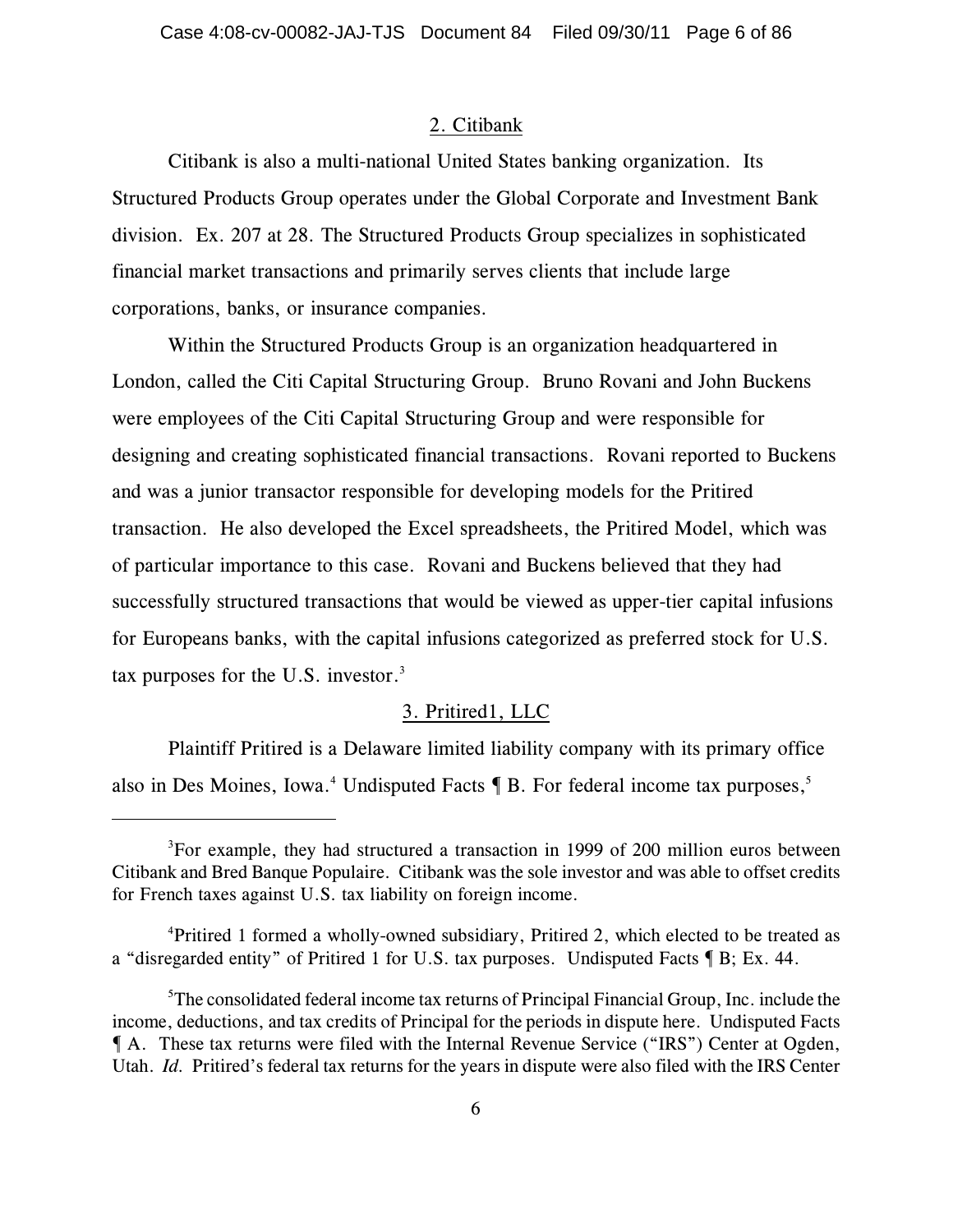## 2. Citibank

Citibank is also a multi-national United States banking organization. Its Structured Products Group operates under the Global Corporate and Investment Bank division. Ex. 207 at 28. The Structured Products Group specializes in sophisticated financial market transactions and primarily serves clients that include large corporations, banks, or insurance companies.

Within the Structured Products Group is an organization headquartered in London, called the Citi Capital Structuring Group. Bruno Rovani and John Buckens were employees of the Citi Capital Structuring Group and were responsible for designing and creating sophisticated financial transactions. Rovani reported to Buckens and was a junior transactor responsible for developing models for the Pritired transaction. He also developed the Excel spreadsheets, the Pritired Model, which was of particular importance to this case. Rovani and Buckens believed that they had successfully structured transactions that would be viewed as upper-tier capital infusions for Europeans banks, with the capital infusions categorized as preferred stock for U.S. tax purposes for the U.S. investor.[3]

## 3. Pritired1, LLC

Plaintiff Pritired is a Delaware limited liability company with its primary office also in Des Moines, Iowa.[4] Undisputed Facts ¶ B. For federal income tax purposes,[5]

---

[3]For example, they had structured a transaction in 1999 of 200 million euros between Citibank and Bred Banque Populaire. Citibank was the sole investor and was able to offset credits for French taxes against U.S. tax liability on foreign income.

[4]Pritired 1 formed a wholly-owned subsidiary, Pritired 2, which elected to be treated as a "disregarded entity" of Pritired 1 for U.S. tax purposes. Undisputed Facts ¶ B; Ex. 44.

[5]The consolidated federal income tax returns of Principal Financial Group, Inc. include the income, deductions, and tax credits of Principal for the periods in dispute here. Undisputed Facts ¶ A. These tax returns were filed with the Internal Revenue Service ("IRS") Center at Ogden, Utah. *Id.* Pritired's federal tax returns for the years in dispute were also filed with the IRS Center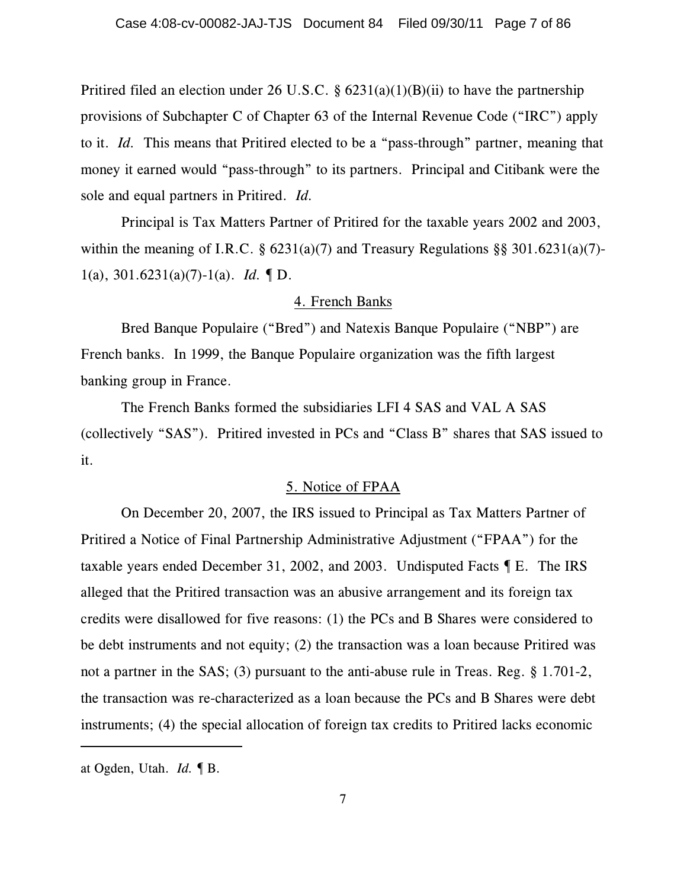Pritired filed an election under 26 U.S.C. § 6231(a)(1)(B)(ii) to have the partnership provisions of Subchapter C of Chapter 63 of the Internal Revenue Code ("IRC") apply to it. *Id.* This means that Pritired elected to be a "pass-through" partner, meaning that money it earned would "pass-through" to its partners. Principal and Citibank were the sole and equal partners in Pritired. *Id.*

Principal is Tax Matters Partner of Pritired for the taxable years 2002 and 2003, within the meaning of I.R.C. § 6231(a)(7) and Treasury Regulations §§ 301.6231(a)(7)-1(a), 301.6231(a)(7)-1(a). *Id.* ¶ D.

4. French Banks

Bred Banque Populaire ("Bred") and Natexis Banque Populaire ("NBP") are French banks. In 1999, the Banque Populaire organization was the fifth largest banking group in France.

The French Banks formed the subsidiaries LFI 4 SAS and VAL A SAS (collectively "SAS"). Pritired invested in PCs and "Class B" shares that SAS issued to it.

5. Notice of FPAA

On December 20, 2007, the IRS issued to Principal as Tax Matters Partner of Pritired a Notice of Final Partnership Administrative Adjustment ("FPAA") for the taxable years ended December 31, 2002, and 2003. Undisputed Facts ¶ E. The IRS alleged that the Pritired transaction was an abusive arrangement and its foreign tax credits were disallowed for five reasons: (1) the PCs and B Shares were considered to be debt instruments and not equity; (2) the transaction was a loan because Pritired was not a partner in the SAS; (3) pursuant to the anti-abuse rule in Treas. Reg. § 1.701-2, the transaction was re-characterized as a loan because the PCs and B Shares were debt instruments; (4) the special allocation of foreign tax credits to Pritired lacks economic

---

at Ogden, Utah. *Id.* ¶ B.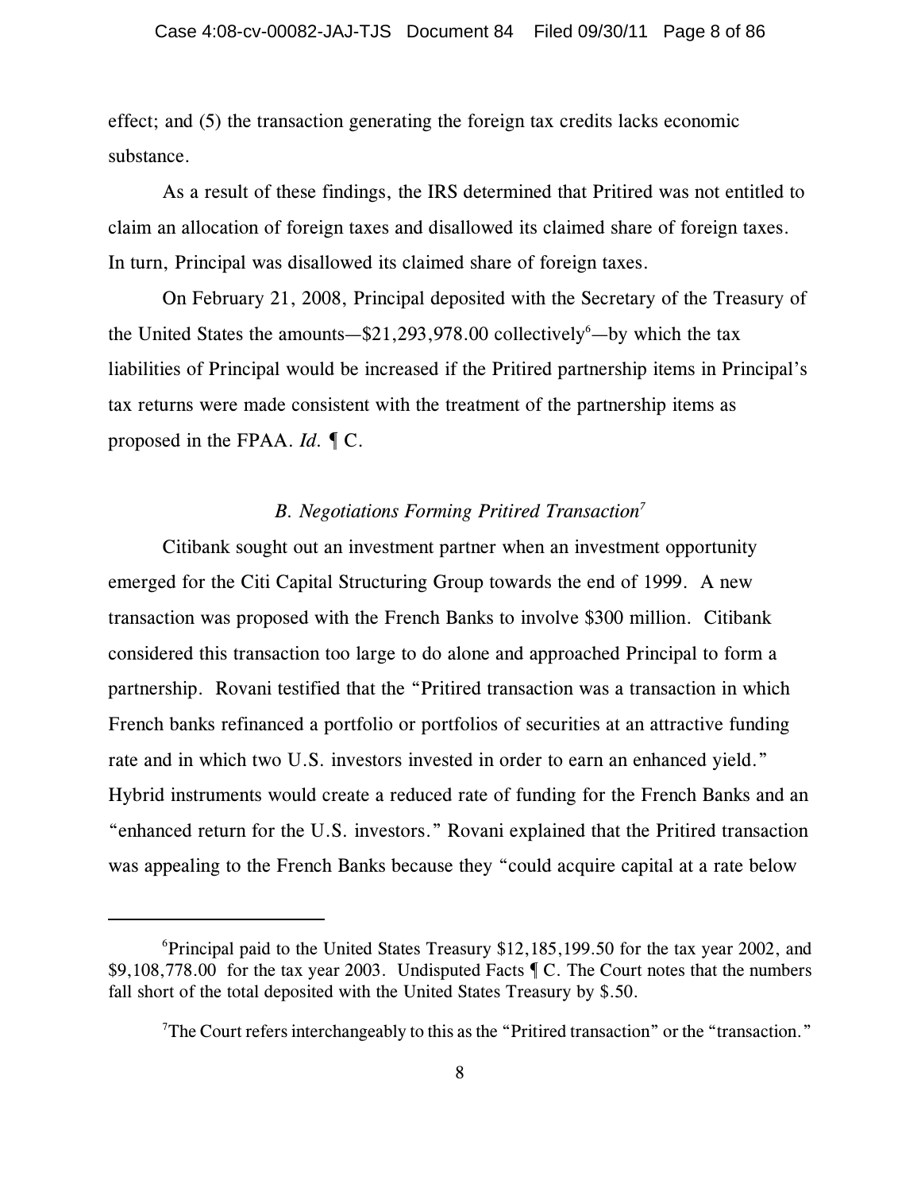effect; and (5) the transaction generating the foreign tax credits lacks economic substance.

As a result of these findings, the IRS determined that Pritired was not entitled to claim an allocation of foreign taxes and disallowed its claimed share of foreign taxes. In turn, Principal was disallowed its claimed share of foreign taxes.

On February 21, 2008, Principal deposited with the Secretary of the Treasury of the United States the amounts—$21,293,978.00 collectively[6]—by which the tax liabilities of Principal would be increased if the Pritired partnership items in Principal's tax returns were made consistent with the treatment of the partnership items as proposed in the FPAA. *Id.* ¶ C.

### *B. Negotiations Forming Pritired Transaction*[7]

Citibank sought out an investment partner when an investment opportunity emerged for the Citi Capital Structuring Group towards the end of 1999. A new transaction was proposed with the French Banks to involve $300 million. Citibank considered this transaction too large to do alone and approached Principal to form a partnership. Rovani testified that the "Pritired transaction was a transaction in which French banks refinanced a portfolio or portfolios of securities at an attractive funding rate and in which two U.S. investors invested in order to earn an enhanced yield." Hybrid instruments would create a reduced rate of funding for the French Banks and an "enhanced return for the U.S. investors." Rovani explained that the Pritired transaction was appealing to the French Banks because they "could acquire capital at a rate below

---

[6]Principal paid to the United States Treasury $12,185,199.50 for the tax year 2002, and $9,108,778.00 for the tax year 2003. Undisputed Facts ¶ C. The Court notes that the numbers fall short of the total deposited with the United States Treasury by $.50.

[7]The Court refers interchangeably to this as the "Pritired transaction" or the "transaction."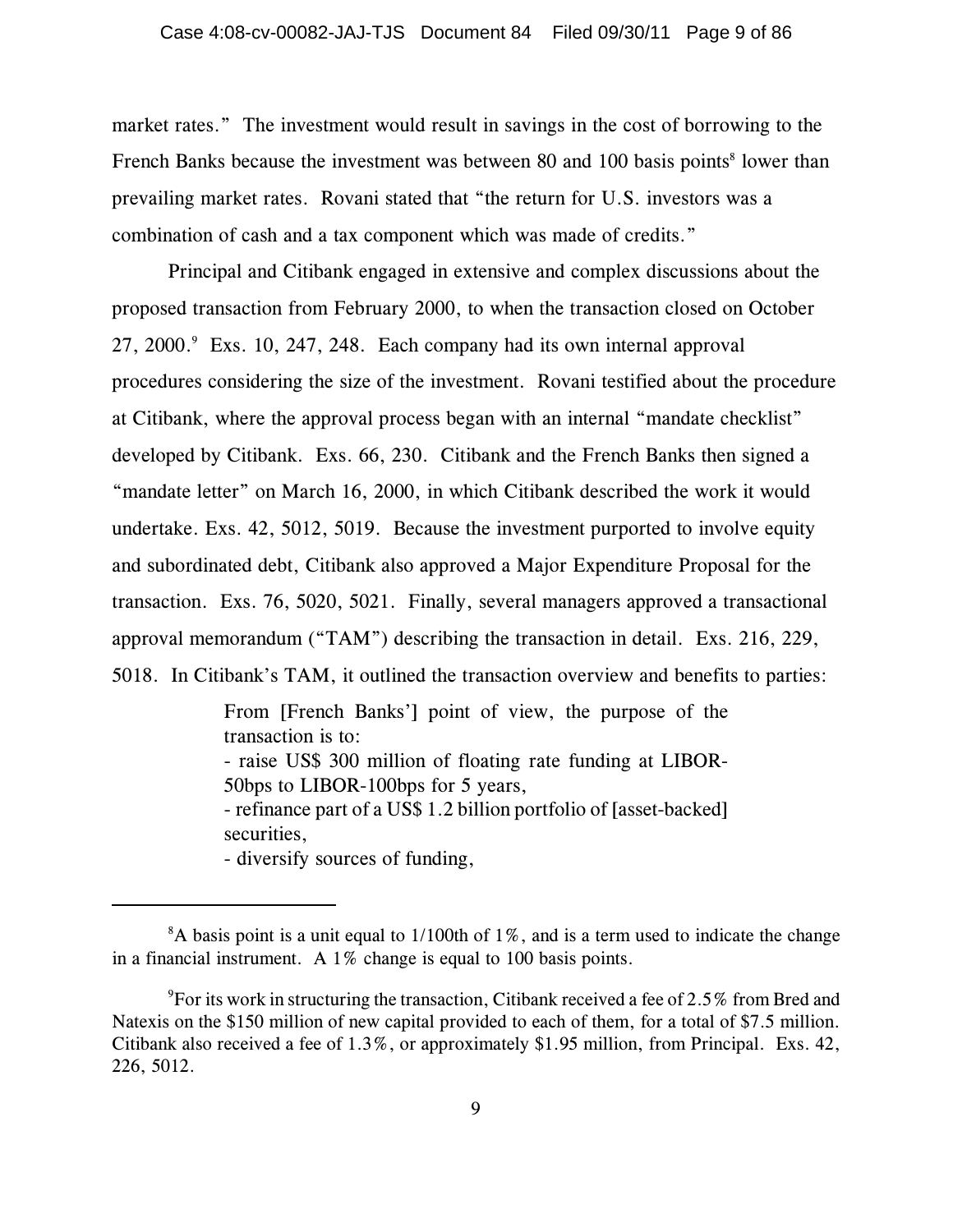market rates." The investment would result in savings in the cost of borrowing to the French Banks because the investment was between 80 and 100 basis points[8] lower than prevailing market rates. Rovani stated that "the return for U.S. investors was a combination of cash and a tax component which was made of credits."

Principal and Citibank engaged in extensive and complex discussions about the proposed transaction from February 2000, to when the transaction closed on October 27, 2000.[9] Exs. 10, 247, 248. Each company had its own internal approval procedures considering the size of the investment. Rovani testified about the procedure at Citibank, where the approval process began with an internal "mandate checklist" developed by Citibank. Exs. 66, 230. Citibank and the French Banks then signed a "mandate letter" on March 16, 2000, in which Citibank described the work it would undertake. Exs. 42, 5012, 5019. Because the investment purported to involve equity and subordinated debt, Citibank also approved a Major Expenditure Proposal for the transaction. Exs. 76, 5020, 5021. Finally, several managers approved a transactional approval memorandum ("TAM") describing the transaction in detail. Exs. 216, 229, 5018. In Citibank's TAM, it outlined the transaction overview and benefits to parties:

> From [French Banks'] point of view, the purpose of the transaction is to:
> - raise US$ 300 million of floating rate funding at LIBOR-50bps to LIBOR-100bps for 5 years,
> - refinance part of a US$ 1.2 billion portfolio of [asset-backed] securities,
> - diversify sources of funding,

---

[8]A basis point is a unit equal to 1/100th of 1%, and is a term used to indicate the change in a financial instrument. A 1% change is equal to 100 basis points.

[9]For its work in structuring the transaction, Citibank received a fee of 2.5% from Bred and Natexis on the $150 million of new capital provided to each of them, for a total of $7.5 million. Citibank also received a fee of 1.3%, or approximately $1.95 million, from Principal. Exs. 42, 226, 5012.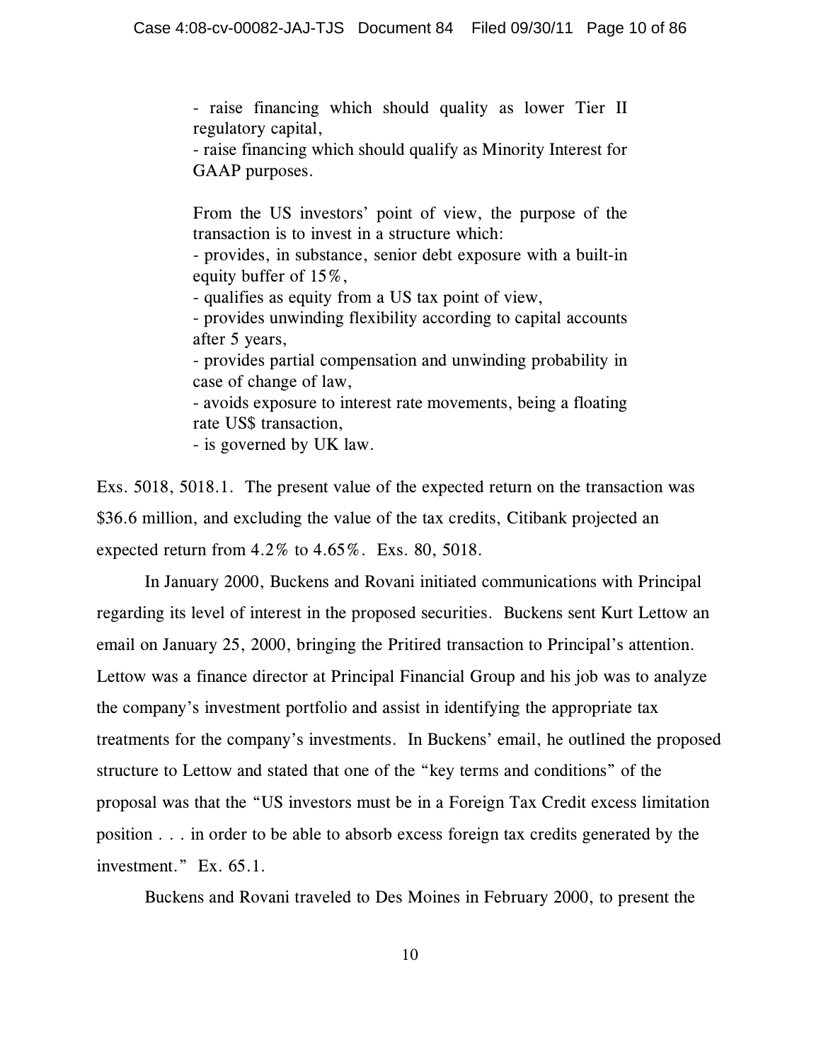> - raise financing which should quality as lower Tier II regulatory capital,
> - raise financing which should qualify as Minority Interest for GAAP purposes.
>
> From the US investors' point of view, the purpose of the transaction is to invest in a structure which:
> - provides, in substance, senior debt exposure with a built-in equity buffer of 15%,
> - qualifies as equity from a US tax point of view,
> - provides unwinding flexibility according to capital accounts after 5 years,
> - provides partial compensation and unwinding probability in case of change of law,
> - avoids exposure to interest rate movements, being a floating rate US$ transaction,
> - is governed by UK law.

Exs. 5018, 5018.1. The present value of the expected return on the transaction was $36.6 million, and excluding the value of the tax credits, Citibank projected an expected return from 4.2% to 4.65%. Exs. 80, 5018.

In January 2000, Buckens and Rovani initiated communications with Principal regarding its level of interest in the proposed securities. Buckens sent Kurt Lettow an email on January 25, 2000, bringing the Pritired transaction to Principal's attention. Lettow was a finance director at Principal Financial Group and his job was to analyze the company's investment portfolio and assist in identifying the appropriate tax treatments for the company's investments. In Buckens' email, he outlined the proposed structure to Lettow and stated that one of the "key terms and conditions" of the proposal was that the "US investors must be in a Foreign Tax Credit excess limitation position . . . in order to be able to absorb excess foreign tax credits generated by the investment." Ex. 65.1.

Buckens and Rovani traveled to Des Moines in February 2000, to present the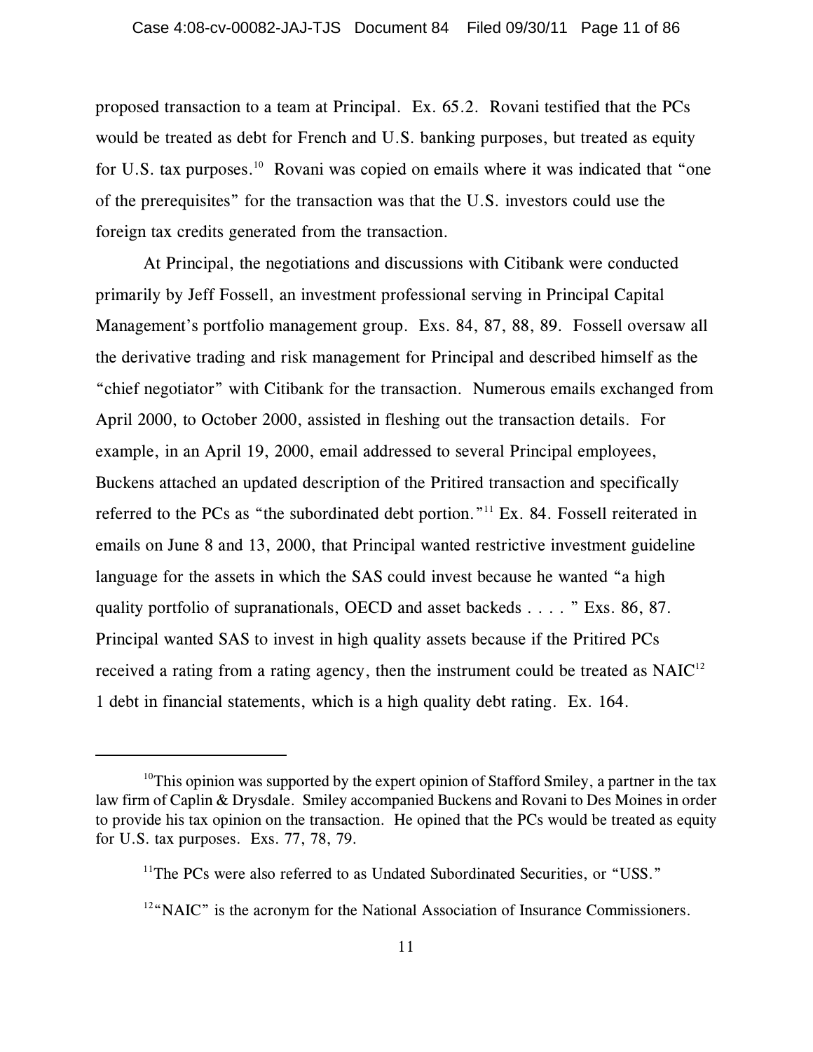proposed transaction to a team at Principal. Ex. 65.2. Rovani testified that the PCs would be treated as debt for French and U.S. banking purposes, but treated as equity for U.S. tax purposes.[10] Rovani was copied on emails where it was indicated that "one of the prerequisites" for the transaction was that the U.S. investors could use the foreign tax credits generated from the transaction.

At Principal, the negotiations and discussions with Citibank were conducted primarily by Jeff Fossell, an investment professional serving in Principal Capital Management's portfolio management group. Exs. 84, 87, 88, 89. Fossell oversaw all the derivative trading and risk management for Principal and described himself as the "chief negotiator" with Citibank for the transaction. Numerous emails exchanged from April 2000, to October 2000, assisted in fleshing out the transaction details. For example, in an April 19, 2000, email addressed to several Principal employees, Buckens attached an updated description of the Pritired transaction and specifically referred to the PCs as "the subordinated debt portion."[11] Ex. 84. Fossell reiterated in emails on June 8 and 13, 2000, that Principal wanted restrictive investment guideline language for the assets in which the SAS could invest because he wanted "a high quality portfolio of supranationals, OECD and asset backeds . . . . " Exs. 86, 87. Principal wanted SAS to invest in high quality assets because if the Pritired PCs received a rating from a rating agency, then the instrument could be treated as NAIC[12] 1 debt in financial statements, which is a high quality debt rating. Ex. 164.

---

[10] This opinion was supported by the expert opinion of Stafford Smiley, a partner in the tax law firm of Caplin & Drysdale. Smiley accompanied Buckens and Rovani to Des Moines in order to provide his tax opinion on the transaction. He opined that the PCs would be treated as equity for U.S. tax purposes. Exs. 77, 78, 79.

[11] The PCs were also referred to as Undated Subordinated Securities, or "USS."

[12] "NAIC" is the acronym for the National Association of Insurance Commissioners.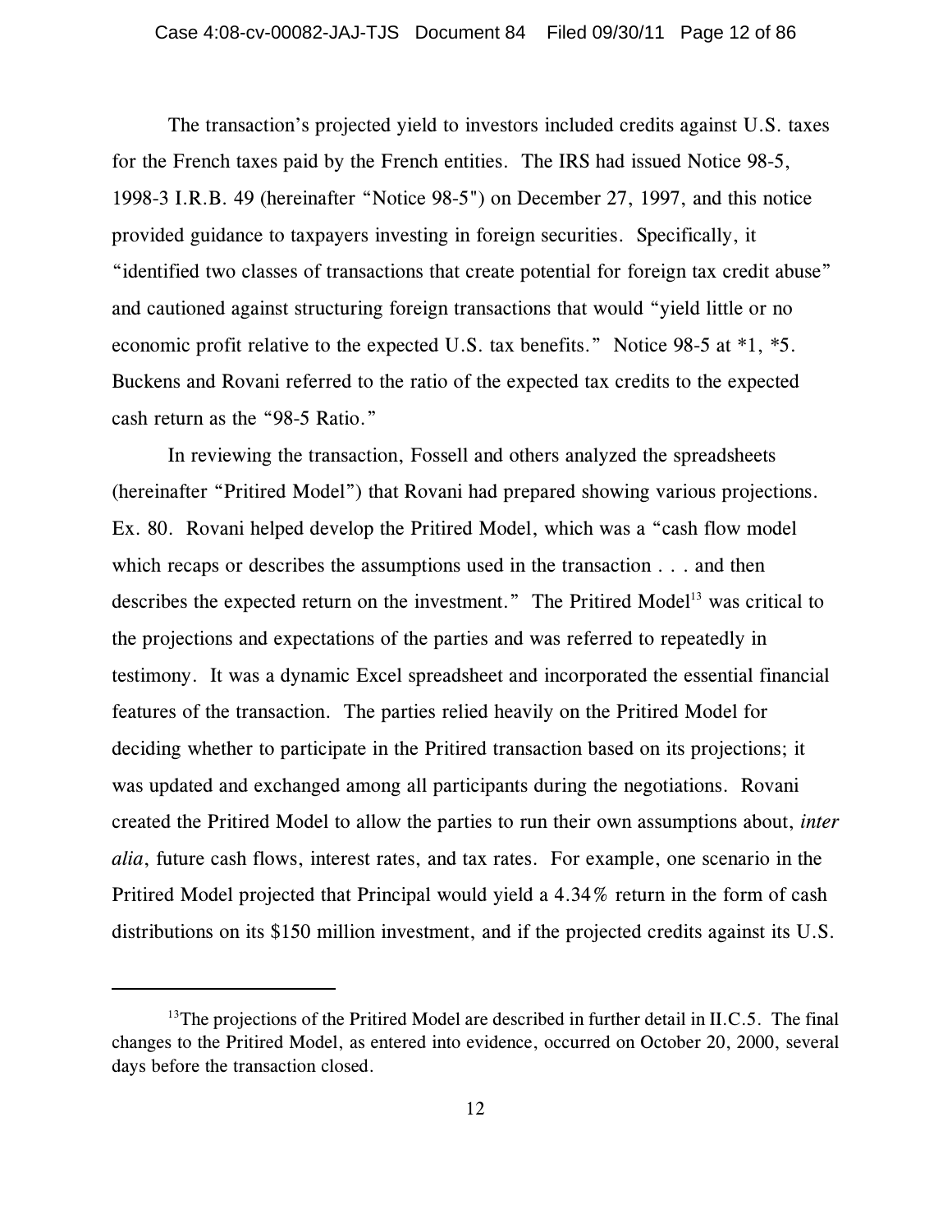The transaction's projected yield to investors included credits against U.S. taxes for the French taxes paid by the French entities. The IRS had issued Notice 98-5, 1998-3 I.R.B. 49 (hereinafter "Notice 98-5") on December 27, 1997, and this notice provided guidance to taxpayers investing in foreign securities. Specifically, it "identified two classes of transactions that create potential for foreign tax credit abuse" and cautioned against structuring foreign transactions that would "yield little or no economic profit relative to the expected U.S. tax benefits." Notice 98-5 at *1, *5. Buckens and Rovani referred to the ratio of the expected tax credits to the expected cash return as the "98-5 Ratio."

In reviewing the transaction, Fossell and others analyzed the spreadsheets (hereinafter "Pritired Model") that Rovani had prepared showing various projections. Ex. 80. Rovani helped develop the Pritired Model, which was a "cash flow model which recaps or describes the assumptions used in the transaction . . . and then describes the expected return on the investment." The Pritired Model[13] was critical to the projections and expectations of the parties and was referred to repeatedly in testimony. It was a dynamic Excel spreadsheet and incorporated the essential financial features of the transaction. The parties relied heavily on the Pritired Model for deciding whether to participate in the Pritired transaction based on its projections; it was updated and exchanged among all participants during the negotiations. Rovani created the Pritired Model to allow the parties to run their own assumptions about, *inter alia*, future cash flows, interest rates, and tax rates. For example, one scenario in the Pritired Model projected that Principal would yield a 4.34% return in the form of cash distributions on its $150 million investment, and if the projected credits against its U.S.

---

[13]The projections of the Pritired Model are described in further detail in II.C.5. The final changes to the Pritired Model, as entered into evidence, occurred on October 20, 2000, several days before the transaction closed.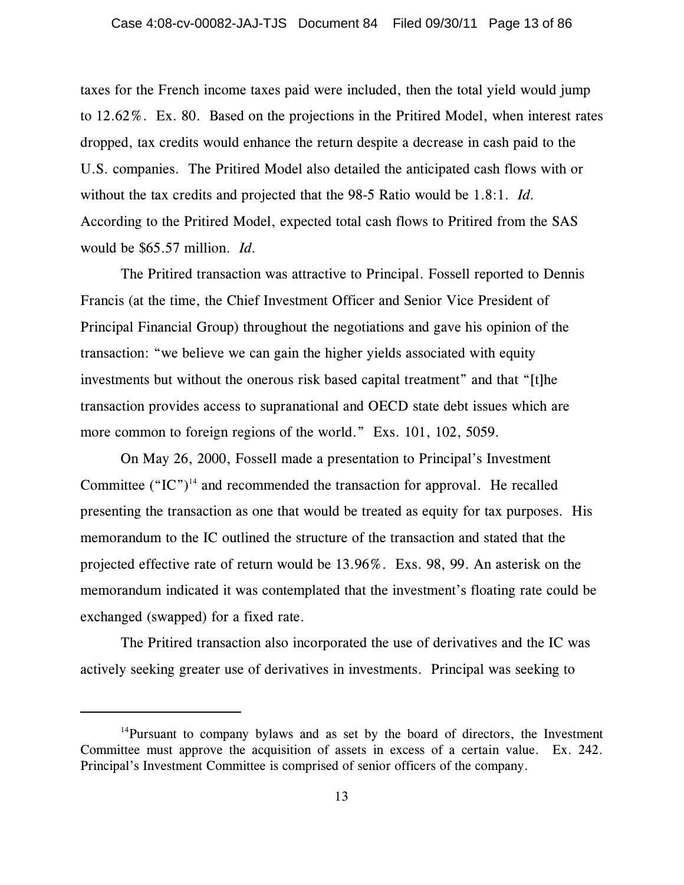taxes for the French income taxes paid were included, then the total yield would jump to 12.62%. Ex. 80. Based on the projections in the Pritired Model, when interest rates dropped, tax credits would enhance the return despite a decrease in cash paid to the U.S. companies. The Pritired Model also detailed the anticipated cash flows with or without the tax credits and projected that the 98-5 Ratio would be 1.8:1. *Id.* According to the Pritired Model, expected total cash flows to Pritired from the SAS would be $65.57 million. *Id.*

The Pritired transaction was attractive to Principal. Fossell reported to Dennis Francis (at the time, the Chief Investment Officer and Senior Vice President of Principal Financial Group) throughout the negotiations and gave his opinion of the transaction: "we believe we can gain the higher yields associated with equity investments but without the onerous risk based capital treatment" and that "[t]he transaction provides access to supranational and OECD state debt issues which are more common to foreign regions of the world." Exs. 101, 102, 5059.

On May 26, 2000, Fossell made a presentation to Principal's Investment Committee ("IC")[14] and recommended the transaction for approval. He recalled presenting the transaction as one that would be treated as equity for tax purposes. His memorandum to the IC outlined the structure of the transaction and stated that the projected effective rate of return would be 13.96%. Exs. 98, 99. An asterisk on the memorandum indicated it was contemplated that the investment's floating rate could be exchanged (swapped) for a fixed rate.

The Pritired transaction also incorporated the use of derivatives and the IC was actively seeking greater use of derivatives in investments. Principal was seeking to

---

[14]Pursuant to company bylaws and as set by the board of directors, the Investment Committee must approve the acquisition of assets in excess of a certain value. Ex. 242. Principal's Investment Committee is comprised of senior officers of the company.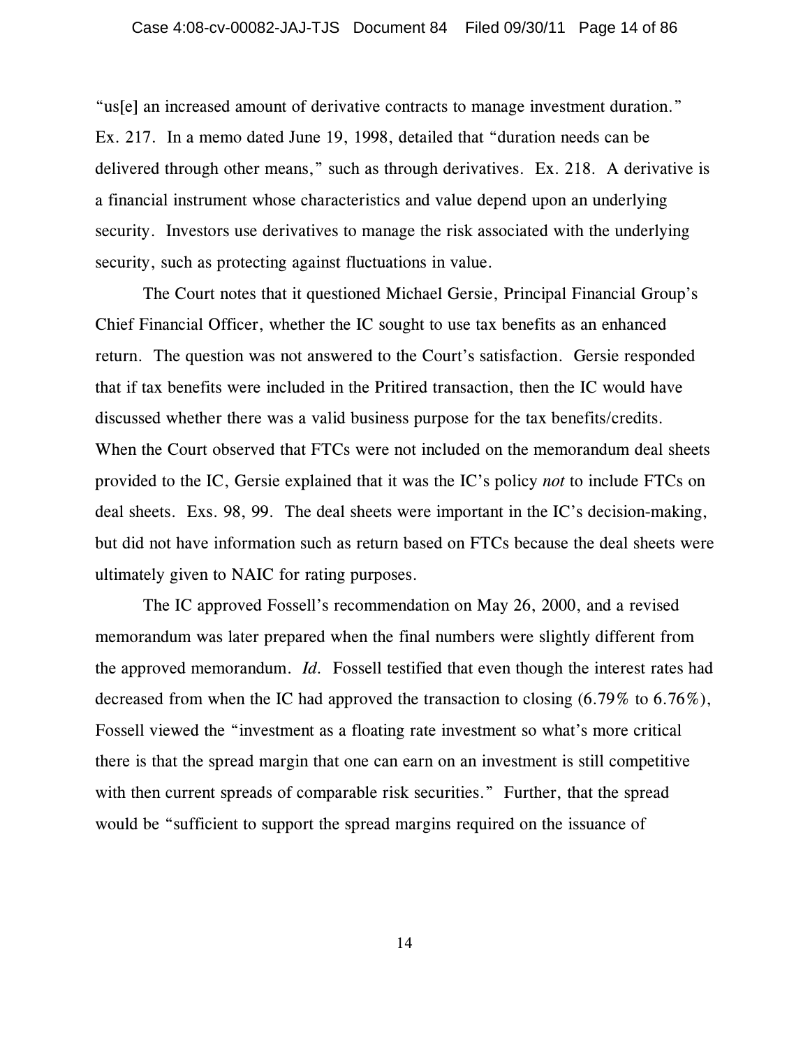"us[e] an increased amount of derivative contracts to manage investment duration." Ex. 217. In a memo dated June 19, 1998, detailed that "duration needs can be delivered through other means," such as through derivatives. Ex. 218. A derivative is a financial instrument whose characteristics and value depend upon an underlying security. Investors use derivatives to manage the risk associated with the underlying security, such as protecting against fluctuations in value.

The Court notes that it questioned Michael Gersie, Principal Financial Group's Chief Financial Officer, whether the IC sought to use tax benefits as an enhanced return. The question was not answered to the Court's satisfaction. Gersie responded that if tax benefits were included in the Pritired transaction, then the IC would have discussed whether there was a valid business purpose for the tax benefits/credits. When the Court observed that FTCs were not included on the memorandum deal sheets provided to the IC, Gersie explained that it was the IC's policy *not* to include FTCs on deal sheets. Exs. 98, 99. The deal sheets were important in the IC's decision-making, but did not have information such as return based on FTCs because the deal sheets were ultimately given to NAIC for rating purposes.

The IC approved Fossell's recommendation on May 26, 2000, and a revised memorandum was later prepared when the final numbers were slightly different from the approved memorandum. *Id.* Fossell testified that even though the interest rates had decreased from when the IC had approved the transaction to closing (6.79% to 6.76%), Fossell viewed the "investment as a floating rate investment so what's more critical there is that the spread margin that one can earn on an investment is still competitive with then current spreads of comparable risk securities." Further, that the spread would be "sufficient to support the spread margins required on the issuance of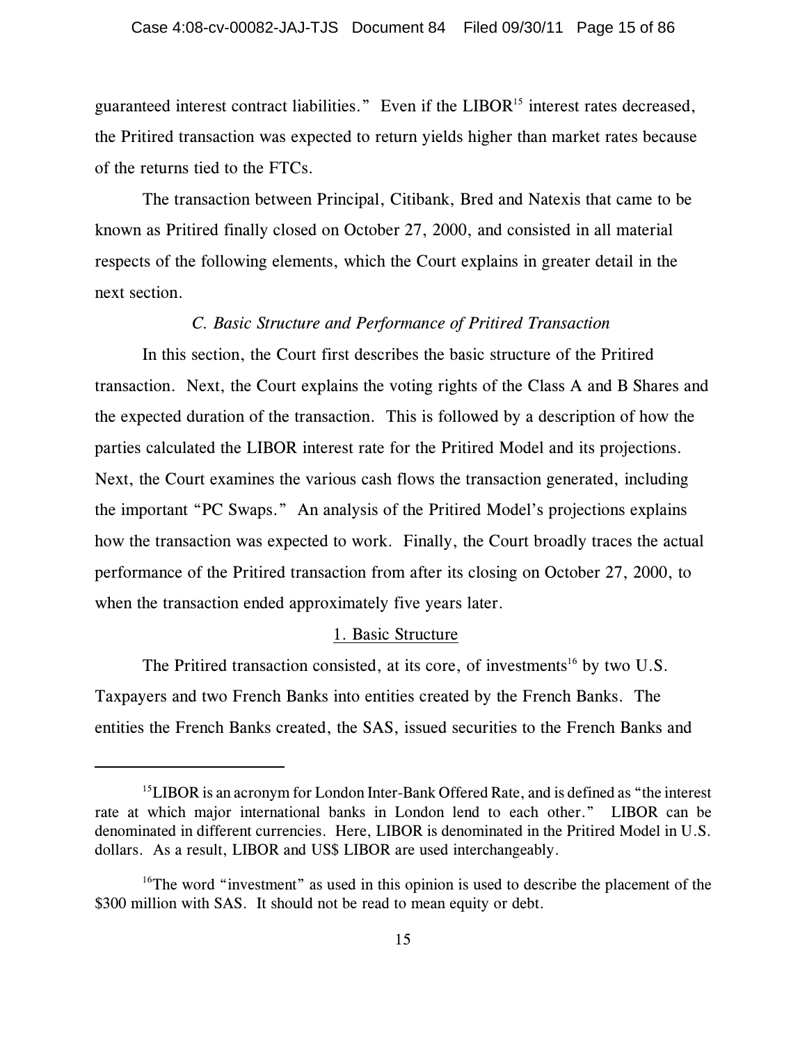guaranteed interest contract liabilities." Even if the LIBOR[15] interest rates decreased, the Pritired transaction was expected to return yields higher than market rates because of the returns tied to the FTCs.

The transaction between Principal, Citibank, Bred and Natexis that came to be known as Pritired finally closed on October 27, 2000, and consisted in all material respects of the following elements, which the Court explains in greater detail in the next section.

### *C. Basic Structure and Performance of Pritired Transaction*

In this section, the Court first describes the basic structure of the Pritired transaction. Next, the Court explains the voting rights of the Class A and B Shares and the expected duration of the transaction. This is followed by a description of how the parties calculated the LIBOR interest rate for the Pritired Model and its projections. Next, the Court examines the various cash flows the transaction generated, including the important "PC Swaps." An analysis of the Pritired Model's projections explains how the transaction was expected to work. Finally, the Court broadly traces the actual performance of the Pritired transaction from after its closing on October 27, 2000, to when the transaction ended approximately five years later.

#### 1. Basic Structure

The Pritired transaction consisted, at its core, of investments[16] by two U.S. Taxpayers and two French Banks into entities created by the French Banks. The entities the French Banks created, the SAS, issued securities to the French Banks and

---

[15] LIBOR is an acronym for London Inter-Bank Offered Rate, and is defined as "the interest rate at which major international banks in London lend to each other." LIBOR can be denominated in different currencies. Here, LIBOR is denominated in the Pritired Model in U.S. dollars. As a result, LIBOR and US$ LIBOR are used interchangeably.

[16] The word "investment" as used in this opinion is used to describe the placement of the $300 million with SAS. It should not be read to mean equity or debt.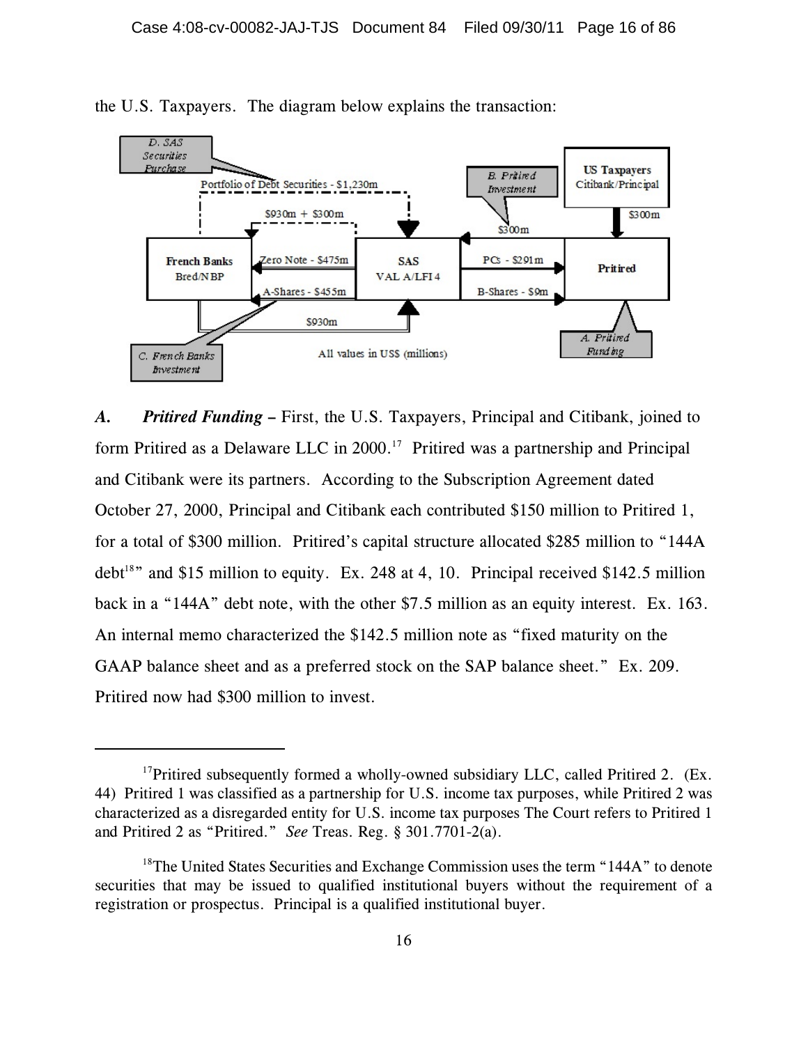the U.S. Taxpayers. The diagram below explains the transaction:

*A. Pritired Funding* – First, the U.S. Taxpayers, Principal and Citibank, joined to form Pritired as a Delaware LLC in 2000.[17] Pritired was a partnership and Principal and Citibank were its partners. According to the Subscription Agreement dated October 27, 2000, Principal and Citibank each contributed $150 million to Pritired 1, for a total of $300 million. Pritired's capital structure allocated $285 million to "144A debt[18]" and $15 million to equity. Ex. 248 at 4, 10. Principal received $142.5 million back in a "144A" debt note, with the other $7.5 million as an equity interest. Ex. 163. An internal memo characterized the $142.5 million note as "fixed maturity on the GAAP balance sheet and as a preferred stock on the SAP balance sheet." Ex. 209. Pritired now had $300 million to invest.

---

[17] Pritired subsequently formed a wholly-owned subsidiary LLC, called Pritired 2. (Ex. 44) Pritired 1 was classified as a partnership for U.S. income tax purposes, while Pritired 2 was characterized as a disregarded entity for U.S. income tax purposes The Court refers to Pritired 1 and Pritired 2 as "Pritired." *See* Treas. Reg. § 301.7701-2(a).

[18] The United States Securities and Exchange Commission uses the term "144A" to denote securities that may be issued to qualified institutional buyers without the requirement of a registration or prospectus. Principal is a qualified institutional buyer.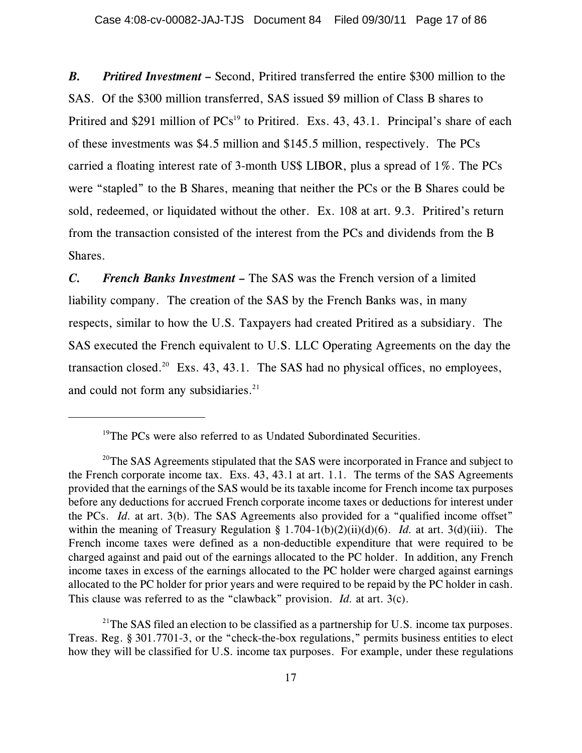***B. Pritired Investment*** – Second, Pritired transferred the entire $300 million to the SAS. Of the $300 million transferred, SAS issued $9 million of Class B shares to Pritired and $291 million of PCs[19] to Pritired. Exs. 43, 43.1. Principal's share of each of these investments was $4.5 million and $145.5 million, respectively. The PCs carried a floating interest rate of 3-month US$ LIBOR, plus a spread of 1%. The PCs were "stapled" to the B Shares, meaning that neither the PCs or the B Shares could be sold, redeemed, or liquidated without the other. Ex. 108 at art. 9.3. Pritired's return from the transaction consisted of the interest from the PCs and dividends from the B Shares.

***C. French Banks Investment*** – The SAS was the French version of a limited liability company. The creation of the SAS by the French Banks was, in many respects, similar to how the U.S. Taxpayers had created Pritired as a subsidiary. The SAS executed the French equivalent to U.S. LLC Operating Agreements on the day the transaction closed.[20] Exs. 43, 43.1. The SAS had no physical offices, no employees, and could not form any subsidiaries.[21]

---

[19]The PCs were also referred to as Undated Subordinated Securities.

[20]The SAS Agreements stipulated that the SAS were incorporated in France and subject to the French corporate income tax. Exs. 43, 43.1 at art. 1.1. The terms of the SAS Agreements provided that the earnings of the SAS would be its taxable income for French income tax purposes before any deductions for accrued French corporate income taxes or deductions for interest under the PCs. *Id.* at art. 3(b). The SAS Agreements also provided for a "qualified income offset" within the meaning of Treasury Regulation § 1.704-1(b)(2)(ii)(d)(6). *Id.* at art. 3(d)(iii). The French income taxes were defined as a non-deductible expenditure that were required to be charged against and paid out of the earnings allocated to the PC holder. In addition, any French income taxes in excess of the earnings allocated to the PC holder were charged against earnings allocated to the PC holder for prior years and were required to be repaid by the PC holder in cash. This clause was referred to as the "clawback" provision. *Id.* at art. 3(c).

[21]The SAS filed an election to be classified as a partnership for U.S. income tax purposes. Treas. Reg. § 301.7701-3, or the "check-the-box regulations," permits business entities to elect how they will be classified for U.S. income tax purposes. For example, under these regulations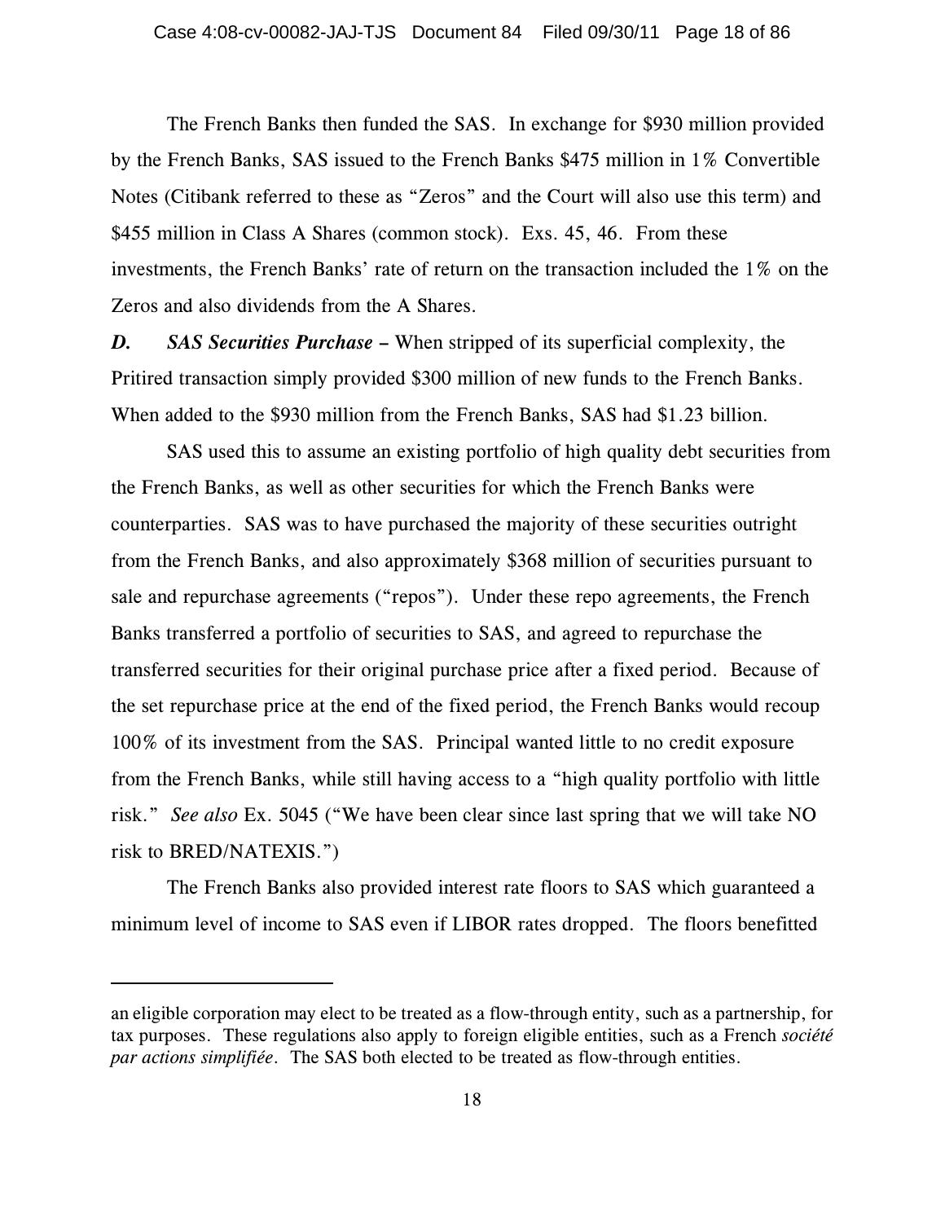The French Banks then funded the SAS. In exchange for $930 million provided by the French Banks, SAS issued to the French Banks $475 million in 1% Convertible Notes (Citibank referred to these as "Zeros" and the Court will also use this term) and $455 million in Class A Shares (common stock). Exs. 45, 46. From these investments, the French Banks' rate of return on the transaction included the 1% on the Zeros and also dividends from the A Shares.

***D. SAS Securities Purchase*** **–** When stripped of its superficial complexity, the Pritired transaction simply provided $300 million of new funds to the French Banks. When added to the $930 million from the French Banks, SAS had $1.23 billion.

SAS used this to assume an existing portfolio of high quality debt securities from the French Banks, as well as other securities for which the French Banks were counterparties. SAS was to have purchased the majority of these securities outright from the French Banks, and also approximately $368 million of securities pursuant to sale and repurchase agreements ("repos"). Under these repo agreements, the French Banks transferred a portfolio of securities to SAS, and agreed to repurchase the transferred securities for their original purchase price after a fixed period. Because of the set repurchase price at the end of the fixed period, the French Banks would recoup 100% of its investment from the SAS. Principal wanted little to no credit exposure from the French Banks, while still having access to a "high quality portfolio with little risk." *See also* Ex. 5045 ("We have been clear since last spring that we will take NO risk to BRED/NATEXIS.")

The French Banks also provided interest rate floors to SAS which guaranteed a minimum level of income to SAS even if LIBOR rates dropped. The floors benefitted

---

an eligible corporation may elect to be treated as a flow-through entity, such as a partnership, for tax purposes. These regulations also apply to foreign eligible entities, such as a French *société par actions simplifiée*. The SAS both elected to be treated as flow-through entities.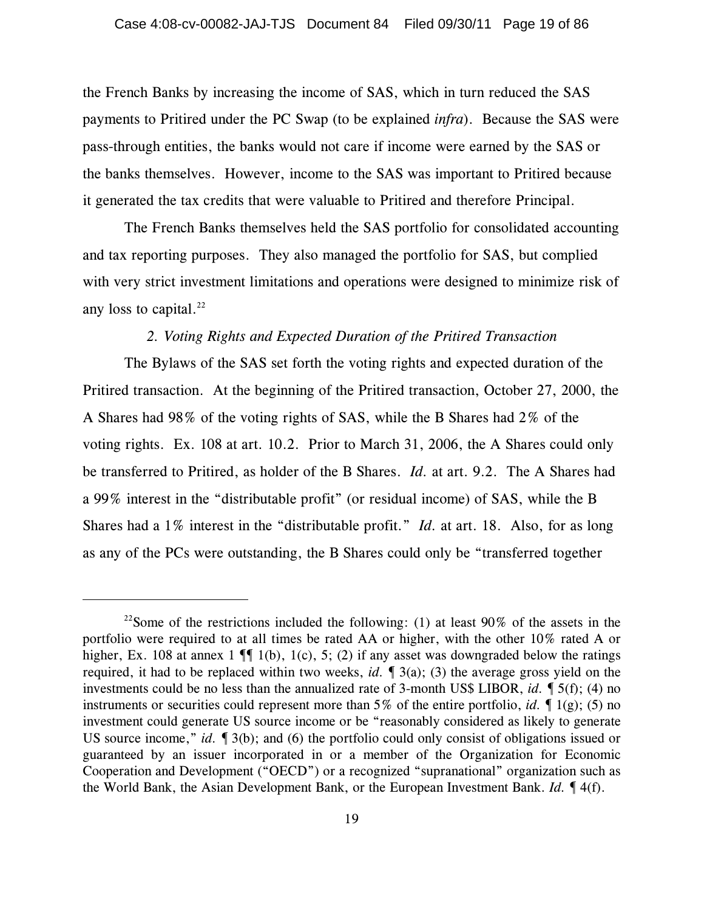the French Banks by increasing the income of SAS, which in turn reduced the SAS payments to Pritired under the PC Swap (to be explained *infra*). Because the SAS were pass-through entities, the banks would not care if income were earned by the SAS or the banks themselves. However, income to the SAS was important to Pritired because it generated the tax credits that were valuable to Pritired and therefore Principal.

The French Banks themselves held the SAS portfolio for consolidated accounting and tax reporting purposes. They also managed the portfolio for SAS, but complied with very strict investment limitations and operations were designed to minimize risk of any loss to capital.[22]

*2. Voting Rights and Expected Duration of the Pritired Transaction*

The Bylaws of the SAS set forth the voting rights and expected duration of the Pritired transaction. At the beginning of the Pritired transaction, October 27, 2000, the A Shares had 98% of the voting rights of SAS, while the B Shares had 2% of the voting rights. Ex. 108 at art. 10.2. Prior to March 31, 2006, the A Shares could only be transferred to Pritired, as holder of the B Shares. *Id.* at art. 9.2. The A Shares had a 99% interest in the "distributable profit" (or residual income) of SAS, while the B Shares had a 1% interest in the "distributable profit." *Id.* at art. 18. Also, for as long as any of the PCs were outstanding, the B Shares could only be "transferred together

---

[22]Some of the restrictions included the following: (1) at least 90% of the assets in the portfolio were required to at all times be rated AA or higher, with the other 10% rated A or higher, Ex. 108 at annex 1 ¶¶ 1(b), 1(c), 5; (2) if any asset was downgraded below the ratings required, it had to be replaced within two weeks, *id.* ¶ 3(a); (3) the average gross yield on the investments could be no less than the annualized rate of 3-month US$ LIBOR, *id.* ¶ 5(f); (4) no instruments or securities could represent more than 5% of the entire portfolio, *id.* ¶ 1(g); (5) no investment could generate US source income or be "reasonably considered as likely to generate US source income," *id.* ¶ 3(b); and (6) the portfolio could only consist of obligations issued or guaranteed by an issuer incorporated in or a member of the Organization for Economic Cooperation and Development ("OECD") or a recognized "supranational" organization such as the World Bank, the Asian Development Bank, or the European Investment Bank. *Id.* ¶ 4(f).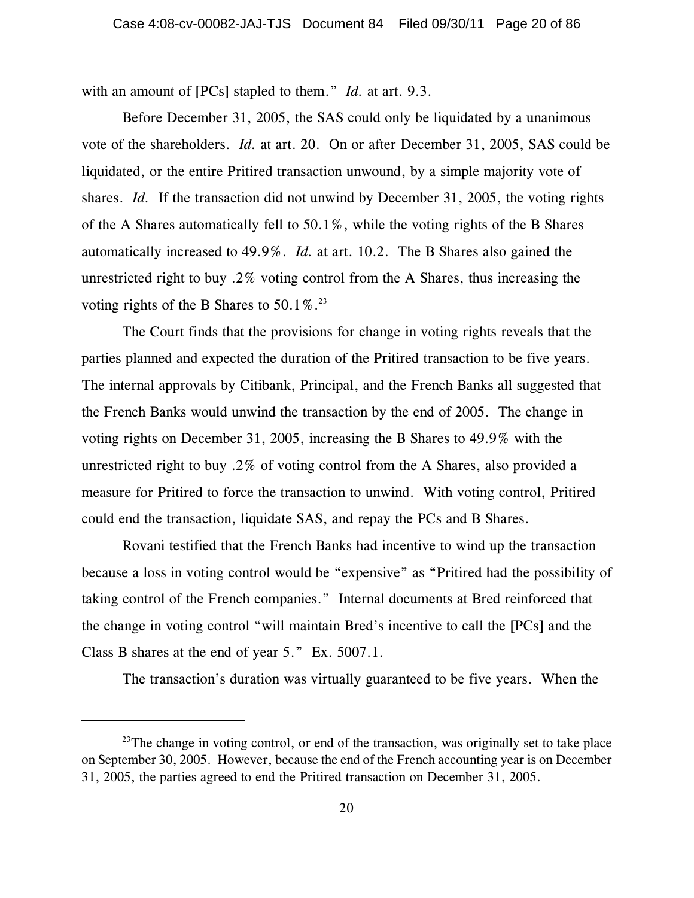with an amount of [PCs] stapled to them." *Id.* at art. 9.3.

Before December 31, 2005, the SAS could only be liquidated by a unanimous vote of the shareholders. *Id.* at art. 20. On or after December 31, 2005, SAS could be liquidated, or the entire Pritired transaction unwound, by a simple majority vote of shares. *Id.* If the transaction did not unwind by December 31, 2005, the voting rights of the A Shares automatically fell to 50.1%, while the voting rights of the B Shares automatically increased to 49.9%. *Id.* at art. 10.2. The B Shares also gained the unrestricted right to buy .2% voting control from the A Shares, thus increasing the voting rights of the B Shares to 50.1%.[23]

The Court finds that the provisions for change in voting rights reveals that the parties planned and expected the duration of the Pritired transaction to be five years. The internal approvals by Citibank, Principal, and the French Banks all suggested that the French Banks would unwind the transaction by the end of 2005. The change in voting rights on December 31, 2005, increasing the B Shares to 49.9% with the unrestricted right to buy .2% of voting control from the A Shares, also provided a measure for Pritired to force the transaction to unwind. With voting control, Pritired could end the transaction, liquidate SAS, and repay the PCs and B Shares.

Rovani testified that the French Banks had incentive to wind up the transaction because a loss in voting control would be "expensive" as "Pritired had the possibility of taking control of the French companies." Internal documents at Bred reinforced that the change in voting control "will maintain Bred's incentive to call the [PCs] and the Class B shares at the end of year 5." Ex. 5007.1.

The transaction's duration was virtually guaranteed to be five years. When the

---

[23]The change in voting control, or end of the transaction, was originally set to take place on September 30, 2005. However, because the end of the French accounting year is on December 31, 2005, the parties agreed to end the Pritired transaction on December 31, 2005.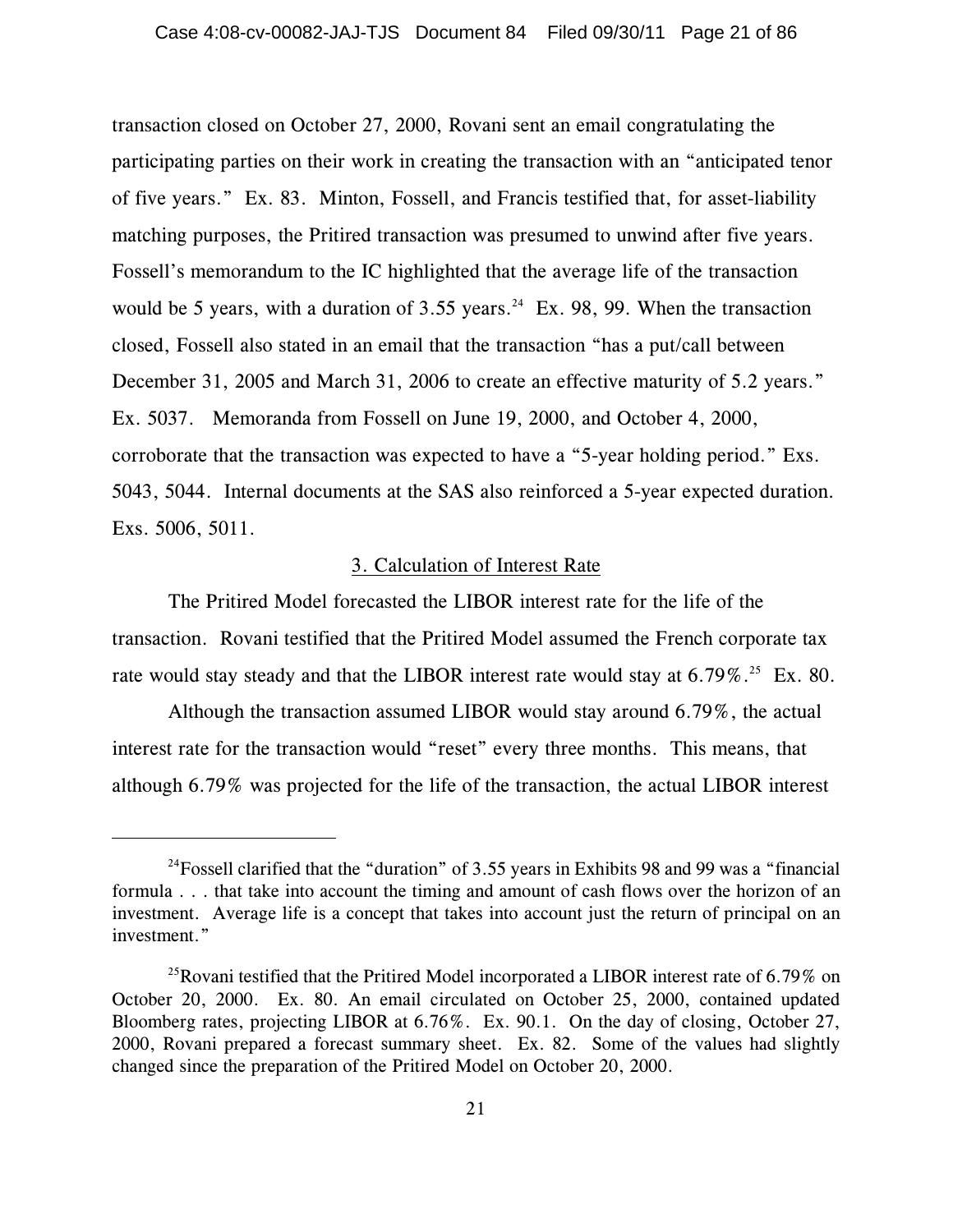transaction closed on October 27, 2000, Rovani sent an email congratulating the participating parties on their work in creating the transaction with an "anticipated tenor of five years." Ex. 83. Minton, Fossell, and Francis testified that, for asset-liability matching purposes, the Pritired transaction was presumed to unwind after five years. Fossell's memorandum to the IC highlighted that the average life of the transaction would be 5 years, with a duration of 3.55 years.[24] Ex. 98, 99. When the transaction closed, Fossell also stated in an email that the transaction "has a put/call between December 31, 2005 and March 31, 2006 to create an effective maturity of 5.2 years." Ex. 5037. Memoranda from Fossell on June 19, 2000, and October 4, 2000, corroborate that the transaction was expected to have a "5-year holding period." Exs. 5043, 5044. Internal documents at the SAS also reinforced a 5-year expected duration. Exs. 5006, 5011.

3. Calculation of Interest Rate

The Pritired Model forecasted the LIBOR interest rate for the life of the transaction. Rovani testified that the Pritired Model assumed the French corporate tax rate would stay steady and that the LIBOR interest rate would stay at 6.79%.[25] Ex. 80.

Although the transaction assumed LIBOR would stay around 6.79%, the actual interest rate for the transaction would "reset" every three months. This means, that although 6.79% was projected for the life of the transaction, the actual LIBOR interest

---

[24]Fossell clarified that the "duration" of 3.55 years in Exhibits 98 and 99 was a "financial formula . . . that take into account the timing and amount of cash flows over the horizon of an investment. Average life is a concept that takes into account just the return of principal on an investment."

[25]Rovani testified that the Pritired Model incorporated a LIBOR interest rate of 6.79% on October 20, 2000. Ex. 80. An email circulated on October 25, 2000, contained updated Bloomberg rates, projecting LIBOR at 6.76%. Ex. 90.1. On the day of closing, October 27, 2000, Rovani prepared a forecast summary sheet. Ex. 82. Some of the values had slightly changed since the preparation of the Pritired Model on October 20, 2000.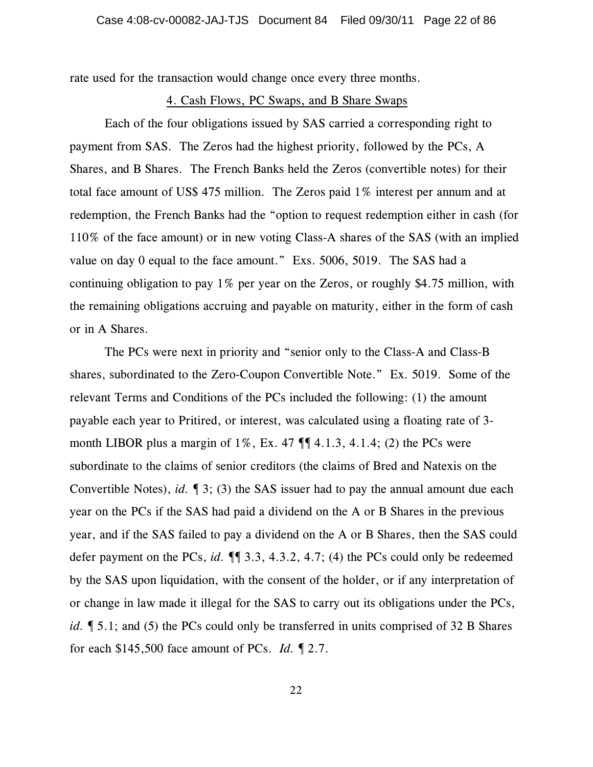rate used for the transaction would change once every three months.

4. Cash Flows, PC Swaps, and B Share Swaps

Each of the four obligations issued by SAS carried a corresponding right to payment from SAS. The Zeros had the highest priority, followed by the PCs, A Shares, and B Shares. The French Banks held the Zeros (convertible notes) for their total face amount of US$ 475 million. The Zeros paid 1% interest per annum and at redemption, the French Banks had the "option to request redemption either in cash (for 110% of the face amount) or in new voting Class-A shares of the SAS (with an implied value on day 0 equal to the face amount." Exs. 5006, 5019. The SAS had a continuing obligation to pay 1% per year on the Zeros, or roughly $4.75 million, with the remaining obligations accruing and payable on maturity, either in the form of cash or in A Shares.

The PCs were next in priority and "senior only to the Class-A and Class-B shares, subordinated to the Zero-Coupon Convertible Note." Ex. 5019. Some of the relevant Terms and Conditions of the PCs included the following: (1) the amount payable each year to Pritired, or interest, was calculated using a floating rate of 3-month LIBOR plus a margin of 1%, Ex. 47 ¶¶ 4.1.3, 4.1.4; (2) the PCs were subordinate to the claims of senior creditors (the claims of Bred and Natexis on the Convertible Notes), *id.* ¶ 3; (3) the SAS issuer had to pay the annual amount due each year on the PCs if the SAS had paid a dividend on the A or B Shares in the previous year, and if the SAS failed to pay a dividend on the A or B Shares, then the SAS could defer payment on the PCs, *id.* ¶¶ 3.3, 4.3.2, 4.7; (4) the PCs could only be redeemed by the SAS upon liquidation, with the consent of the holder, or if any interpretation of or change in law made it illegal for the SAS to carry out its obligations under the PCs, *id.* ¶ 5.1; and (5) the PCs could only be transferred in units comprised of 32 B Shares for each $145,500 face amount of PCs. *Id.* ¶ 2.7.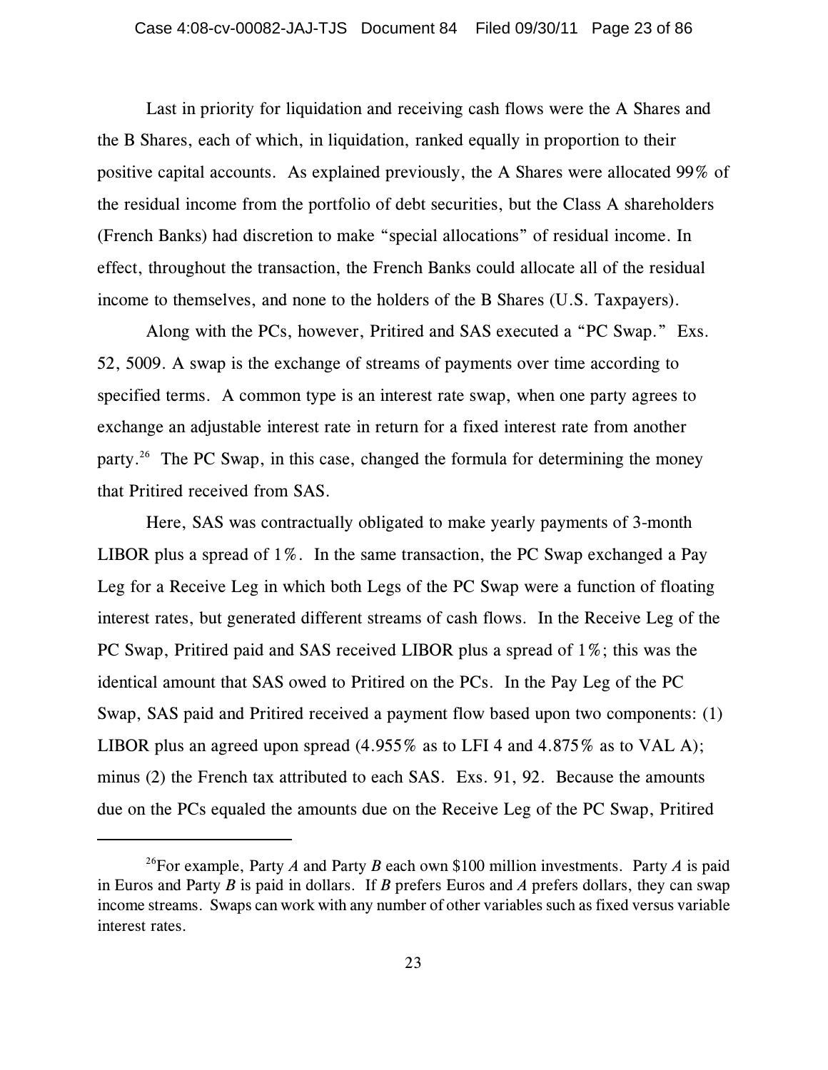Last in priority for liquidation and receiving cash flows were the A Shares and the B Shares, each of which, in liquidation, ranked equally in proportion to their positive capital accounts. As explained previously, the A Shares were allocated 99% of the residual income from the portfolio of debt securities, but the Class A shareholders (French Banks) had discretion to make "special allocations" of residual income. In effect, throughout the transaction, the French Banks could allocate all of the residual income to themselves, and none to the holders of the B Shares (U.S. Taxpayers).

Along with the PCs, however, Pritired and SAS executed a "PC Swap." Exs. 52, 5009. A swap is the exchange of streams of payments over time according to specified terms. A common type is an interest rate swap, when one party agrees to exchange an adjustable interest rate in return for a fixed interest rate from another party.[26] The PC Swap, in this case, changed the formula for determining the money that Pritired received from SAS.

Here, SAS was contractually obligated to make yearly payments of 3-month LIBOR plus a spread of 1%. In the same transaction, the PC Swap exchanged a Pay Leg for a Receive Leg in which both Legs of the PC Swap were a function of floating interest rates, but generated different streams of cash flows. In the Receive Leg of the PC Swap, Pritired paid and SAS received LIBOR plus a spread of 1%; this was the identical amount that SAS owed to Pritired on the PCs. In the Pay Leg of the PC Swap, SAS paid and Pritired received a payment flow based upon two components: (1) LIBOR plus an agreed upon spread (4.955% as to LFI 4 and 4.875% as to VAL A); minus (2) the French tax attributed to each SAS. Exs. 91, 92. Because the amounts due on the PCs equaled the amounts due on the Receive Leg of the PC Swap, Pritired

[26] For example, Party *A* and Party *B* each own $100 million investments. Party *A* is paid in Euros and Party *B* is paid in dollars. If *B* prefers Euros and *A* prefers dollars, they can swap income streams. Swaps can work with any number of other variables such as fixed versus variable interest rates.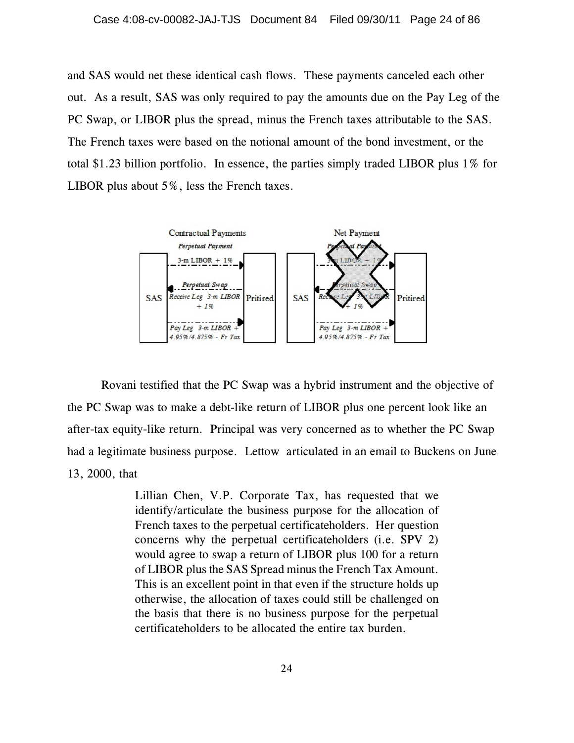and SAS would net these identical cash flows. These payments canceled each other out. As a result, SAS was only required to pay the amounts due on the Pay Leg of the PC Swap, or LIBOR plus the spread, minus the French taxes attributable to the SAS. The French taxes were based on the notional amount of the bond investment, or the total $1.23 billion portfolio. In essence, the parties simply traded LIBOR plus 1% for LIBOR plus about 5%, less the French taxes.

Rovani testified that the PC Swap was a hybrid instrument and the objective of the PC Swap was to make a debt-like return of LIBOR plus one percent look like an after-tax equity-like return. Principal was very concerned as to whether the PC Swap had a legitimate business purpose. Lettow articulated in an email to Buckens on June 13, 2000, that

> Lillian Chen, V.P. Corporate Tax, has requested that we identify/articulate the business purpose for the allocation of French taxes to the perpetual certificateholders. Her question concerns why the perpetual certificateholders (i.e. SPV 2) would agree to swap a return of LIBOR plus 100 for a return of LIBOR plus the SAS Spread minus the French Tax Amount. This is an excellent point in that even if the structure holds up otherwise, the allocation of taxes could still be challenged on the basis that there is no business purpose for the perpetual certificateholders to be allocated the entire tax burden.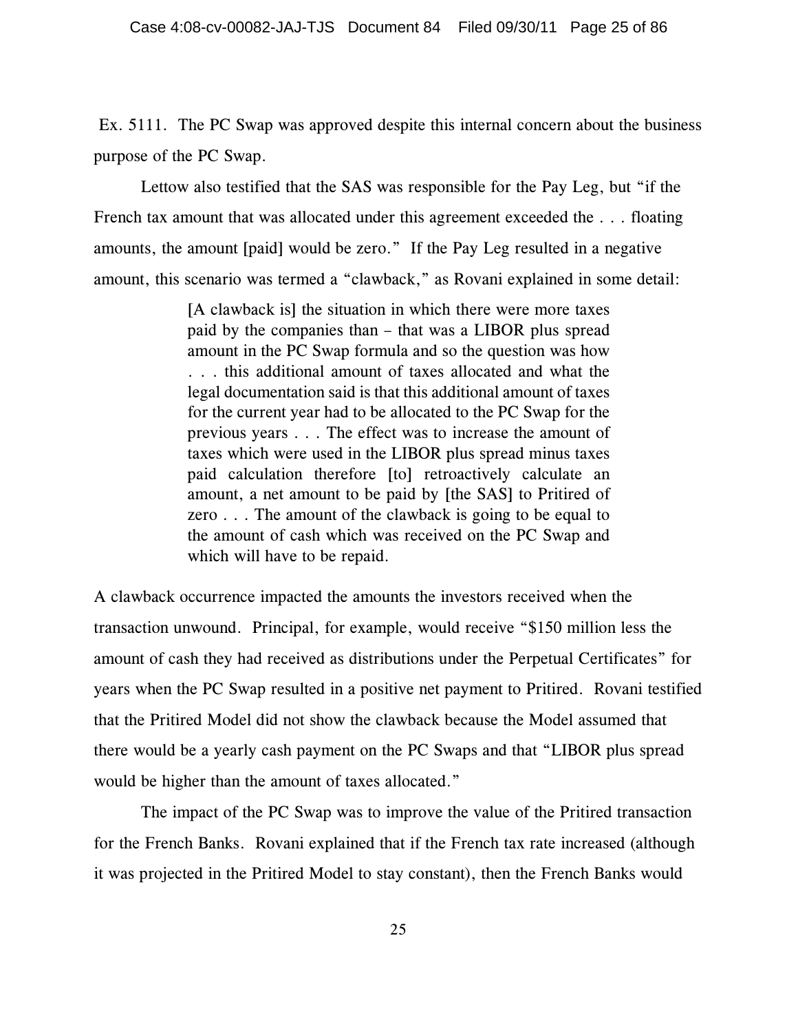Ex. 5111. The PC Swap was approved despite this internal concern about the business purpose of the PC Swap.

Lettow also testified that the SAS was responsible for the Pay Leg, but "if the French tax amount that was allocated under this agreement exceeded the . . . floating amounts, the amount [paid] would be zero." If the Pay Leg resulted in a negative amount, this scenario was termed a "clawback," as Rovani explained in some detail:

> [A clawback is] the situation in which there were more taxes paid by the companies than – that was a LIBOR plus spread amount in the PC Swap formula and so the question was how . . . this additional amount of taxes allocated and what the legal documentation said is that this additional amount of taxes for the current year had to be allocated to the PC Swap for the previous years . . . The effect was to increase the amount of taxes which were used in the LIBOR plus spread minus taxes paid calculation therefore [to] retroactively calculate an amount, a net amount to be paid by [the SAS] to Pritired of zero . . . The amount of the clawback is going to be equal to the amount of cash which was received on the PC Swap and which will have to be repaid.

A clawback occurrence impacted the amounts the investors received when the transaction unwound. Principal, for example, would receive "$150 million less the amount of cash they had received as distributions under the Perpetual Certificates" for years when the PC Swap resulted in a positive net payment to Pritired. Rovani testified that the Pritired Model did not show the clawback because the Model assumed that there would be a yearly cash payment on the PC Swaps and that "LIBOR plus spread would be higher than the amount of taxes allocated."

The impact of the PC Swap was to improve the value of the Pritired transaction for the French Banks. Rovani explained that if the French tax rate increased (although it was projected in the Pritired Model to stay constant), then the French Banks would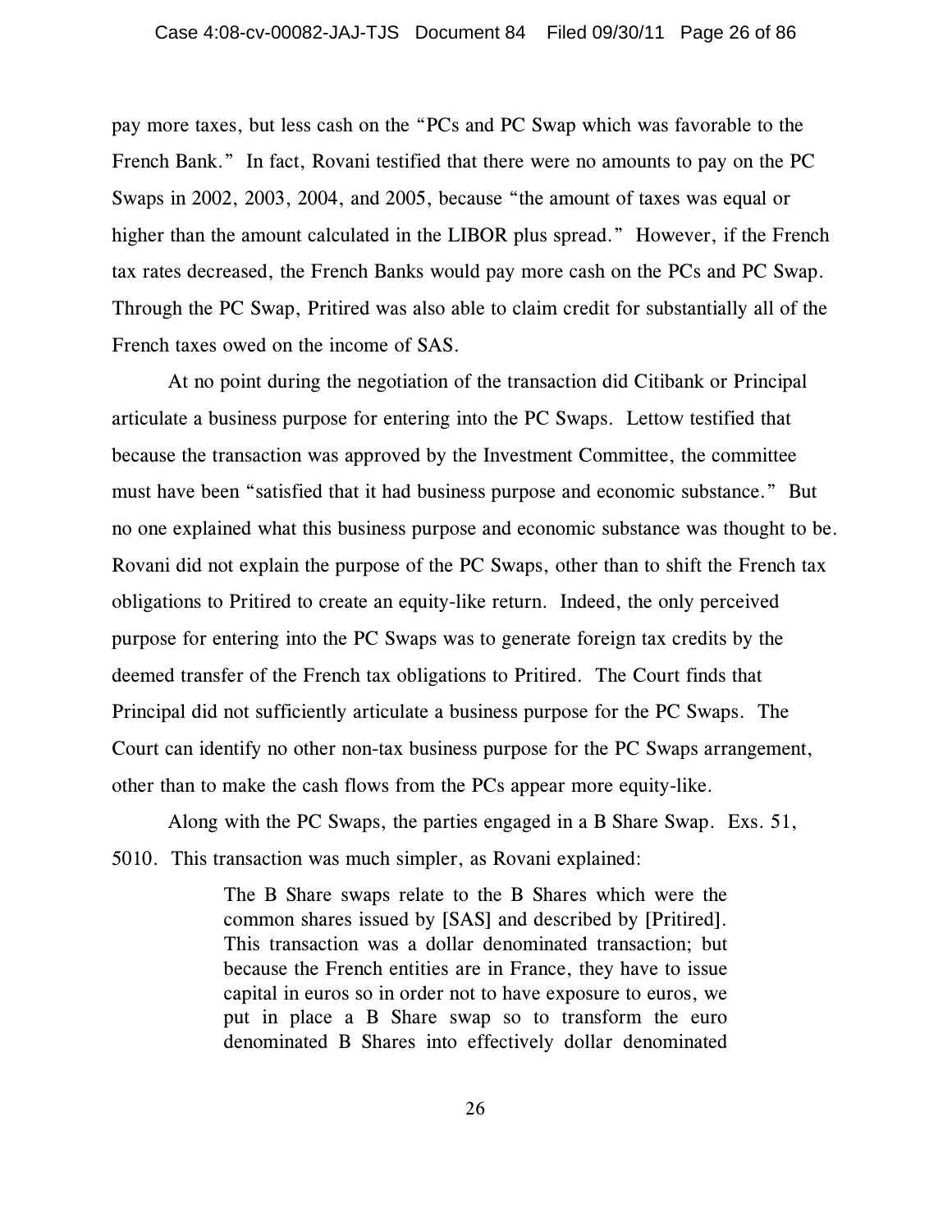pay more taxes, but less cash on the "PCs and PC Swap which was favorable to the French Bank." In fact, Rovani testified that there were no amounts to pay on the PC Swaps in 2002, 2003, 2004, and 2005, because "the amount of taxes was equal or higher than the amount calculated in the LIBOR plus spread." However, if the French tax rates decreased, the French Banks would pay more cash on the PCs and PC Swap. Through the PC Swap, Pritired was also able to claim credit for substantially all of the French taxes owed on the income of SAS.

At no point during the negotiation of the transaction did Citibank or Principal articulate a business purpose for entering into the PC Swaps. Lettow testified that because the transaction was approved by the Investment Committee, the committee must have been "satisfied that it had business purpose and economic substance." But no one explained what this business purpose and economic substance was thought to be. Rovani did not explain the purpose of the PC Swaps, other than to shift the French tax obligations to Pritired to create an equity-like return. Indeed, the only perceived purpose for entering into the PC Swaps was to generate foreign tax credits by the deemed transfer of the French tax obligations to Pritired. The Court finds that Principal did not sufficiently articulate a business purpose for the PC Swaps. The Court can identify no other non-tax business purpose for the PC Swaps arrangement, other than to make the cash flows from the PCs appear more equity-like.

Along with the PC Swaps, the parties engaged in a B Share Swap. Exs. 51, 5010. This transaction was much simpler, as Rovani explained:

> The B Share swaps relate to the B Shares which were the common shares issued by [SAS] and described by [Pritired]. This transaction was a dollar denominated transaction; but because the French entities are in France, they have to issue capital in euros so in order not to have exposure to euros, we put in place a B Share swap so to transform the euro denominated B Shares into effectively dollar denominated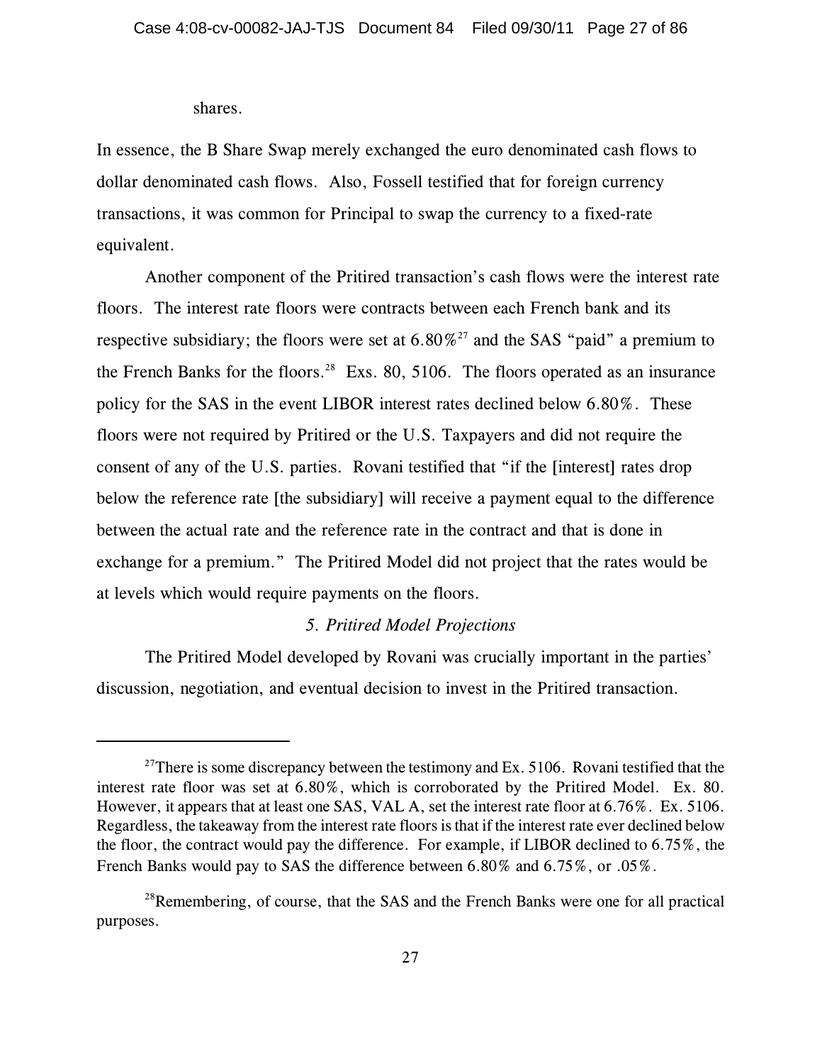shares.

In essence, the B Share Swap merely exchanged the euro denominated cash flows to dollar denominated cash flows. Also, Fossell testified that for foreign currency transactions, it was common for Principal to swap the currency to a fixed-rate equivalent.

Another component of the Pritired transaction's cash flows were the interest rate floors. The interest rate floors were contracts between each French bank and its respective subsidiary; the floors were set at 6.80%[27] and the SAS "paid" a premium to the French Banks for the floors.[28] Exs. 80, 5106. The floors operated as an insurance policy for the SAS in the event LIBOR interest rates declined below 6.80%. These floors were not required by Pritired or the U.S. Taxpayers and did not require the consent of any of the U.S. parties. Rovani testified that "if the [interest] rates drop below the reference rate [the subsidiary] will receive a payment equal to the difference between the actual rate and the reference rate in the contract and that is done in exchange for a premium." The Pritired Model did not project that the rates would be at levels which would require payments on the floors.

*5. Pritired Model Projections*

The Pritired Model developed by Rovani was crucially important in the parties' discussion, negotiation, and eventual decision to invest in the Pritired transaction.

---

[27]There is some discrepancy between the testimony and Ex. 5106. Rovani testified that the interest rate floor was set at 6.80%, which is corroborated by the Pritired Model. Ex. 80. However, it appears that at least one SAS, VAL A, set the interest rate floor at 6.76%. Ex. 5106. Regardless, the takeaway from the interest rate floors is that if the interest rate ever declined below the floor, the contract would pay the difference. For example, if LIBOR declined to 6.75%, the French Banks would pay to SAS the difference between 6.80% and 6.75%, or .05%.

[28]Remembering, of course, that the SAS and the French Banks were one for all practical purposes.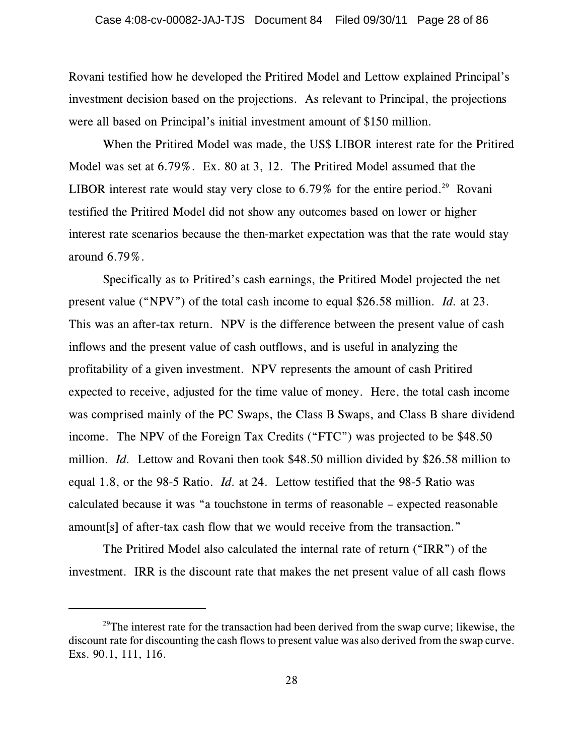Rovani testified how he developed the Pritired Model and Lettow explained Principal's investment decision based on the projections. As relevant to Principal, the projections were all based on Principal's initial investment amount of $150 million.

When the Pritired Model was made, the US$ LIBOR interest rate for the Pritired Model was set at 6.79%. Ex. 80 at 3, 12. The Pritired Model assumed that the LIBOR interest rate would stay very close to 6.79% for the entire period.[29] Rovani testified the Pritired Model did not show any outcomes based on lower or higher interest rate scenarios because the then-market expectation was that the rate would stay around 6.79%.

Specifically as to Pritired's cash earnings, the Pritired Model projected the net present value ("NPV") of the total cash income to equal $26.58 million. *Id.* at 23. This was an after-tax return. NPV is the difference between the present value of cash inflows and the present value of cash outflows, and is useful in analyzing the profitability of a given investment. NPV represents the amount of cash Pritired expected to receive, adjusted for the time value of money. Here, the total cash income was comprised mainly of the PC Swaps, the Class B Swaps, and Class B share dividend income. The NPV of the Foreign Tax Credits ("FTC") was projected to be $48.50 million. *Id.* Lettow and Rovani then took $48.50 million divided by $26.58 million to equal 1.8, or the 98-5 Ratio. *Id.* at 24. Lettow testified that the 98-5 Ratio was calculated because it was "a touchstone in terms of reasonable – expected reasonable amount[s] of after-tax cash flow that we would receive from the transaction."

The Pritired Model also calculated the internal rate of return ("IRR") of the investment. IRR is the discount rate that makes the net present value of all cash flows

---

[29] The interest rate for the transaction had been derived from the swap curve; likewise, the discount rate for discounting the cash flows to present value was also derived from the swap curve. Exs. 90.1, 111, 116.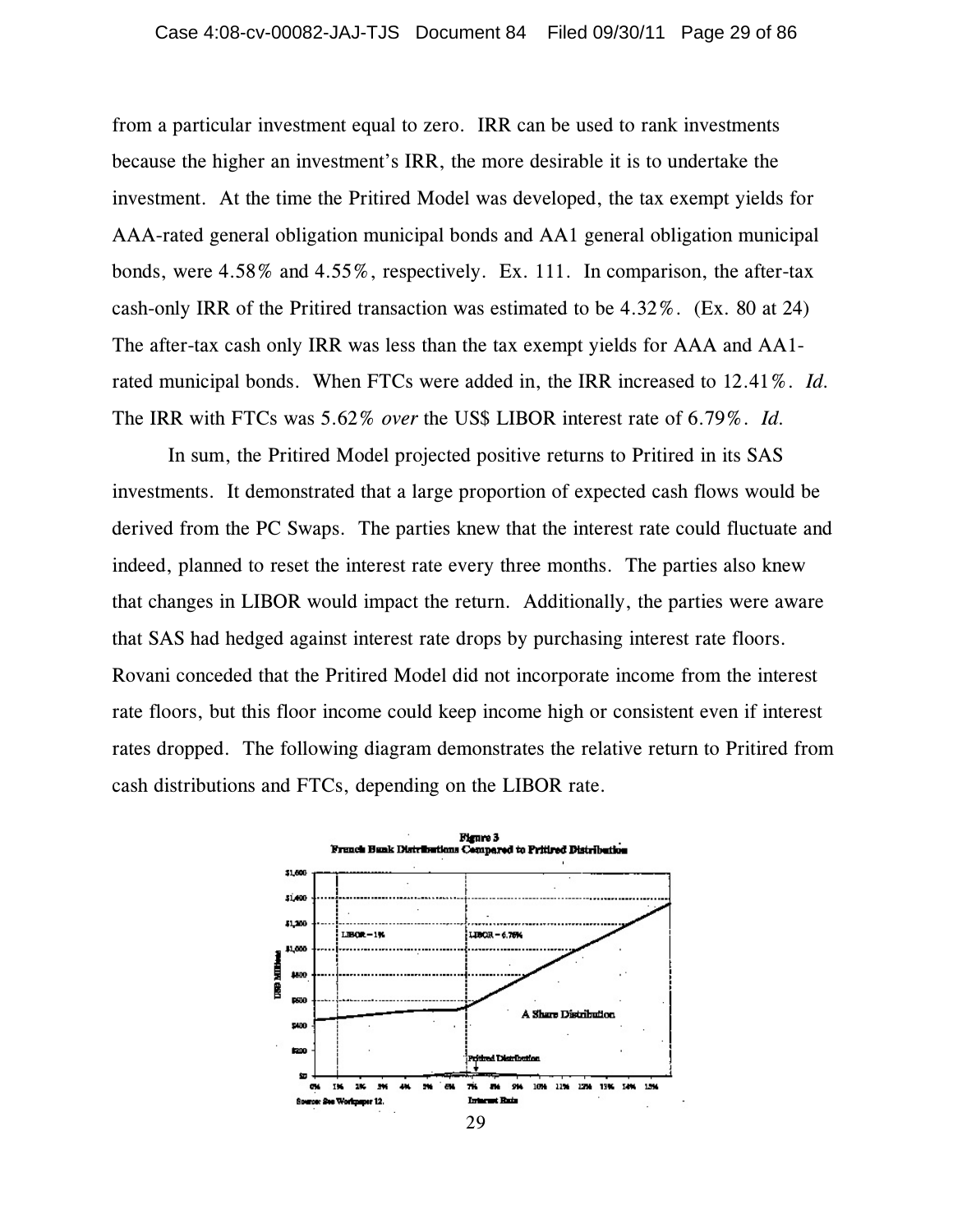from a particular investment equal to zero. IRR can be used to rank investments because the higher an investment's IRR, the more desirable it is to undertake the investment. At the time the Pritired Model was developed, the tax exempt yields for AAA-rated general obligation municipal bonds and AA1 general obligation municipal bonds, were 4.58% and 4.55%, respectively. Ex. 111. In comparison, the after-tax cash-only IRR of the Pritired transaction was estimated to be 4.32%. (Ex. 80 at 24) The after-tax cash only IRR was less than the tax exempt yields for AAA and AA1-rated municipal bonds. When FTCs were added in, the IRR increased to 12.41%. *Id.* The IRR with FTCs was 5.62% *over* the US$ LIBOR interest rate of 6.79%. *Id.*

In sum, the Pritired Model projected positive returns to Pritired in its SAS investments. It demonstrated that a large proportion of expected cash flows would be derived from the PC Swaps. The parties knew that the interest rate could fluctuate and indeed, planned to reset the interest rate every three months. The parties also knew that changes in LIBOR would impact the return. Additionally, the parties were aware that SAS had hedged against interest rate drops by purchasing interest rate floors. Rovani conceded that the Pritired Model did not incorporate income from the interest rate floors, but this floor income could keep income high or consistent even if interest rates dropped. The following diagram demonstrates the relative return to Pritired from cash distributions and FTCs, depending on the LIBOR rate.

**Figure 3**
**French Bank Distributions Compared to Pritired Distribution**

Source: See Workpaper 12.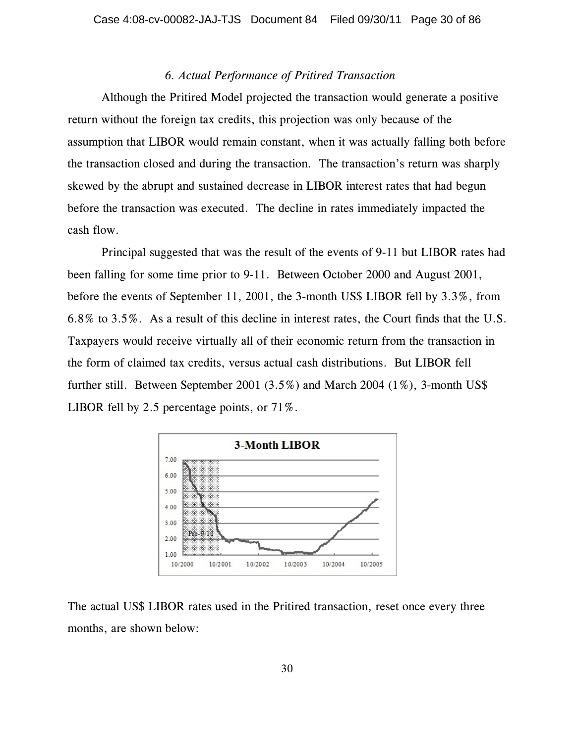*6. Actual Performance of Pritired Transaction*

Although the Pritired Model projected the transaction would generate a positive return without the foreign tax credits, this projection was only because of the assumption that LIBOR would remain constant, when it was actually falling both before the transaction closed and during the transaction. The transaction's return was sharply skewed by the abrupt and sustained decrease in LIBOR interest rates that had begun before the transaction was executed. The decline in rates immediately impacted the cash flow.

Principal suggested that was the result of the events of 9-11 but LIBOR rates had been falling for some time prior to 9-11. Between October 2000 and August 2001, before the events of September 11, 2001, the 3-month US$ LIBOR fell by 3.3%, from 6.8% to 3.5%. As a result of this decline in interest rates, the Court finds that the U.S. Taxpayers would receive virtually all of their economic return from the transaction in the form of claimed tax credits, versus actual cash distributions. But LIBOR fell further still. Between September 2001 (3.5%) and March 2004 (1%), 3-month US$ LIBOR fell by 2.5 percentage points, or 71%.

The actual US$ LIBOR rates used in the Pritired transaction, reset once every three months, are shown below: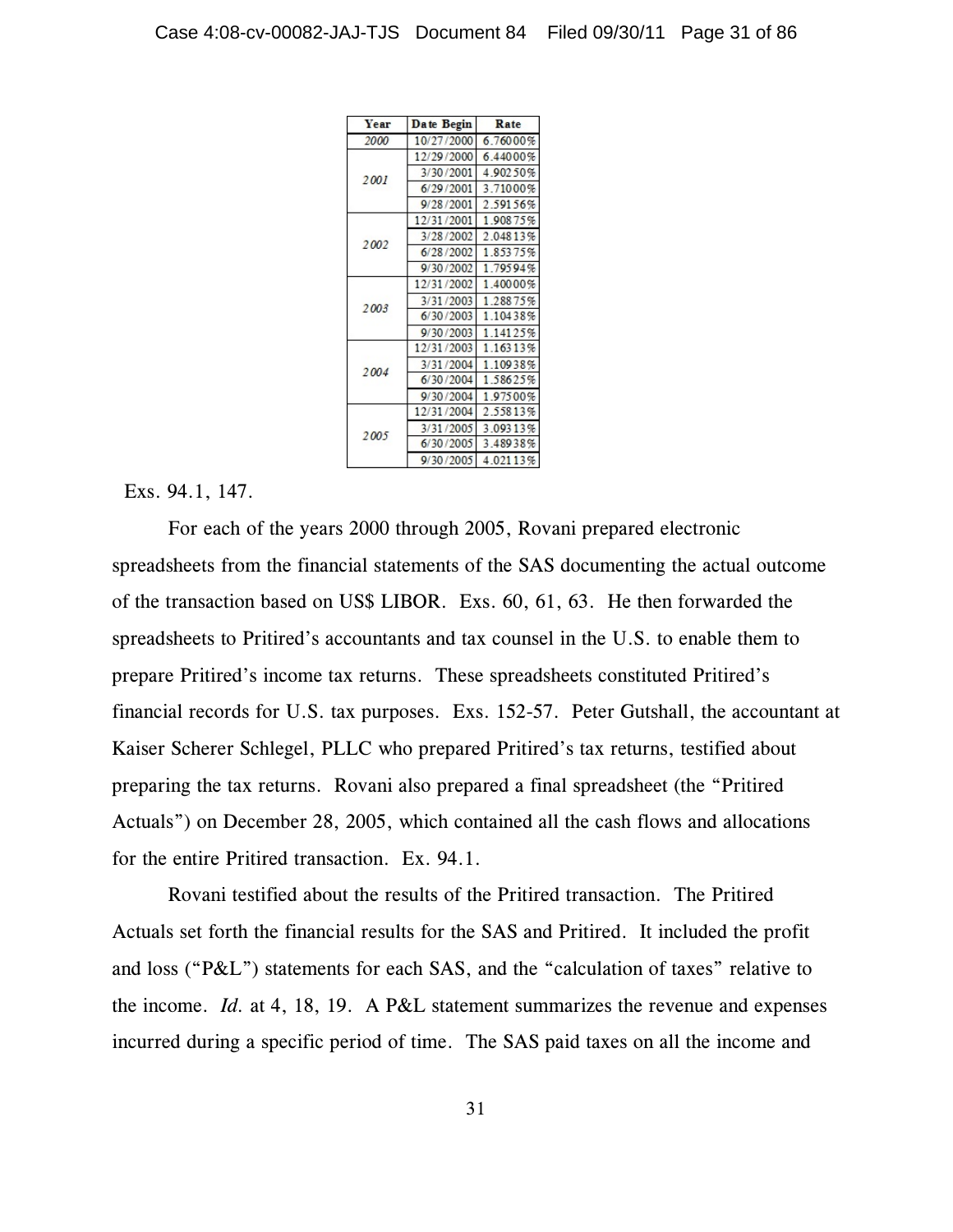| Year | Date Begin | Rate |
|---|---|---|
| 2000 | 10/27/2000 | 6.76000% |
| 2001 | 12/29/2000 | 6.44000% |
| | 3/30/2001 | 4.90250% |
| | 6/29/2001 | 3.71000% |
| | 9/28/2001 | 2.59156% |
| 2002 | 12/31/2001 | 1.90875% |
| | 3/28/2002 | 2.04813% |
| | 6/28/2002 | 1.85375% |
| | 9/30/2002 | 1.79594% |
| 2003 | 12/31/2002 | 1.40000% |
| | 3/31/2003 | 1.28875% |
| | 6/30/2003 | 1.10438% |
| | 9/30/2003 | 1.14125% |
| 2004 | 12/31/2003 | 1.16313% |
| | 3/31/2004 | 1.10938% |
| | 6/30/2004 | 1.58625% |
| | 9/30/2004 | 1.97500% |
| 2005 | 12/31/2004 | 2.55813% |
| | 3/31/2005 | 3.09313% |
| | 6/30/2005 | 3.48938% |
| | 9/30/2005 | 4.02113% |

Exs. 94.1, 147.

For each of the years 2000 through 2005, Rovani prepared electronic spreadsheets from the financial statements of the SAS documenting the actual outcome of the transaction based on US$ LIBOR. Exs. 60, 61, 63. He then forwarded the spreadsheets to Pritired's accountants and tax counsel in the U.S. to enable them to prepare Pritired's income tax returns. These spreadsheets constituted Pritired's financial records for U.S. tax purposes. Exs. 152-57. Peter Gutshall, the accountant at Kaiser Scherer Schlegel, PLLC who prepared Pritired's tax returns, testified about preparing the tax returns. Rovani also prepared a final spreadsheet (the "Pritired Actuals") on December 28, 2005, which contained all the cash flows and allocations for the entire Pritired transaction. Ex. 94.1.

Rovani testified about the results of the Pritired transaction. The Pritired Actuals set forth the financial results for the SAS and Pritired. It included the profit and loss ("P&L") statements for each SAS, and the "calculation of taxes" relative to the income. *Id.* at 4, 18, 19. A P&L statement summarizes the revenue and expenses incurred during a specific period of time. The SAS paid taxes on all the income and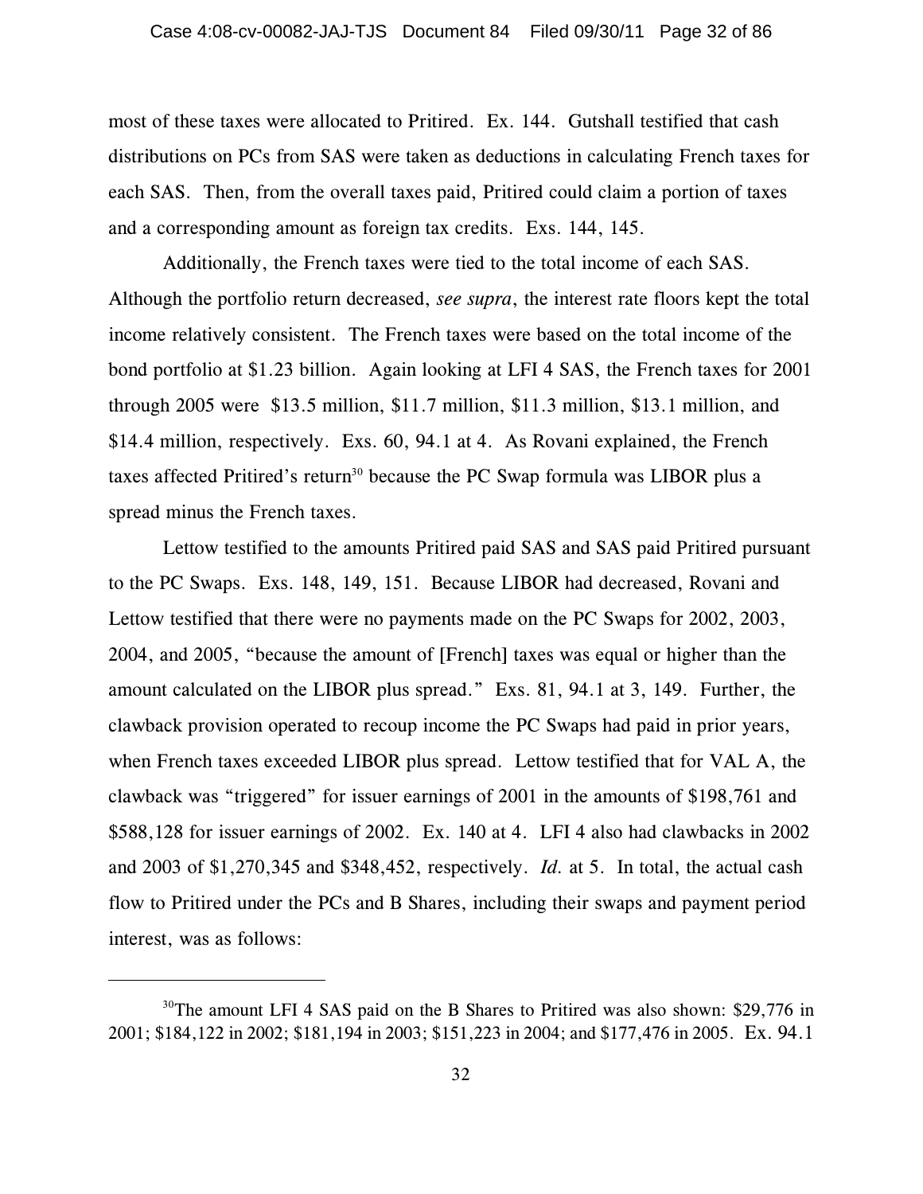most of these taxes were allocated to Pritired. Ex. 144. Gutshall testified that cash distributions on PCs from SAS were taken as deductions in calculating French taxes for each SAS. Then, from the overall taxes paid, Pritired could claim a portion of taxes and a corresponding amount as foreign tax credits. Exs. 144, 145.

Additionally, the French taxes were tied to the total income of each SAS. Although the portfolio return decreased, *see supra*, the interest rate floors kept the total income relatively consistent. The French taxes were based on the total income of the bond portfolio at $1.23 billion. Again looking at LFI 4 SAS, the French taxes for 2001 through 2005 were $13.5 million, $11.7 million, $11.3 million, $13.1 million, and $14.4 million, respectively. Exs. 60, 94.1 at 4. As Rovani explained, the French taxes affected Pritired's return[30] because the PC Swap formula was LIBOR plus a spread minus the French taxes.

Lettow testified to the amounts Pritired paid SAS and SAS paid Pritired pursuant to the PC Swaps. Exs. 148, 149, 151. Because LIBOR had decreased, Rovani and Lettow testified that there were no payments made on the PC Swaps for 2002, 2003, 2004, and 2005, "because the amount of [French] taxes was equal or higher than the amount calculated on the LIBOR plus spread." Exs. 81, 94.1 at 3, 149. Further, the clawback provision operated to recoup income the PC Swaps had paid in prior years, when French taxes exceeded LIBOR plus spread. Lettow testified that for VAL A, the clawback was "triggered" for issuer earnings of 2001 in the amounts of $198,761 and $588,128 for issuer earnings of 2002. Ex. 140 at 4. LFI 4 also had clawbacks in 2002 and 2003 of $1,270,345 and $348,452, respectively. *Id.* at 5. In total, the actual cash flow to Pritired under the PCs and B Shares, including their swaps and payment period interest, was as follows:

---

[30] The amount LFI 4 SAS paid on the B Shares to Pritired was also shown: $29,776 in 2001; $184,122 in 2002; $181,194 in 2003; $151,223 in 2004; and $177,476 in 2005. Ex. 94.1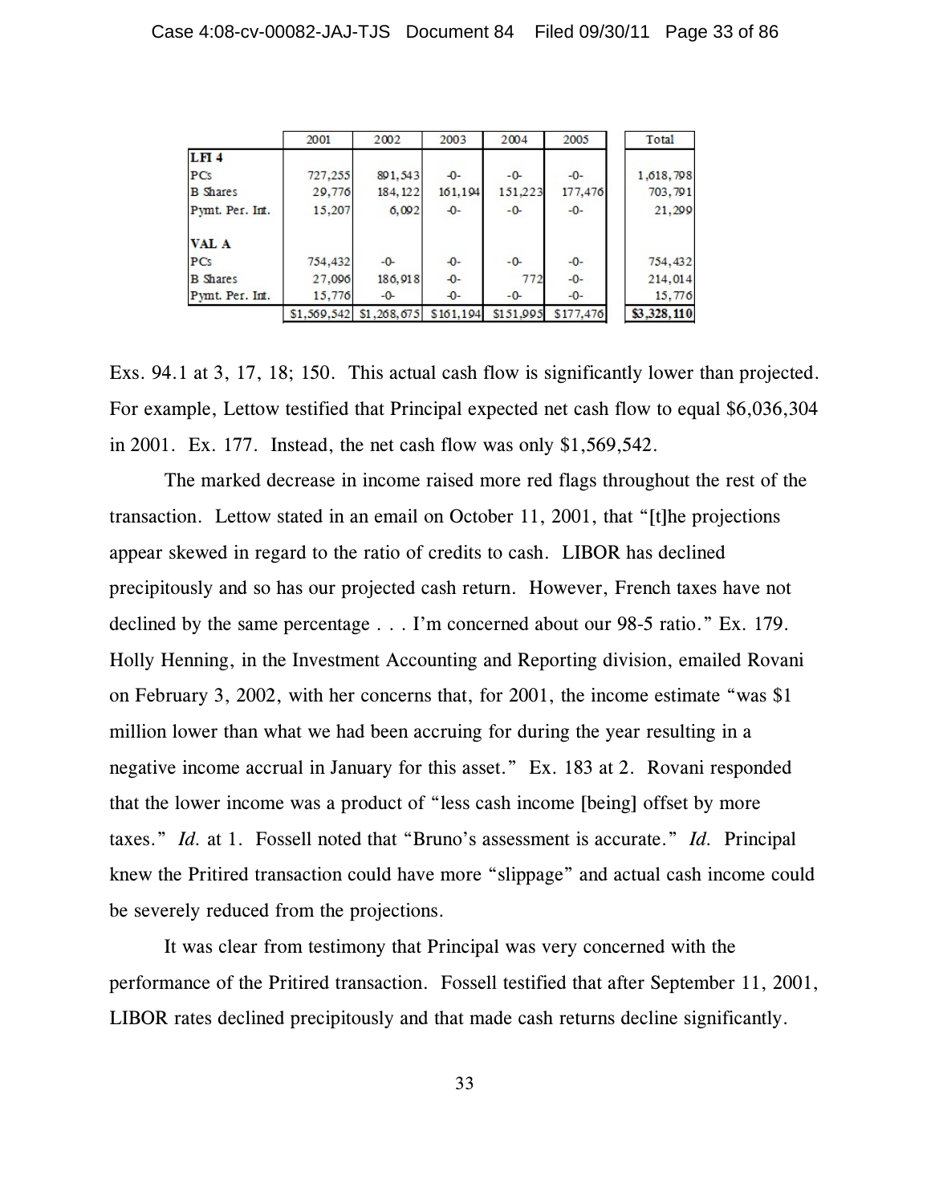| | 2001 | 2002 | 2003 | 2004 | 2005 | Total |
|---|---|---|---|---|---|---|
| **LFI 4** | | | | | | |
| PCs | 727,255 | 891,543 | -0- | -0- | -0- | 1,618,798 |
| B Shares | 29,776 | 184,122 | 161,194 | 151,223 | 177,476 | 703,791 |
| Pymt. Per. Int. | 15,207 | 6,092 | -0- | -0- | -0- | 21,299 |
| | | | | | | |
| **VAL A** | | | | | | |
| PCs | 754,432 | -0- | -0- | -0- | -0- | 754,432 |
| B Shares | 27,096 | 186,918 | -0- | 772 | -0- | 214,014 |
| Pymt. Per. Int. | 15,776 | -0- | -0- | -0- | -0- | 15,776 |
| | $1,569,542 | $1,268,675 | $161,194 | $151,995 | $177,476 | **$3,328,110** |

Exs. 94.1 at 3, 17, 18; 150. This actual cash flow is significantly lower than projected. For example, Lettow testified that Principal expected net cash flow to equal $6,036,304 in 2001. Ex. 177. Instead, the net cash flow was only $1,569,542.

The marked decrease in income raised more red flags throughout the rest of the transaction. Lettow stated in an email on October 11, 2001, that "[t]he projections appear skewed in regard to the ratio of credits to cash. LIBOR has declined precipitously and so has our projected cash return. However, French taxes have not declined by the same percentage . . . I'm concerned about our 98-5 ratio." Ex. 179. Holly Henning, in the Investment Accounting and Reporting division, emailed Rovani on February 3, 2002, with her concerns that, for 2001, the income estimate "was $1 million lower than what we had been accruing for during the year resulting in a negative income accrual in January for this asset." Ex. 183 at 2. Rovani responded that the lower income was a product of "less cash income [being] offset by more taxes." *Id.* at 1. Fossell noted that "Bruno's assessment is accurate." *Id.* Principal knew the Pritired transaction could have more "slippage" and actual cash income could be severely reduced from the projections.

It was clear from testimony that Principal was very concerned with the performance of the Pritired transaction. Fossell testified that after September 11, 2001, LIBOR rates declined precipitously and that made cash returns decline significantly.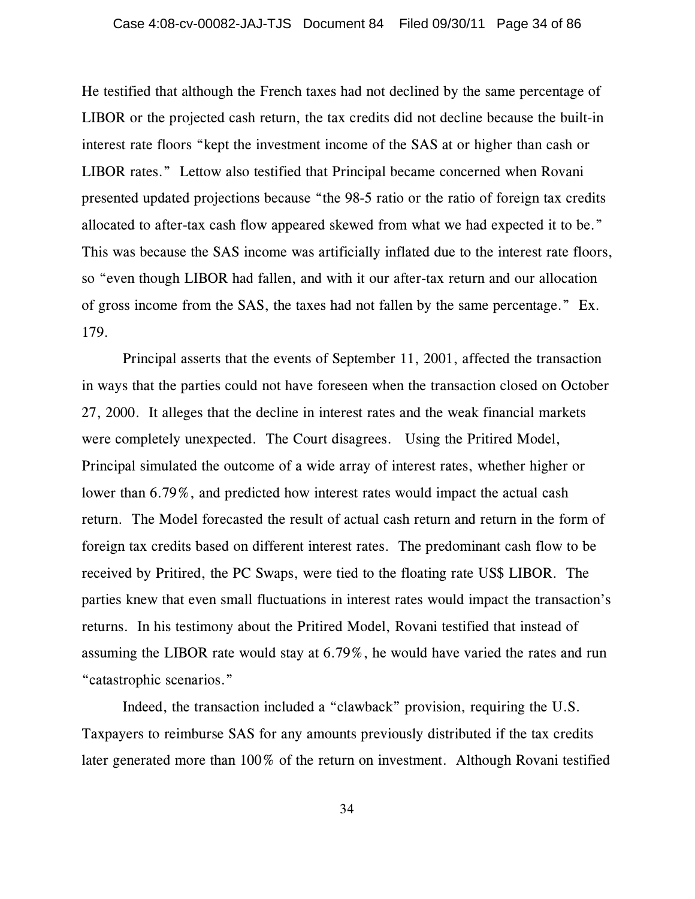He testified that although the French taxes had not declined by the same percentage of LIBOR or the projected cash return, the tax credits did not decline because the built-in interest rate floors "kept the investment income of the SAS at or higher than cash or LIBOR rates." Lettow also testified that Principal became concerned when Rovani presented updated projections because "the 98-5 ratio or the ratio of foreign tax credits allocated to after-tax cash flow appeared skewed from what we had expected it to be." This was because the SAS income was artificially inflated due to the interest rate floors, so "even though LIBOR had fallen, and with it our after-tax return and our allocation of gross income from the SAS, the taxes had not fallen by the same percentage." Ex. 179.

Principal asserts that the events of September 11, 2001, affected the transaction in ways that the parties could not have foreseen when the transaction closed on October 27, 2000. It alleges that the decline in interest rates and the weak financial markets were completely unexpected. The Court disagrees. Using the Pritired Model, Principal simulated the outcome of a wide array of interest rates, whether higher or lower than 6.79%, and predicted how interest rates would impact the actual cash return. The Model forecasted the result of actual cash return and return in the form of foreign tax credits based on different interest rates. The predominant cash flow to be received by Pritired, the PC Swaps, were tied to the floating rate US$ LIBOR. The parties knew that even small fluctuations in interest rates would impact the transaction's returns. In his testimony about the Pritired Model, Rovani testified that instead of assuming the LIBOR rate would stay at 6.79%, he would have varied the rates and run "catastrophic scenarios."

Indeed, the transaction included a "clawback" provision, requiring the U.S. Taxpayers to reimburse SAS for any amounts previously distributed if the tax credits later generated more than 100% of the return on investment. Although Rovani testified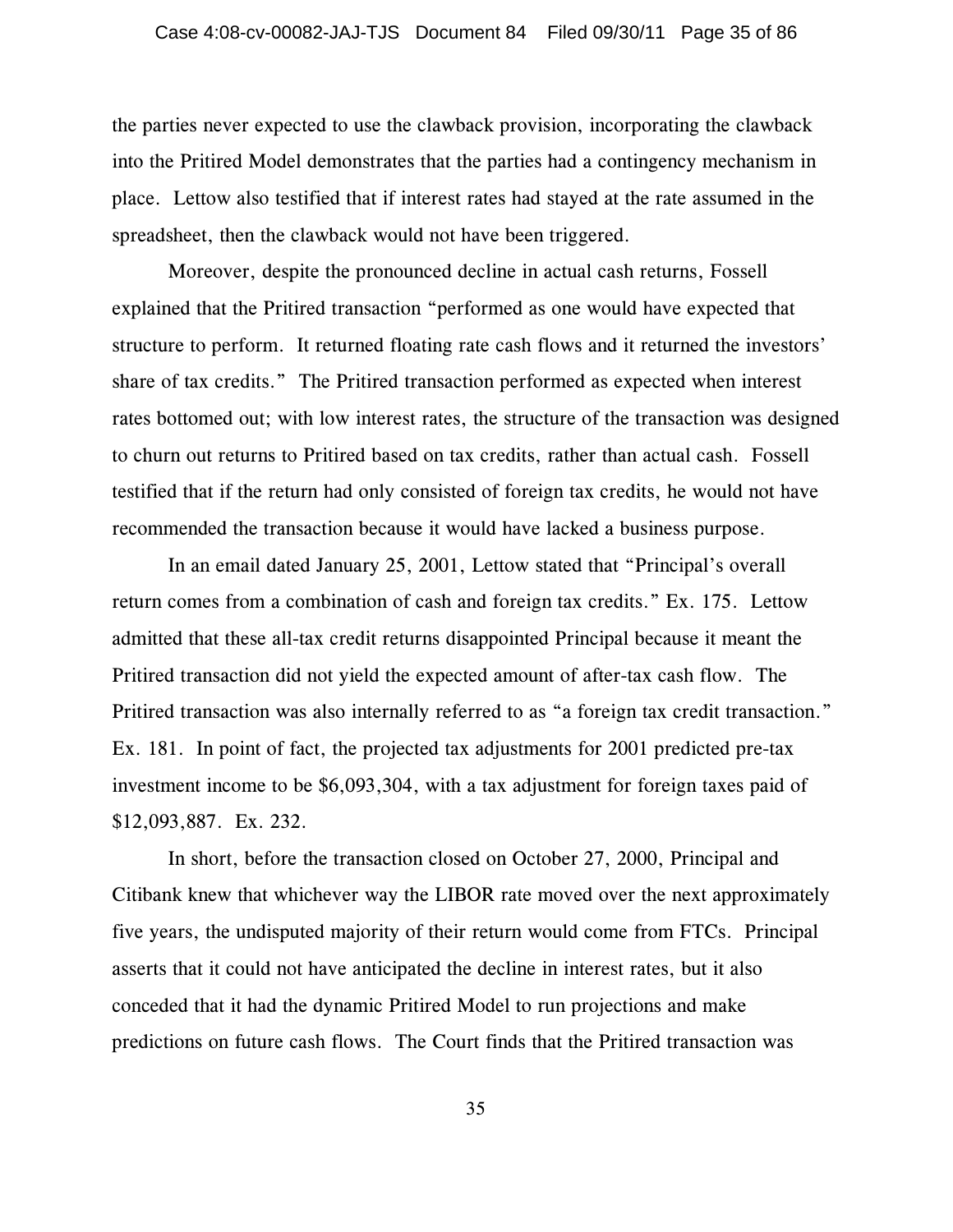the parties never expected to use the clawback provision, incorporating the clawback into the Pritired Model demonstrates that the parties had a contingency mechanism in place. Lettow also testified that if interest rates had stayed at the rate assumed in the spreadsheet, then the clawback would not have been triggered.

Moreover, despite the pronounced decline in actual cash returns, Fossell explained that the Pritired transaction "performed as one would have expected that structure to perform. It returned floating rate cash flows and it returned the investors' share of tax credits." The Pritired transaction performed as expected when interest rates bottomed out; with low interest rates, the structure of the transaction was designed to churn out returns to Pritired based on tax credits, rather than actual cash. Fossell testified that if the return had only consisted of foreign tax credits, he would not have recommended the transaction because it would have lacked a business purpose.

In an email dated January 25, 2001, Lettow stated that "Principal's overall return comes from a combination of cash and foreign tax credits." Ex. 175. Lettow admitted that these all-tax credit returns disappointed Principal because it meant the Pritired transaction did not yield the expected amount of after-tax cash flow. The Pritired transaction was also internally referred to as "a foreign tax credit transaction." Ex. 181. In point of fact, the projected tax adjustments for 2001 predicted pre-tax investment income to be $6,093,304, with a tax adjustment for foreign taxes paid of $12,093,887. Ex. 232.

In short, before the transaction closed on October 27, 2000, Principal and Citibank knew that whichever way the LIBOR rate moved over the next approximately five years, the undisputed majority of their return would come from FTCs. Principal asserts that it could not have anticipated the decline in interest rates, but it also conceded that it had the dynamic Pritired Model to run projections and make predictions on future cash flows. The Court finds that the Pritired transaction was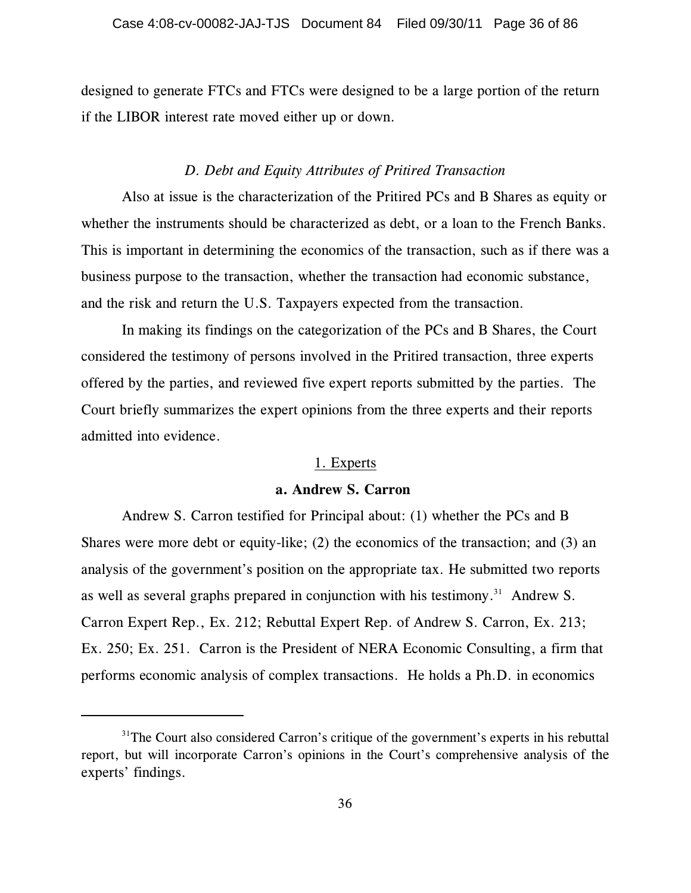designed to generate FTCs and FTCs were designed to be a large portion of the return if the LIBOR interest rate moved either up or down.

### *D. Debt and Equity Attributes of Pritired Transaction*

Also at issue is the characterization of the Pritired PCs and B Shares as equity or whether the instruments should be characterized as debt, or a loan to the French Banks. This is important in determining the economics of the transaction, such as if there was a business purpose to the transaction, whether the transaction had economic substance, and the risk and return the U.S. Taxpayers expected from the transaction.

In making its findings on the categorization of the PCs and B Shares, the Court considered the testimony of persons involved in the Pritired transaction, three experts offered by the parties, and reviewed five expert reports submitted by the parties. The Court briefly summarizes the expert opinions from the three experts and their reports admitted into evidence.

#### 1. Experts

**a. Andrew S. Carron**

Andrew S. Carron testified for Principal about: (1) whether the PCs and B Shares were more debt or equity-like; (2) the economics of the transaction; and (3) an analysis of the government's position on the appropriate tax. He submitted two reports as well as several graphs prepared in conjunction with his testimony.[31] Andrew S. Carron Expert Rep., Ex. 212; Rebuttal Expert Rep. of Andrew S. Carron, Ex. 213; Ex. 250; Ex. 251. Carron is the President of NERA Economic Consulting, a firm that performs economic analysis of complex transactions. He holds a Ph.D. in economics

---

[31] The Court also considered Carron's critique of the government's experts in his rebuttal report, but will incorporate Carron's opinions in the Court's comprehensive analysis of the experts' findings.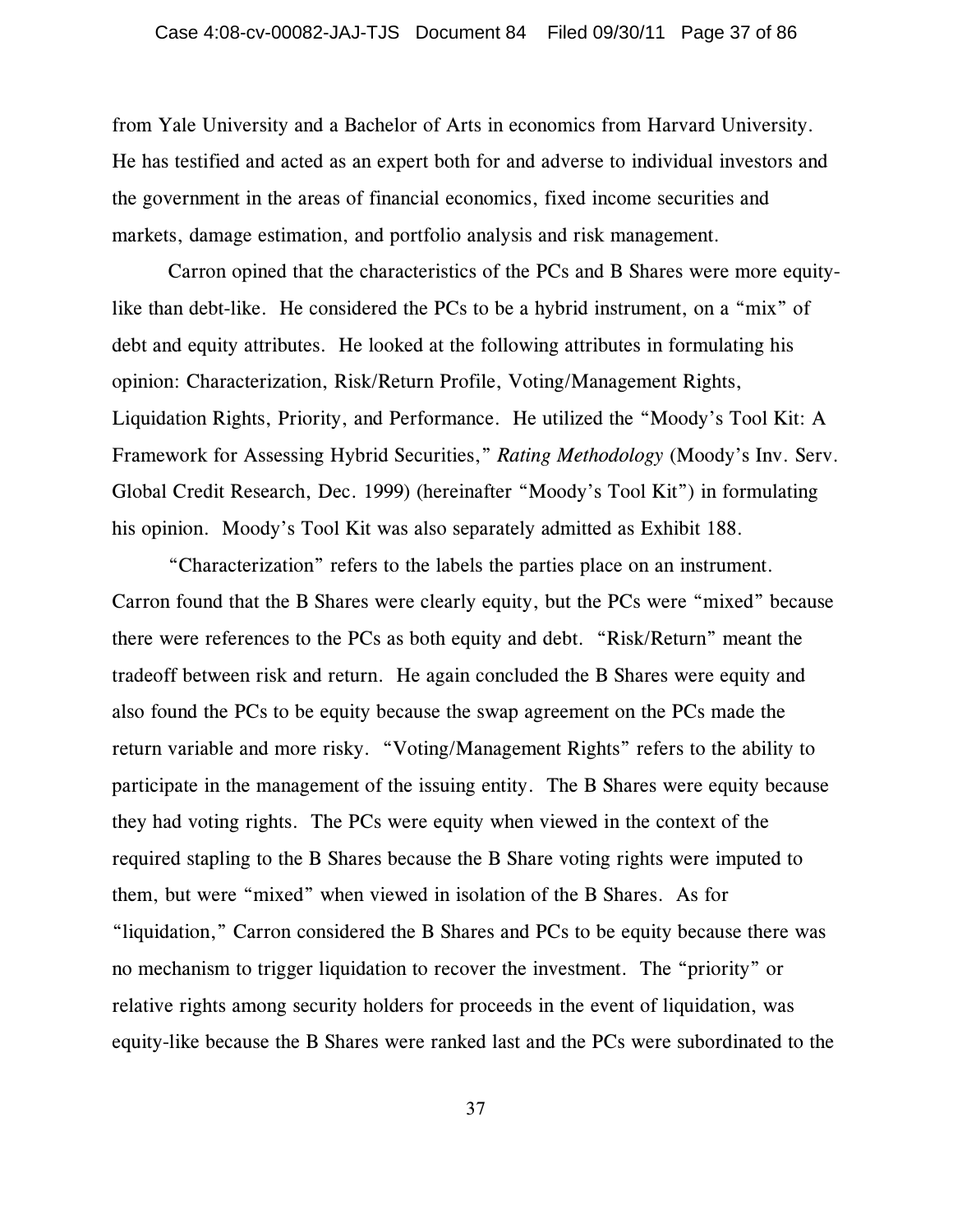from Yale University and a Bachelor of Arts in economics from Harvard University. He has testified and acted as an expert both for and adverse to individual investors and the government in the areas of financial economics, fixed income securities and markets, damage estimation, and portfolio analysis and risk management.

Carron opined that the characteristics of the PCs and B Shares were more equity-like than debt-like. He considered the PCs to be a hybrid instrument, on a "mix" of debt and equity attributes. He looked at the following attributes in formulating his opinion: Characterization, Risk/Return Profile, Voting/Management Rights, Liquidation Rights, Priority, and Performance. He utilized the "Moody's Tool Kit: A Framework for Assessing Hybrid Securities," *Rating Methodology* (Moody's Inv. Serv. Global Credit Research, Dec. 1999) (hereinafter "Moody's Tool Kit") in formulating his opinion. Moody's Tool Kit was also separately admitted as Exhibit 188.

"Characterization" refers to the labels the parties place on an instrument. Carron found that the B Shares were clearly equity, but the PCs were "mixed" because there were references to the PCs as both equity and debt. "Risk/Return" meant the tradeoff between risk and return. He again concluded the B Shares were equity and also found the PCs to be equity because the swap agreement on the PCs made the return variable and more risky. "Voting/Management Rights" refers to the ability to participate in the management of the issuing entity. The B Shares were equity because they had voting rights. The PCs were equity when viewed in the context of the required stapling to the B Shares because the B Share voting rights were imputed to them, but were "mixed" when viewed in isolation of the B Shares. As for "liquidation," Carron considered the B Shares and PCs to be equity because there was no mechanism to trigger liquidation to recover the investment. The "priority" or relative rights among security holders for proceeds in the event of liquidation, was equity-like because the B Shares were ranked last and the PCs were subordinated to the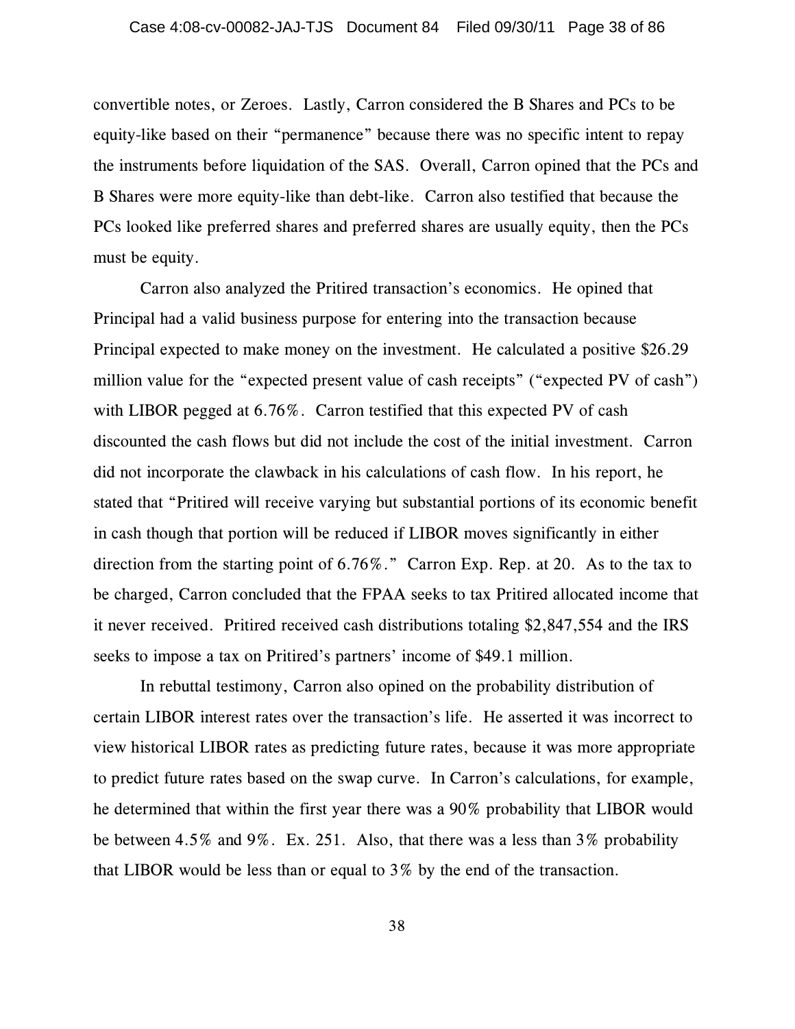convertible notes, or Zeroes. Lastly, Carron considered the B Shares and PCs to be equity-like based on their "permanence" because there was no specific intent to repay the instruments before liquidation of the SAS. Overall, Carron opined that the PCs and B Shares were more equity-like than debt-like. Carron also testified that because the PCs looked like preferred shares and preferred shares are usually equity, then the PCs must be equity.

Carron also analyzed the Pritired transaction's economics. He opined that Principal had a valid business purpose for entering into the transaction because Principal expected to make money on the investment. He calculated a positive $26.29 million value for the "expected present value of cash receipts" ("expected PV of cash") with LIBOR pegged at 6.76%. Carron testified that this expected PV of cash discounted the cash flows but did not include the cost of the initial investment. Carron did not incorporate the clawback in his calculations of cash flow. In his report, he stated that "Pritired will receive varying but substantial portions of its economic benefit in cash though that portion will be reduced if LIBOR moves significantly in either direction from the starting point of 6.76%." Carron Exp. Rep. at 20. As to the tax to be charged, Carron concluded that the FPAA seeks to tax Pritired allocated income that it never received. Pritired received cash distributions totaling $2,847,554 and the IRS seeks to impose a tax on Pritired's partners' income of $49.1 million.

In rebuttal testimony, Carron also opined on the probability distribution of certain LIBOR interest rates over the transaction's life. He asserted it was incorrect to view historical LIBOR rates as predicting future rates, because it was more appropriate to predict future rates based on the swap curve. In Carron's calculations, for example, he determined that within the first year there was a 90% probability that LIBOR would be between 4.5% and 9%. Ex. 251. Also, that there was a less than 3% probability that LIBOR would be less than or equal to 3% by the end of the transaction.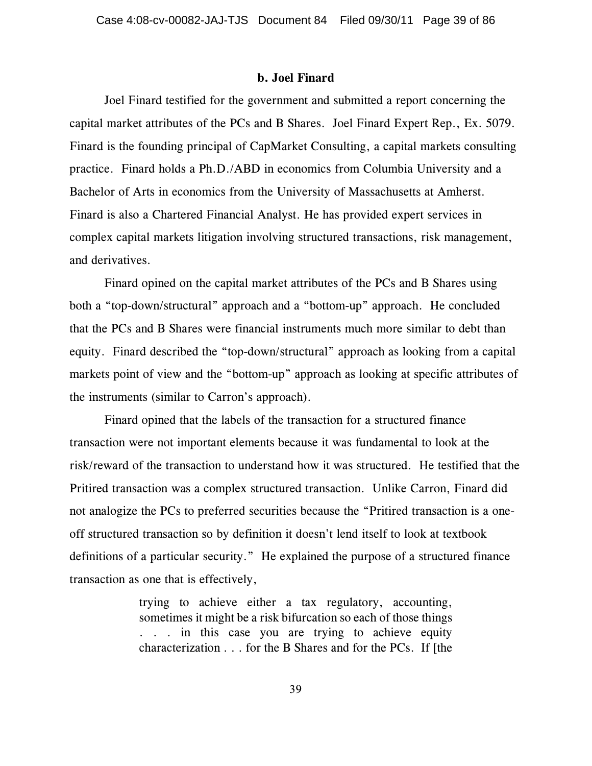### b. Joel Finard

Joel Finard testified for the government and submitted a report concerning the capital market attributes of the PCs and B Shares. Joel Finard Expert Rep., Ex. 5079. Finard is the founding principal of CapMarket Consulting, a capital markets consulting practice. Finard holds a Ph.D./ABD in economics from Columbia University and a Bachelor of Arts in economics from the University of Massachusetts at Amherst. Finard is also a Chartered Financial Analyst. He has provided expert services in complex capital markets litigation involving structured transactions, risk management, and derivatives.

Finard opined on the capital market attributes of the PCs and B Shares using both a "top-down/structural" approach and a "bottom-up" approach. He concluded that the PCs and B Shares were financial instruments much more similar to debt than equity. Finard described the "top-down/structural" approach as looking from a capital markets point of view and the "bottom-up" approach as looking at specific attributes of the instruments (similar to Carron's approach).

Finard opined that the labels of the transaction for a structured finance transaction were not important elements because it was fundamental to look at the risk/reward of the transaction to understand how it was structured. He testified that the Pritired transaction was a complex structured transaction. Unlike Carron, Finard did not analogize the PCs to preferred securities because the "Pritired transaction is a one-off structured transaction so by definition it doesn't lend itself to look at textbook definitions of a particular security." He explained the purpose of a structured finance transaction as one that is effectively,

> trying to achieve either a tax regulatory, accounting, sometimes it might be a risk bifurcation so each of those things . . . in this case you are trying to achieve equity characterization . . . for the B Shares and for the PCs. If [the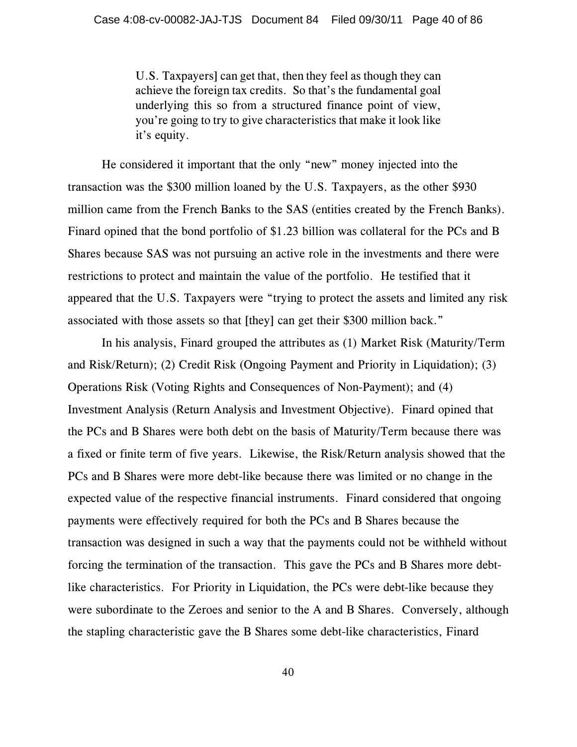> U.S. Taxpayers] can get that, then they feel as though they can achieve the foreign tax credits. So that's the fundamental goal underlying this so from a structured finance point of view, you're going to try to give characteristics that make it look like it's equity.

He considered it important that the only "new" money injected into the transaction was the $300 million loaned by the U.S. Taxpayers, as the other $930 million came from the French Banks to the SAS (entities created by the French Banks). Finard opined that the bond portfolio of $1.23 billion was collateral for the PCs and B Shares because SAS was not pursuing an active role in the investments and there were restrictions to protect and maintain the value of the portfolio. He testified that it appeared that the U.S. Taxpayers were "trying to protect the assets and limited any risk associated with those assets so that [they] can get their $300 million back."

In his analysis, Finard grouped the attributes as (1) Market Risk (Maturity/Term and Risk/Return); (2) Credit Risk (Ongoing Payment and Priority in Liquidation); (3) Operations Risk (Voting Rights and Consequences of Non-Payment); and (4) Investment Analysis (Return Analysis and Investment Objective). Finard opined that the PCs and B Shares were both debt on the basis of Maturity/Term because there was a fixed or finite term of five years. Likewise, the Risk/Return analysis showed that the PCs and B Shares were more debt-like because there was limited or no change in the expected value of the respective financial instruments. Finard considered that ongoing payments were effectively required for both the PCs and B Shares because the transaction was designed in such a way that the payments could not be withheld without forcing the termination of the transaction. This gave the PCs and B Shares more debt-like characteristics. For Priority in Liquidation, the PCs were debt-like because they were subordinate to the Zeroes and senior to the A and B Shares. Conversely, although the stapling characteristic gave the B Shares some debt-like characteristics, Finard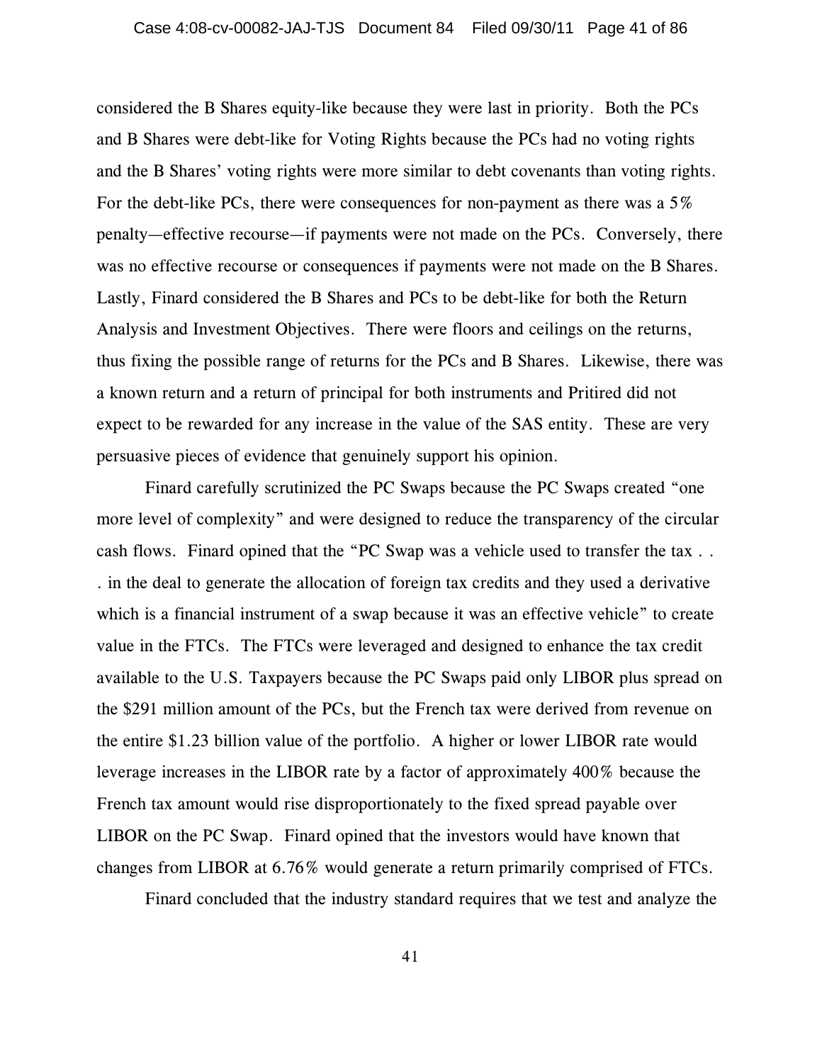considered the B Shares equity-like because they were last in priority. Both the PCs and B Shares were debt-like for Voting Rights because the PCs had no voting rights and the B Shares' voting rights were more similar to debt covenants than voting rights. For the debt-like PCs, there were consequences for non-payment as there was a 5% penalty—effective recourse—if payments were not made on the PCs. Conversely, there was no effective recourse or consequences if payments were not made on the B Shares. Lastly, Finard considered the B Shares and PCs to be debt-like for both the Return Analysis and Investment Objectives. There were floors and ceilings on the returns, thus fixing the possible range of returns for the PCs and B Shares. Likewise, there was a known return and a return of principal for both instruments and Pritired did not expect to be rewarded for any increase in the value of the SAS entity. These are very persuasive pieces of evidence that genuinely support his opinion.

Finard carefully scrutinized the PC Swaps because the PC Swaps created "one more level of complexity" and were designed to reduce the transparency of the circular cash flows. Finard opined that the "PC Swap was a vehicle used to transfer the tax . . . in the deal to generate the allocation of foreign tax credits and they used a derivative which is a financial instrument of a swap because it was an effective vehicle" to create value in the FTCs. The FTCs were leveraged and designed to enhance the tax credit available to the U.S. Taxpayers because the PC Swaps paid only LIBOR plus spread on the $291 million amount of the PCs, but the French tax were derived from revenue on the entire $1.23 billion value of the portfolio. A higher or lower LIBOR rate would leverage increases in the LIBOR rate by a factor of approximately 400% because the French tax amount would rise disproportionately to the fixed spread payable over LIBOR on the PC Swap. Finard opined that the investors would have known that changes from LIBOR at 6.76% would generate a return primarily comprised of FTCs.

Finard concluded that the industry standard requires that we test and analyze the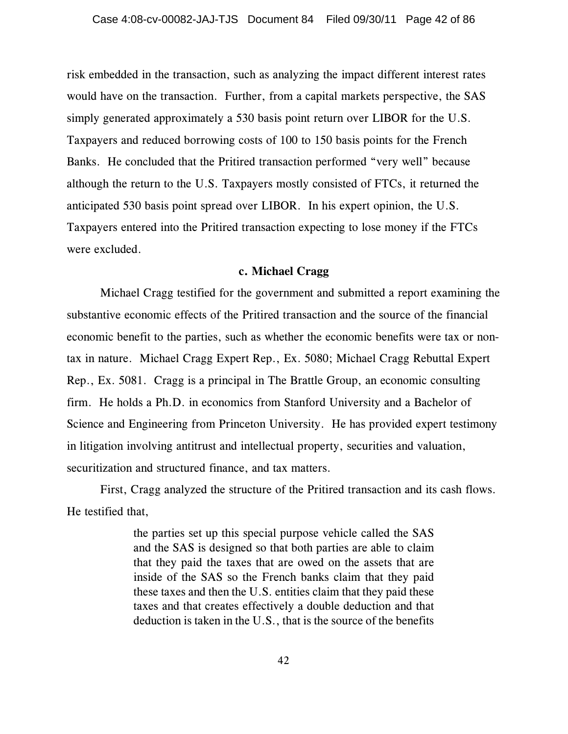risk embedded in the transaction, such as analyzing the impact different interest rates would have on the transaction. Further, from a capital markets perspective, the SAS simply generated approximately a 530 basis point return over LIBOR for the U.S. Taxpayers and reduced borrowing costs of 100 to 150 basis points for the French Banks. He concluded that the Pritired transaction performed "very well" because although the return to the U.S. Taxpayers mostly consisted of FTCs, it returned the anticipated 530 basis point spread over LIBOR. In his expert opinion, the U.S. Taxpayers entered into the Pritired transaction expecting to lose money if the FTCs were excluded.

**c. Michael Cragg**

Michael Cragg testified for the government and submitted a report examining the substantive economic effects of the Pritired transaction and the source of the financial economic benefit to the parties, such as whether the economic benefits were tax or non-tax in nature. Michael Cragg Expert Rep., Ex. 5080; Michael Cragg Rebuttal Expert Rep., Ex. 5081. Cragg is a principal in The Brattle Group, an economic consulting firm. He holds a Ph.D. in economics from Stanford University and a Bachelor of Science and Engineering from Princeton University. He has provided expert testimony in litigation involving antitrust and intellectual property, securities and valuation, securitization and structured finance, and tax matters.

First, Cragg analyzed the structure of the Pritired transaction and its cash flows. He testified that,

> the parties set up this special purpose vehicle called the SAS and the SAS is designed so that both parties are able to claim that they paid the taxes that are owed on the assets that are inside of the SAS so the French banks claim that they paid these taxes and then the U.S. entities claim that they paid these taxes and that creates effectively a double deduction and that deduction is taken in the U.S., that is the source of the benefits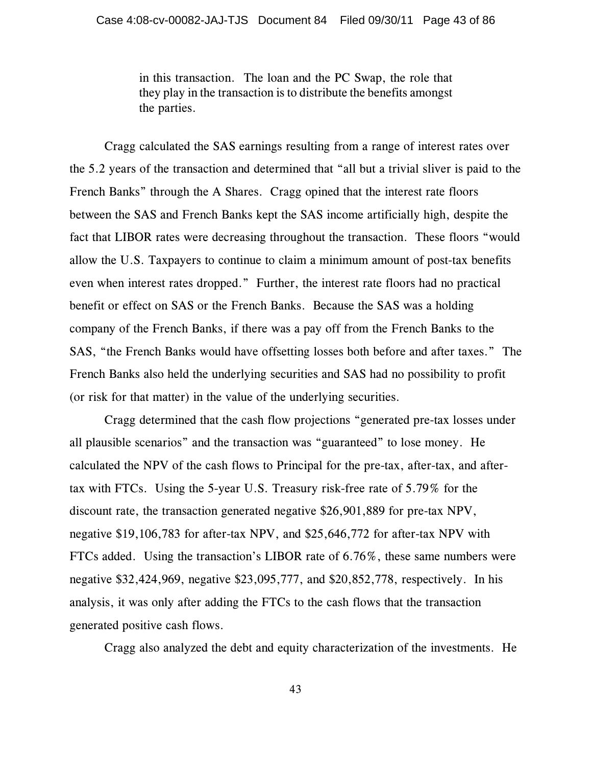> in this transaction. The loan and the PC Swap, the role that they play in the transaction is to distribute the benefits amongst the parties.

Cragg calculated the SAS earnings resulting from a range of interest rates over the 5.2 years of the transaction and determined that "all but a trivial sliver is paid to the French Banks" through the A Shares. Cragg opined that the interest rate floors between the SAS and French Banks kept the SAS income artificially high, despite the fact that LIBOR rates were decreasing throughout the transaction. These floors "would allow the U.S. Taxpayers to continue to claim a minimum amount of post-tax benefits even when interest rates dropped." Further, the interest rate floors had no practical benefit or effect on SAS or the French Banks. Because the SAS was a holding company of the French Banks, if there was a pay off from the French Banks to the SAS, "the French Banks would have offsetting losses both before and after taxes." The French Banks also held the underlying securities and SAS had no possibility to profit (or risk for that matter) in the value of the underlying securities.

Cragg determined that the cash flow projections "generated pre-tax losses under all plausible scenarios" and the transaction was "guaranteed" to lose money. He calculated the NPV of the cash flows to Principal for the pre-tax, after-tax, and after-tax with FTCs. Using the 5-year U.S. Treasury risk-free rate of 5.79% for the discount rate, the transaction generated negative $26,901,889 for pre-tax NPV, negative $19,106,783 for after-tax NPV, and $25,646,772 for after-tax NPV with FTCs added. Using the transaction's LIBOR rate of 6.76%, these same numbers were negative $32,424,969, negative $23,095,777, and $20,852,778, respectively. In his analysis, it was only after adding the FTCs to the cash flows that the transaction generated positive cash flows.

Cragg also analyzed the debt and equity characterization of the investments. He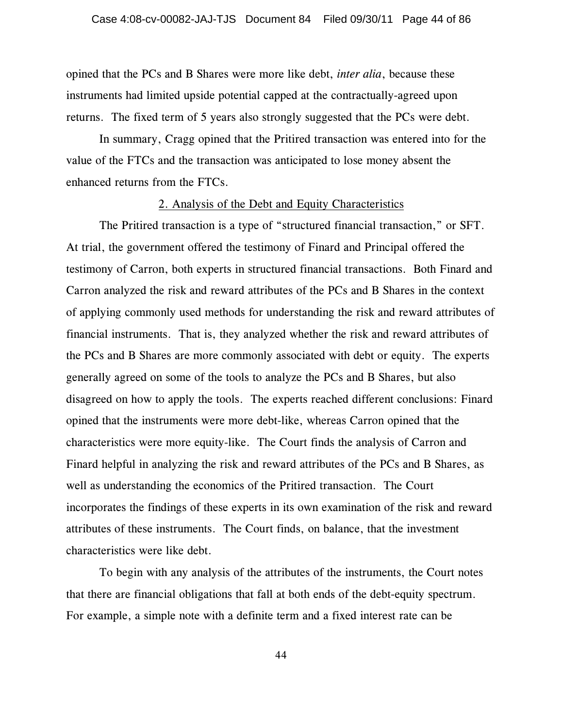opined that the PCs and B Shares were more like debt, *inter alia*, because these instruments had limited upside potential capped at the contractually-agreed upon returns. The fixed term of 5 years also strongly suggested that the PCs were debt.

In summary, Cragg opined that the Pritired transaction was entered into for the value of the FTCs and the transaction was anticipated to lose money absent the enhanced returns from the FTCs.

### 2. Analysis of the Debt and Equity Characteristics

The Pritired transaction is a type of "structured financial transaction," or SFT. At trial, the government offered the testimony of Finard and Principal offered the testimony of Carron, both experts in structured financial transactions. Both Finard and Carron analyzed the risk and reward attributes of the PCs and B Shares in the context of applying commonly used methods for understanding the risk and reward attributes of financial instruments. That is, they analyzed whether the risk and reward attributes of the PCs and B Shares are more commonly associated with debt or equity. The experts generally agreed on some of the tools to analyze the PCs and B Shares, but also disagreed on how to apply the tools. The experts reached different conclusions: Finard opined that the instruments were more debt-like, whereas Carron opined that the characteristics were more equity-like. The Court finds the analysis of Carron and Finard helpful in analyzing the risk and reward attributes of the PCs and B Shares, as well as understanding the economics of the Pritired transaction. The Court incorporates the findings of these experts in its own examination of the risk and reward attributes of these instruments. The Court finds, on balance, that the investment characteristics were like debt.

To begin with any analysis of the attributes of the instruments, the Court notes that there are financial obligations that fall at both ends of the debt-equity spectrum. For example, a simple note with a definite term and a fixed interest rate can be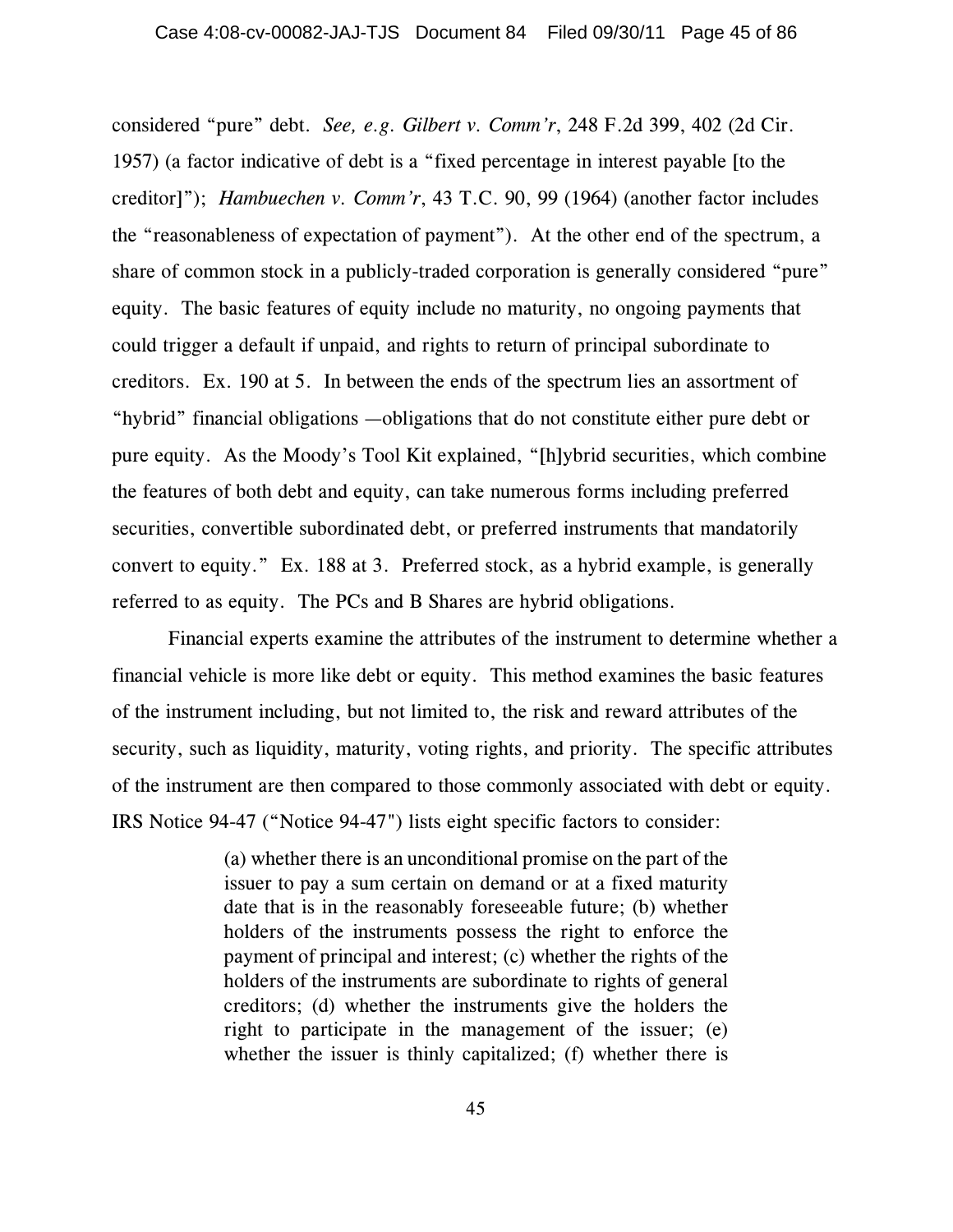considered "pure" debt. *See, e.g. Gilbert v. Comm'r*, 248 F.2d 399, 402 (2d Cir. 1957) (a factor indicative of debt is a "fixed percentage in interest payable [to the creditor]"); *Hambuechen v. Comm'r*, 43 T.C. 90, 99 (1964) (another factor includes the "reasonableness of expectation of payment"). At the other end of the spectrum, a share of common stock in a publicly-traded corporation is generally considered "pure" equity. The basic features of equity include no maturity, no ongoing payments that could trigger a default if unpaid, and rights to return of principal subordinate to creditors. Ex. 190 at 5. In between the ends of the spectrum lies an assortment of "hybrid" financial obligations —obligations that do not constitute either pure debt or pure equity. As the Moody's Tool Kit explained, "[h]ybrid securities, which combine the features of both debt and equity, can take numerous forms including preferred securities, convertible subordinated debt, or preferred instruments that mandatorily convert to equity." Ex. 188 at 3. Preferred stock, as a hybrid example, is generally referred to as equity. The PCs and B Shares are hybrid obligations.

Financial experts examine the attributes of the instrument to determine whether a financial vehicle is more like debt or equity. This method examines the basic features of the instrument including, but not limited to, the risk and reward attributes of the security, such as liquidity, maturity, voting rights, and priority. The specific attributes of the instrument are then compared to those commonly associated with debt or equity. IRS Notice 94-47 ("Notice 94-47") lists eight specific factors to consider:

> (a) whether there is an unconditional promise on the part of the issuer to pay a sum certain on demand or at a fixed maturity date that is in the reasonably foreseeable future; (b) whether holders of the instruments possess the right to enforce the payment of principal and interest; (c) whether the rights of the holders of the instruments are subordinate to rights of general creditors; (d) whether the instruments give the holders the right to participate in the management of the issuer; (e) whether the issuer is thinly capitalized; (f) whether there is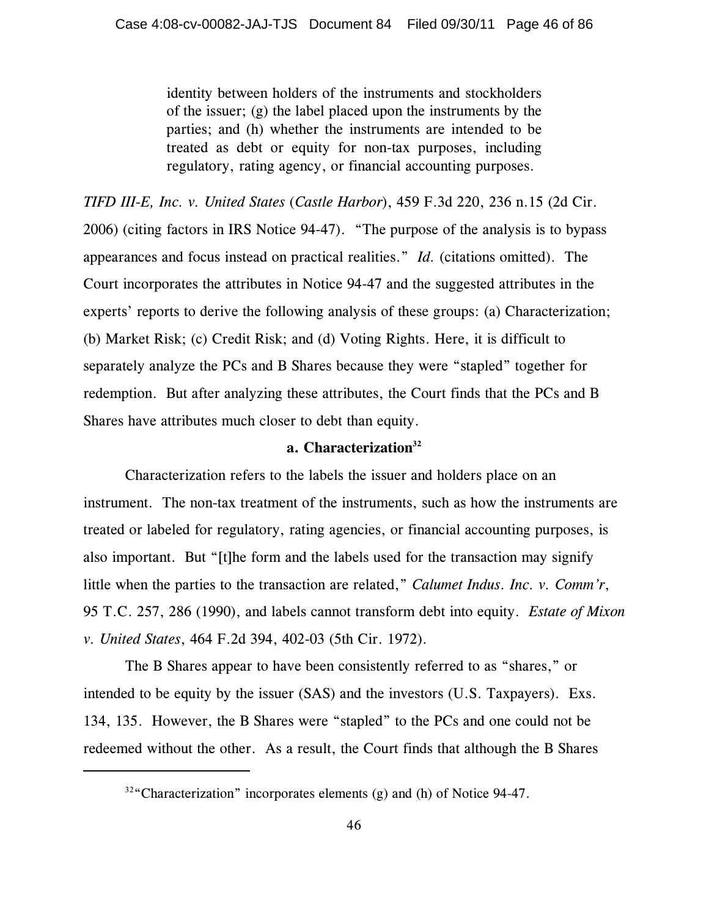> identity between holders of the instruments and stockholders of the issuer; (g) the label placed upon the instruments by the parties; and (h) whether the instruments are intended to be treated as debt or equity for non-tax purposes, including regulatory, rating agency, or financial accounting purposes.

*TIFD III-E, Inc. v. United States* (*Castle Harbor*), 459 F.3d 220, 236 n.15 (2d Cir. 2006) (citing factors in IRS Notice 94-47). "The purpose of the analysis is to bypass appearances and focus instead on practical realities." *Id.* (citations omitted). The Court incorporates the attributes in Notice 94-47 and the suggested attributes in the experts' reports to derive the following analysis of these groups: (a) Characterization; (b) Market Risk; (c) Credit Risk; and (d) Voting Rights. Here, it is difficult to separately analyze the PCs and B Shares because they were "stapled" together for redemption. But after analyzing these attributes, the Court finds that the PCs and B Shares have attributes much closer to debt than equity.

### a. Characterization[32]

Characterization refers to the labels the issuer and holders place on an instrument. The non-tax treatment of the instruments, such as how the instruments are treated or labeled for regulatory, rating agencies, or financial accounting purposes, is also important. But "[t]he form and the labels used for the transaction may signify little when the parties to the transaction are related," *Calumet Indus. Inc. v. Comm'r*, 95 T.C. 257, 286 (1990), and labels cannot transform debt into equity. *Estate of Mixon v. United States*, 464 F.2d 394, 402-03 (5th Cir. 1972).

The B Shares appear to have been consistently referred to as "shares," or intended to be equity by the issuer (SAS) and the investors (U.S. Taxpayers). Exs. 134, 135. However, the B Shares were "stapled" to the PCs and one could not be redeemed without the other. As a result, the Court finds that although the B Shares

---

[32] "Characterization" incorporates elements (g) and (h) of Notice 94-47.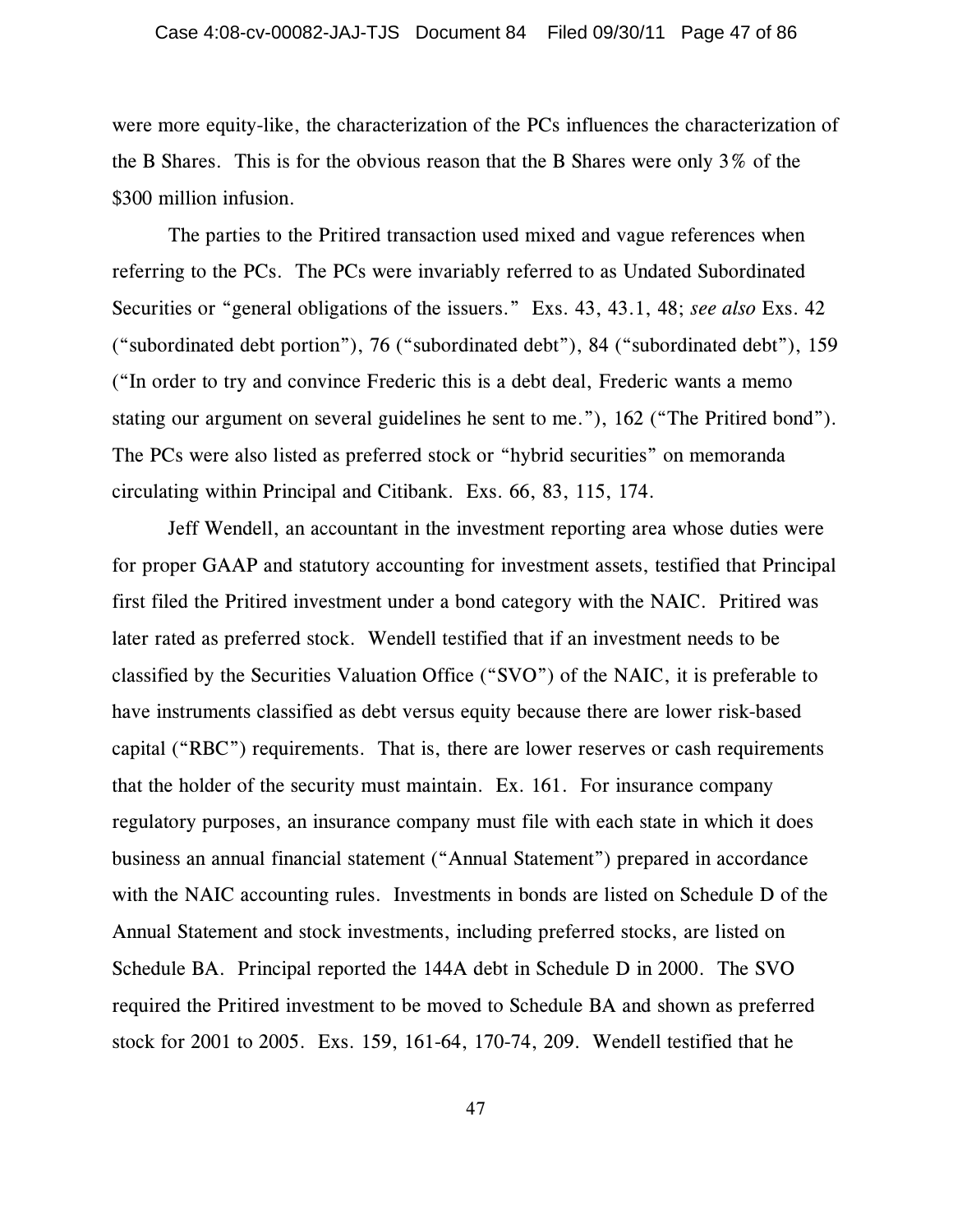were more equity-like, the characterization of the PCs influences the characterization of the B Shares. This is for the obvious reason that the B Shares were only 3% of the $300 million infusion.

The parties to the Pritired transaction used mixed and vague references when referring to the PCs. The PCs were invariably referred to as Undated Subordinated Securities or "general obligations of the issuers." Exs. 43, 43.1, 48; *see also* Exs. 42 ("subordinated debt portion"), 76 ("subordinated debt"), 84 ("subordinated debt"), 159 ("In order to try and convince Frederic this is a debt deal, Frederic wants a memo stating our argument on several guidelines he sent to me."), 162 ("The Pritired bond"). The PCs were also listed as preferred stock or "hybrid securities" on memoranda circulating within Principal and Citibank. Exs. 66, 83, 115, 174.

Jeff Wendell, an accountant in the investment reporting area whose duties were for proper GAAP and statutory accounting for investment assets, testified that Principal first filed the Pritired investment under a bond category with the NAIC. Pritired was later rated as preferred stock. Wendell testified that if an investment needs to be classified by the Securities Valuation Office ("SVO") of the NAIC, it is preferable to have instruments classified as debt versus equity because there are lower risk-based capital ("RBC") requirements. That is, there are lower reserves or cash requirements that the holder of the security must maintain. Ex. 161. For insurance company regulatory purposes, an insurance company must file with each state in which it does business an annual financial statement ("Annual Statement") prepared in accordance with the NAIC accounting rules. Investments in bonds are listed on Schedule D of the Annual Statement and stock investments, including preferred stocks, are listed on Schedule BA. Principal reported the 144A debt in Schedule D in 2000. The SVO required the Pritired investment to be moved to Schedule BA and shown as preferred stock for 2001 to 2005. Exs. 159, 161-64, 170-74, 209. Wendell testified that he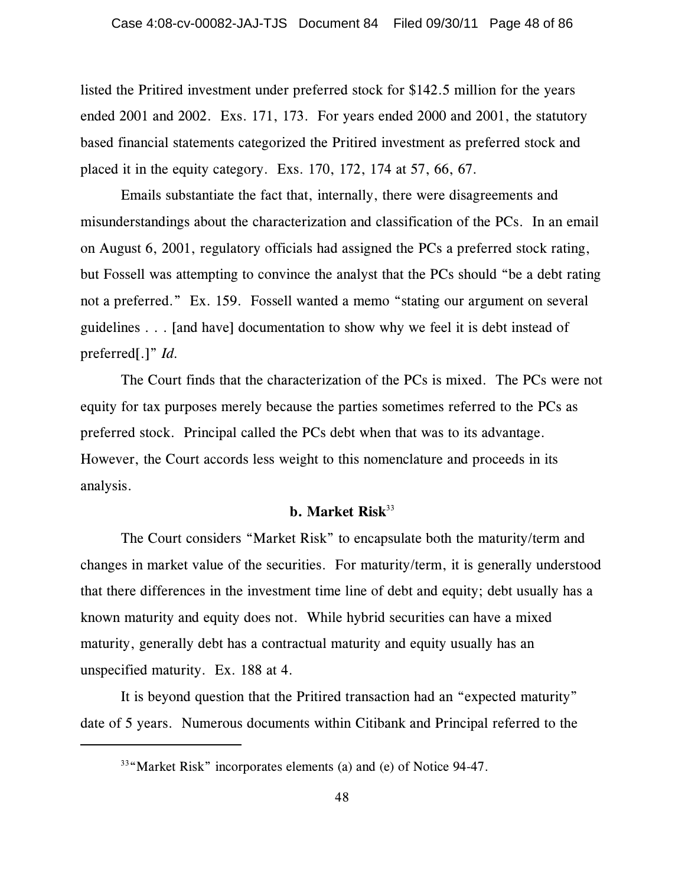listed the Pritired investment under preferred stock for $142.5 million for the years ended 2001 and 2002. Exs. 171, 173. For years ended 2000 and 2001, the statutory based financial statements categorized the Pritired investment as preferred stock and placed it in the equity category. Exs. 170, 172, 174 at 57, 66, 67.

Emails substantiate the fact that, internally, there were disagreements and misunderstandings about the characterization and classification of the PCs. In an email on August 6, 2001, regulatory officials had assigned the PCs a preferred stock rating, but Fossell was attempting to convince the analyst that the PCs should "be a debt rating not a preferred." Ex. 159. Fossell wanted a memo "stating our argument on several guidelines . . . [and have] documentation to show why we feel it is debt instead of preferred[.]" *Id.*

The Court finds that the characterization of the PCs is mixed. The PCs were not equity for tax purposes merely because the parties sometimes referred to the PCs as preferred stock. Principal called the PCs debt when that was to its advantage. However, the Court accords less weight to this nomenclature and proceeds in its analysis.

**b. Market Risk**[33]

The Court considers "Market Risk" to encapsulate both the maturity/term and changes in market value of the securities. For maturity/term, it is generally understood that there differences in the investment time line of debt and equity; debt usually has a known maturity and equity does not. While hybrid securities can have a mixed maturity, generally debt has a contractual maturity and equity usually has an unspecified maturity. Ex. 188 at 4.

It is beyond question that the Pritired transaction had an "expected maturity" date of 5 years. Numerous documents within Citibank and Principal referred to the

[33] "Market Risk" incorporates elements (a) and (e) of Notice 94-47.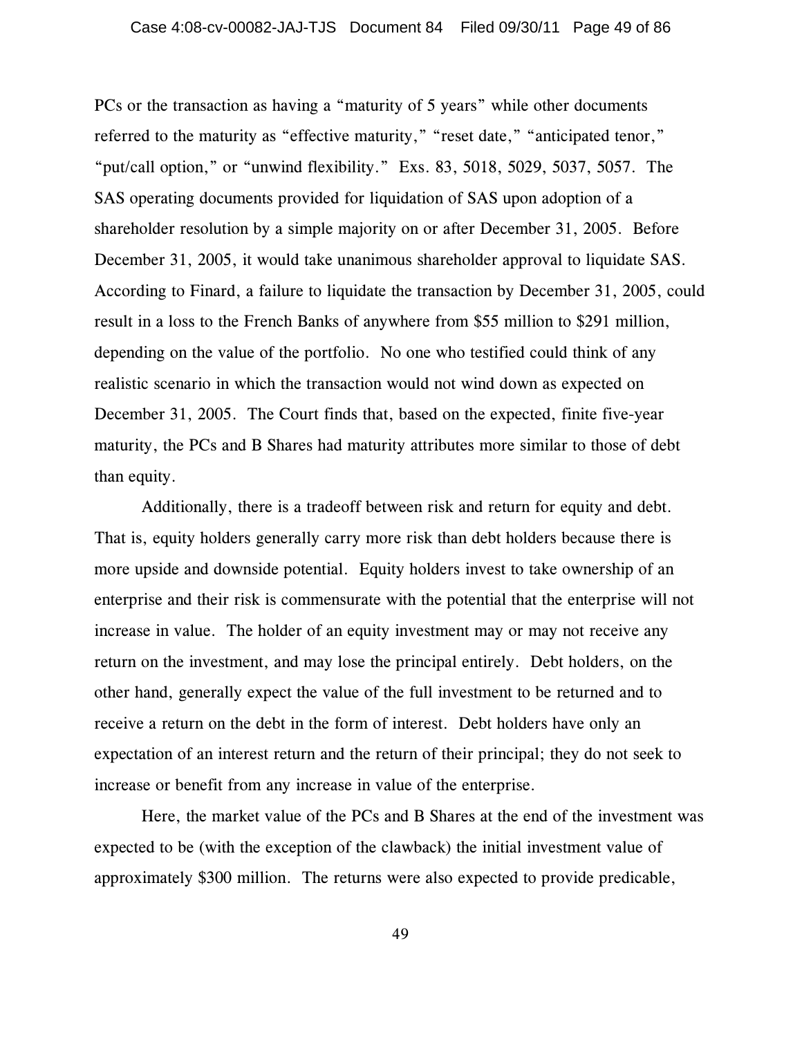PCs or the transaction as having a "maturity of 5 years" while other documents referred to the maturity as "effective maturity," "reset date," "anticipated tenor," "put/call option," or "unwind flexibility." Exs. 83, 5018, 5029, 5037, 5057. The SAS operating documents provided for liquidation of SAS upon adoption of a shareholder resolution by a simple majority on or after December 31, 2005. Before December 31, 2005, it would take unanimous shareholder approval to liquidate SAS. According to Finard, a failure to liquidate the transaction by December 31, 2005, could result in a loss to the French Banks of anywhere from $55 million to $291 million, depending on the value of the portfolio. No one who testified could think of any realistic scenario in which the transaction would not wind down as expected on December 31, 2005. The Court finds that, based on the expected, finite five-year maturity, the PCs and B Shares had maturity attributes more similar to those of debt than equity.

Additionally, there is a tradeoff between risk and return for equity and debt. That is, equity holders generally carry more risk than debt holders because there is more upside and downside potential. Equity holders invest to take ownership of an enterprise and their risk is commensurate with the potential that the enterprise will not increase in value. The holder of an equity investment may or may not receive any return on the investment, and may lose the principal entirely. Debt holders, on the other hand, generally expect the value of the full investment to be returned and to receive a return on the debt in the form of interest. Debt holders have only an expectation of an interest return and the return of their principal; they do not seek to increase or benefit from any increase in value of the enterprise.

Here, the market value of the PCs and B Shares at the end of the investment was expected to be (with the exception of the clawback) the initial investment value of approximately $300 million. The returns were also expected to provide predicable,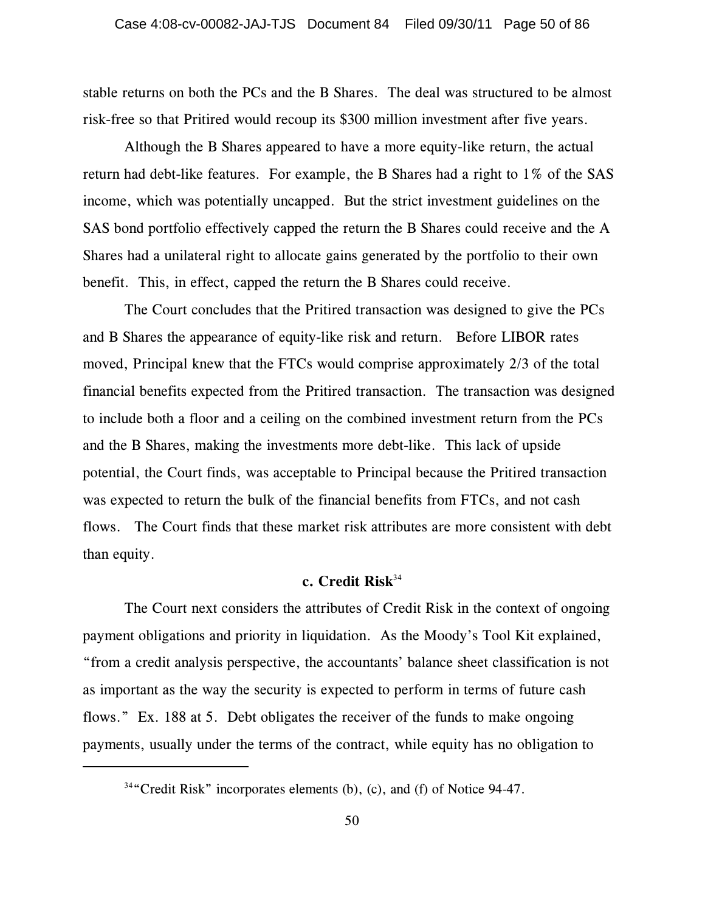stable returns on both the PCs and the B Shares. The deal was structured to be almost risk-free so that Pritired would recoup its $300 million investment after five years.

Although the B Shares appeared to have a more equity-like return, the actual return had debt-like features. For example, the B Shares had a right to 1% of the SAS income, which was potentially uncapped. But the strict investment guidelines on the SAS bond portfolio effectively capped the return the B Shares could receive and the A Shares had a unilateral right to allocate gains generated by the portfolio to their own benefit. This, in effect, capped the return the B Shares could receive.

The Court concludes that the Pritired transaction was designed to give the PCs and B Shares the appearance of equity-like risk and return. Before LIBOR rates moved, Principal knew that the FTCs would comprise approximately 2/3 of the total financial benefits expected from the Pritired transaction. The transaction was designed to include both a floor and a ceiling on the combined investment return from the PCs and the B Shares, making the investments more debt-like. This lack of upside potential, the Court finds, was acceptable to Principal because the Pritired transaction was expected to return the bulk of the financial benefits from FTCs, and not cash flows. The Court finds that these market risk attributes are more consistent with debt than equity.

### c. Credit Risk[34]

The Court next considers the attributes of Credit Risk in the context of ongoing payment obligations and priority in liquidation. As the Moody's Tool Kit explained, "from a credit analysis perspective, the accountants' balance sheet classification is not as important as the way the security is expected to perform in terms of future cash flows." Ex. 188 at 5. Debt obligates the receiver of the funds to make ongoing payments, usually under the terms of the contract, while equity has no obligation to

---

[34] "Credit Risk" incorporates elements (b), (c), and (f) of Notice 94-47.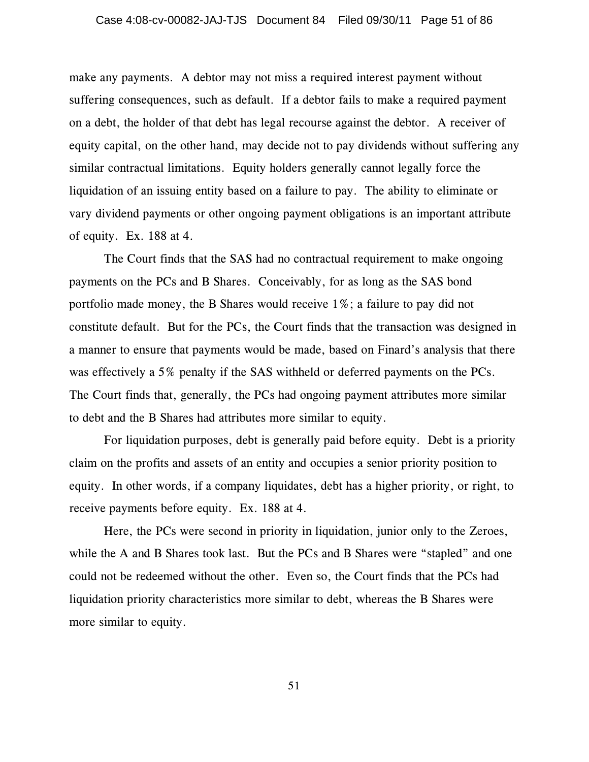make any payments. A debtor may not miss a required interest payment without suffering consequences, such as default. If a debtor fails to make a required payment on a debt, the holder of that debt has legal recourse against the debtor. A receiver of equity capital, on the other hand, may decide not to pay dividends without suffering any similar contractual limitations. Equity holders generally cannot legally force the liquidation of an issuing entity based on a failure to pay. The ability to eliminate or vary dividend payments or other ongoing payment obligations is an important attribute of equity. Ex. 188 at 4.

The Court finds that the SAS had no contractual requirement to make ongoing payments on the PCs and B Shares. Conceivably, for as long as the SAS bond portfolio made money, the B Shares would receive 1%; a failure to pay did not constitute default. But for the PCs, the Court finds that the transaction was designed in a manner to ensure that payments would be made, based on Finard's analysis that there was effectively a 5% penalty if the SAS withheld or deferred payments on the PCs. The Court finds that, generally, the PCs had ongoing payment attributes more similar to debt and the B Shares had attributes more similar to equity.

For liquidation purposes, debt is generally paid before equity. Debt is a priority claim on the profits and assets of an entity and occupies a senior priority position to equity. In other words, if a company liquidates, debt has a higher priority, or right, to receive payments before equity. Ex. 188 at 4.

Here, the PCs were second in priority in liquidation, junior only to the Zeroes, while the A and B Shares took last. But the PCs and B Shares were "stapled" and one could not be redeemed without the other. Even so, the Court finds that the PCs had liquidation priority characteristics more similar to debt, whereas the B Shares were more similar to equity.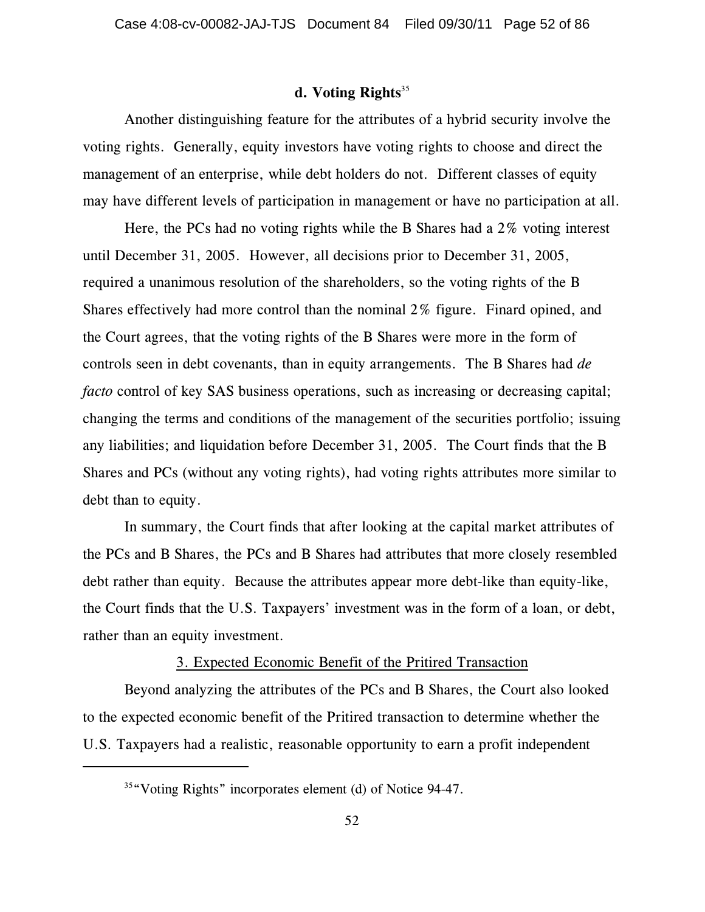#### d. Voting Rights[35]

Another distinguishing feature for the attributes of a hybrid security involve the voting rights. Generally, equity investors have voting rights to choose and direct the management of an enterprise, while debt holders do not. Different classes of equity may have different levels of participation in management or have no participation at all.

Here, the PCs had no voting rights while the B Shares had a 2% voting interest until December 31, 2005. However, all decisions prior to December 31, 2005, required a unanimous resolution of the shareholders, so the voting rights of the B Shares effectively had more control than the nominal 2% figure. Finard opined, and the Court agrees, that the voting rights of the B Shares were more in the form of controls seen in debt covenants, than in equity arrangements. The B Shares had *de facto* control of key SAS business operations, such as increasing or decreasing capital; changing the terms and conditions of the management of the securities portfolio; issuing any liabilities; and liquidation before December 31, 2005. The Court finds that the B Shares and PCs (without any voting rights), had voting rights attributes more similar to debt than to equity.

In summary, the Court finds that after looking at the capital market attributes of the PCs and B Shares, the PCs and B Shares had attributes that more closely resembled debt rather than equity. Because the attributes appear more debt-like than equity-like, the Court finds that the U.S. Taxpayers' investment was in the form of a loan, or debt, rather than an equity investment.

3. Expected Economic Benefit of the Pritired Transaction

Beyond analyzing the attributes of the PCs and B Shares, the Court also looked to the expected economic benefit of the Pritired transaction to determine whether the U.S. Taxpayers had a realistic, reasonable opportunity to earn a profit independent

[35] "Voting Rights" incorporates element (d) of Notice 94-47.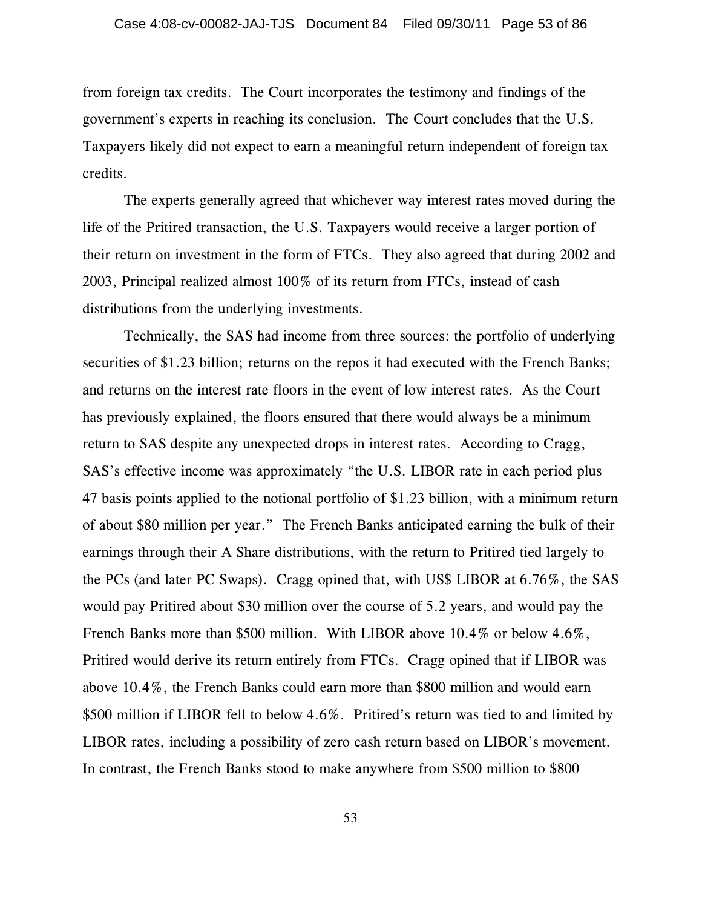from foreign tax credits. The Court incorporates the testimony and findings of the government's experts in reaching its conclusion. The Court concludes that the U.S. Taxpayers likely did not expect to earn a meaningful return independent of foreign tax credits.

The experts generally agreed that whichever way interest rates moved during the life of the Pritired transaction, the U.S. Taxpayers would receive a larger portion of their return on investment in the form of FTCs. They also agreed that during 2002 and 2003, Principal realized almost 100% of its return from FTCs, instead of cash distributions from the underlying investments.

Technically, the SAS had income from three sources: the portfolio of underlying securities of $1.23 billion; returns on the repos it had executed with the French Banks; and returns on the interest rate floors in the event of low interest rates. As the Court has previously explained, the floors ensured that there would always be a minimum return to SAS despite any unexpected drops in interest rates. According to Cragg, SAS's effective income was approximately "the U.S. LIBOR rate in each period plus 47 basis points applied to the notional portfolio of $1.23 billion, with a minimum return of about $80 million per year." The French Banks anticipated earning the bulk of their earnings through their A Share distributions, with the return to Pritired tied largely to the PCs (and later PC Swaps). Cragg opined that, with US$ LIBOR at 6.76%, the SAS would pay Pritired about $30 million over the course of 5.2 years, and would pay the French Banks more than $500 million. With LIBOR above 10.4% or below 4.6%, Pritired would derive its return entirely from FTCs. Cragg opined that if LIBOR was above 10.4%, the French Banks could earn more than $800 million and would earn $500 million if LIBOR fell to below 4.6%. Pritired's return was tied to and limited by LIBOR rates, including a possibility of zero cash return based on LIBOR's movement. In contrast, the French Banks stood to make anywhere from $500 million to $800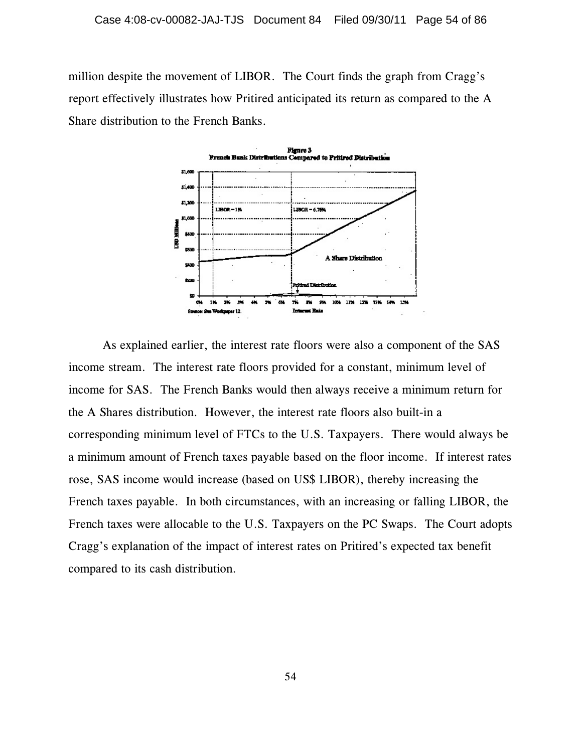million despite the movement of LIBOR. The Court finds the graph from Cragg's report effectively illustrates how Pritired anticipated its return as compared to the A Share distribution to the French Banks.

Figure 3
French Bank Distributions Compared to Pritired Distribution

As explained earlier, the interest rate floors were also a component of the SAS income stream. The interest rate floors provided for a constant, minimum level of income for SAS. The French Banks would then always receive a minimum return for the A Shares distribution. However, the interest rate floors also built-in a corresponding minimum level of FTCs to the U.S. Taxpayers. There would always be a minimum amount of French taxes payable based on the floor income. If interest rates rose, SAS income would increase (based on US$ LIBOR), thereby increasing the French taxes payable. In both circumstances, with an increasing or falling LIBOR, the French taxes were allocable to the U.S. Taxpayers on the PC Swaps. The Court adopts Cragg's explanation of the impact of interest rates on Pritired's expected tax benefit compared to its cash distribution.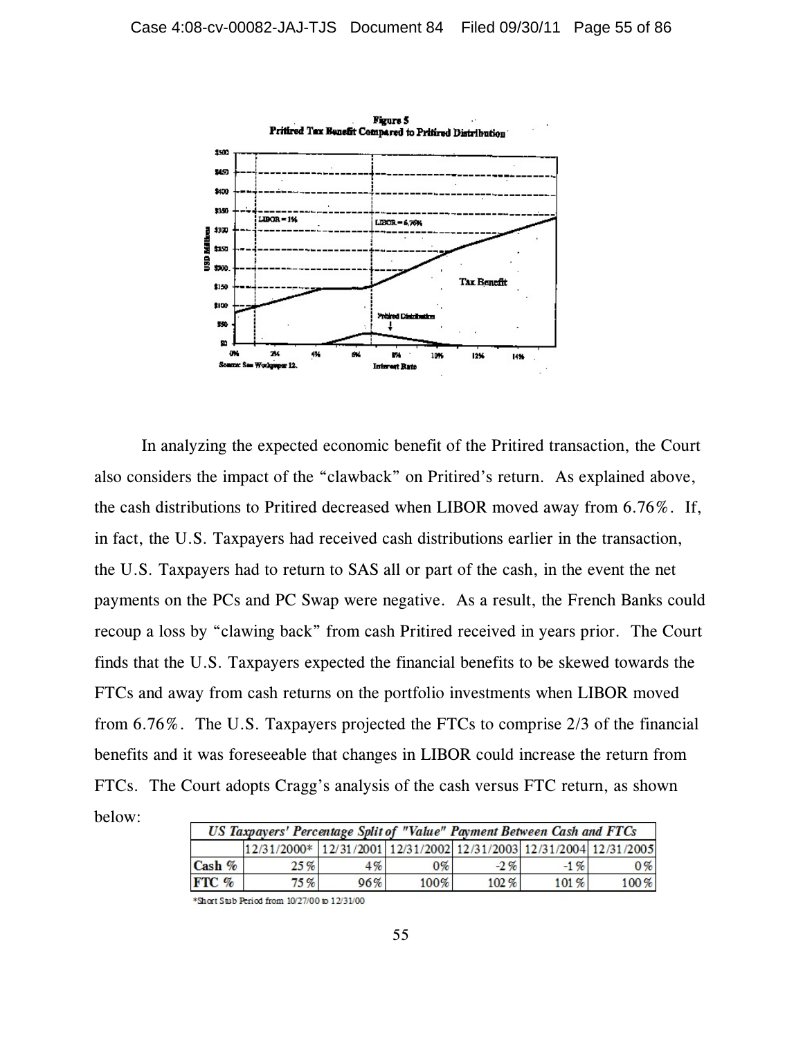**Figure 5**
**Pritired Tax Benefit Compared to Pritired Distribution**

Source: See Workpaper 12.

In analyzing the expected economic benefit of the Pritired transaction, the Court also considers the impact of the "clawback" on Pritired's return. As explained above, the cash distributions to Pritired decreased when LIBOR moved away from 6.76%. If, in fact, the U.S. Taxpayers had received cash distributions earlier in the transaction, the U.S. Taxpayers had to return to SAS all or part of the cash, in the event the net payments on the PCs and PC Swap were negative. As a result, the French Banks could recoup a loss by "clawing back" from cash Pritired received in years prior. The Court finds that the U.S. Taxpayers expected the financial benefits to be skewed towards the FTCs and away from cash returns on the portfolio investments when LIBOR moved from 6.76%. The U.S. Taxpayers projected the FTCs to comprise 2/3 of the financial benefits and it was foreseeable that changes in LIBOR could increase the return from FTCs. The Court adopts Cragg's analysis of the cash versus FTC return, as shown below:

| *US Taxpayers' Percentage Split of "Value" Payment Between Cash and FTCs* | | | | | | |
|---|---|---|---|---|---|---|
| | 12/31/2000* | 12/31/2001 | 12/31/2002 | 12/31/2003 | 12/31/2004 | 12/31/2005 |
| **Cash %** | 25% | 4% | 0% | -2% | -1% | 0% |
| **FTC %** | 75% | 96% | 100% | 102% | 101% | 100% |

*Short Sub Period from 10/27/00 to 12/31/00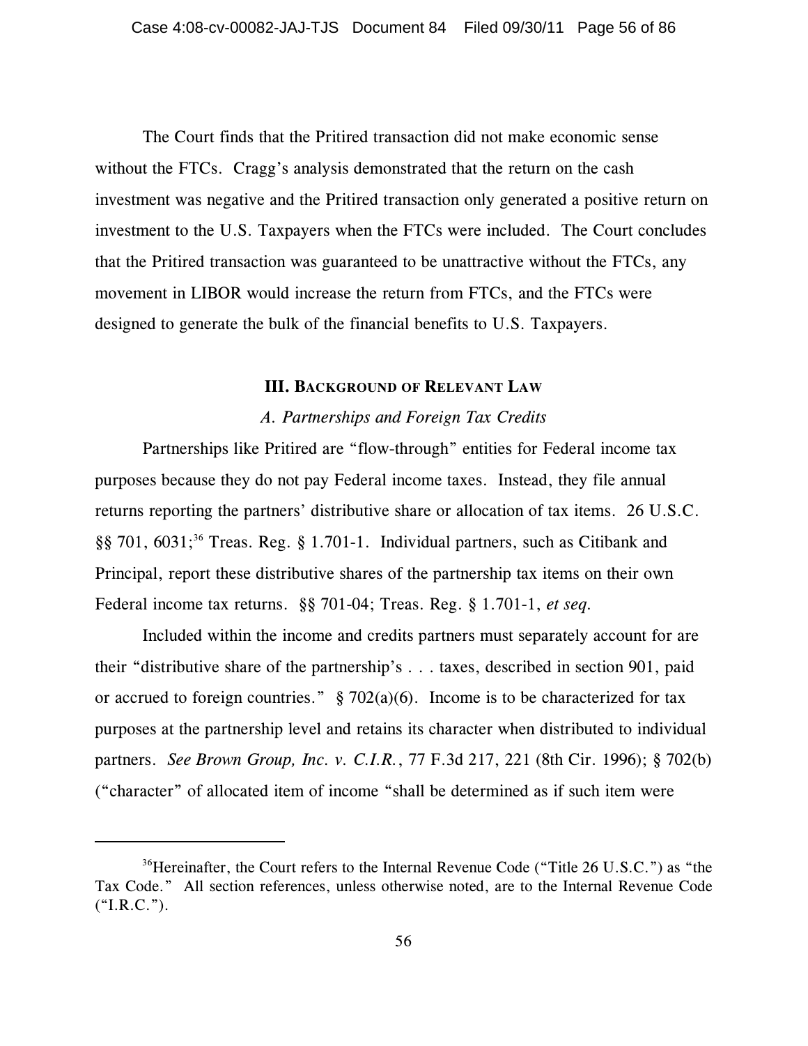The Court finds that the Pritired transaction did not make economic sense without the FTCs. Cragg's analysis demonstrated that the return on the cash investment was negative and the Pritired transaction only generated a positive return on investment to the U.S. Taxpayers when the FTCs were included. The Court concludes that the Pritired transaction was guaranteed to be unattractive without the FTCs, any movement in LIBOR would increase the return from FTCs, and the FTCs were designed to generate the bulk of the financial benefits to U.S. Taxpayers.

## III. BACKGROUND OF RELEVANT LAW

### *A. Partnerships and Foreign Tax Credits*

Partnerships like Pritired are "flow-through" entities for Federal income tax purposes because they do not pay Federal income taxes. Instead, they file annual returns reporting the partners' distributive share or allocation of tax items. 26 U.S.C. §§ 701, 6031;[36] Treas. Reg. § 1.701-1. Individual partners, such as Citibank and Principal, report these distributive shares of the partnership tax items on their own Federal income tax returns. §§ 701-04; Treas. Reg. § 1.701-1, *et seq.*

Included within the income and credits partners must separately account for are their "distributive share of the partnership's . . . taxes, described in section 901, paid or accrued to foreign countries." § 702(a)(6). Income is to be characterized for tax purposes at the partnership level and retains its character when distributed to individual partners. *See Brown Group, Inc. v. C.I.R.*, 77 F.3d 217, 221 (8th Cir. 1996); § 702(b) ("character" of allocated item of income "shall be determined as if such item were

---

[36]Hereinafter, the Court refers to the Internal Revenue Code ("Title 26 U.S.C.") as "the Tax Code." All section references, unless otherwise noted, are to the Internal Revenue Code ("I.R.C.").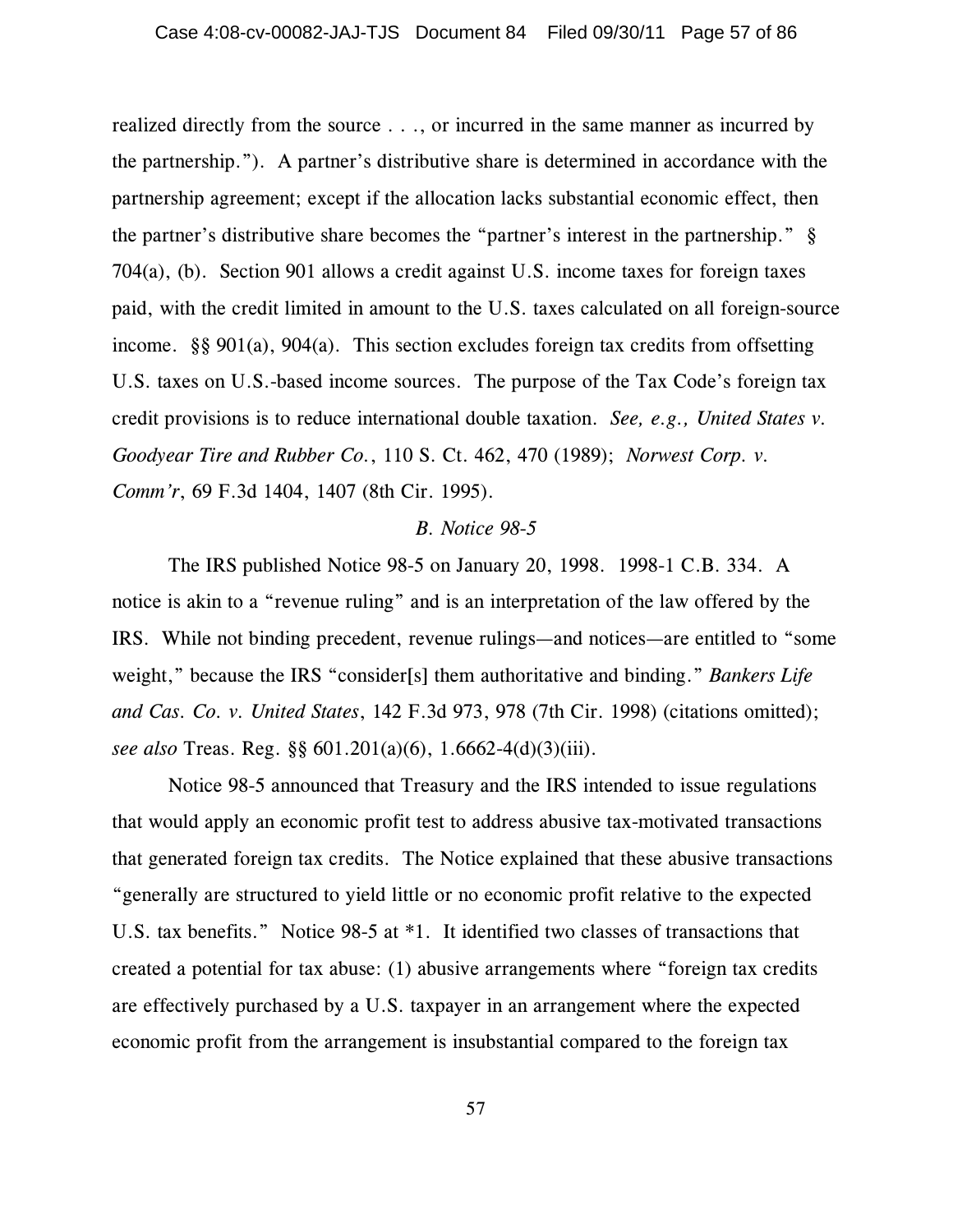realized directly from the source . . ., or incurred in the same manner as incurred by the partnership."). A partner's distributive share is determined in accordance with the partnership agreement; except if the allocation lacks substantial economic effect, then the partner's distributive share becomes the "partner's interest in the partnership." § 704(a), (b). Section 901 allows a credit against U.S. income taxes for foreign taxes paid, with the credit limited in amount to the U.S. taxes calculated on all foreign-source income. §§ 901(a), 904(a). This section excludes foreign tax credits from offsetting U.S. taxes on U.S.-based income sources. The purpose of the Tax Code's foreign tax credit provisions is to reduce international double taxation. *See, e.g., United States v. Goodyear Tire and Rubber Co.*, 110 S. Ct. 462, 470 (1989); *Norwest Corp. v. Comm'r*, 69 F.3d 1404, 1407 (8th Cir. 1995).

*B. Notice 98-5*

The IRS published Notice 98-5 on January 20, 1998. 1998-1 C.B. 334. A notice is akin to a "revenue ruling" and is an interpretation of the law offered by the IRS. While not binding precedent, revenue rulings—and notices—are entitled to "some weight," because the IRS "consider[s] them authoritative and binding." *Bankers Life and Cas. Co. v. United States*, 142 F.3d 973, 978 (7th Cir. 1998) (citations omitted); *see also* Treas. Reg. §§ 601.201(a)(6), 1.6662-4(d)(3)(iii).

Notice 98-5 announced that Treasury and the IRS intended to issue regulations that would apply an economic profit test to address abusive tax-motivated transactions that generated foreign tax credits. The Notice explained that these abusive transactions "generally are structured to yield little or no economic profit relative to the expected U.S. tax benefits." Notice 98-5 at *1. It identified two classes of transactions that created a potential for tax abuse: (1) abusive arrangements where "foreign tax credits are effectively purchased by a U.S. taxpayer in an arrangement where the expected economic profit from the arrangement is insubstantial compared to the foreign tax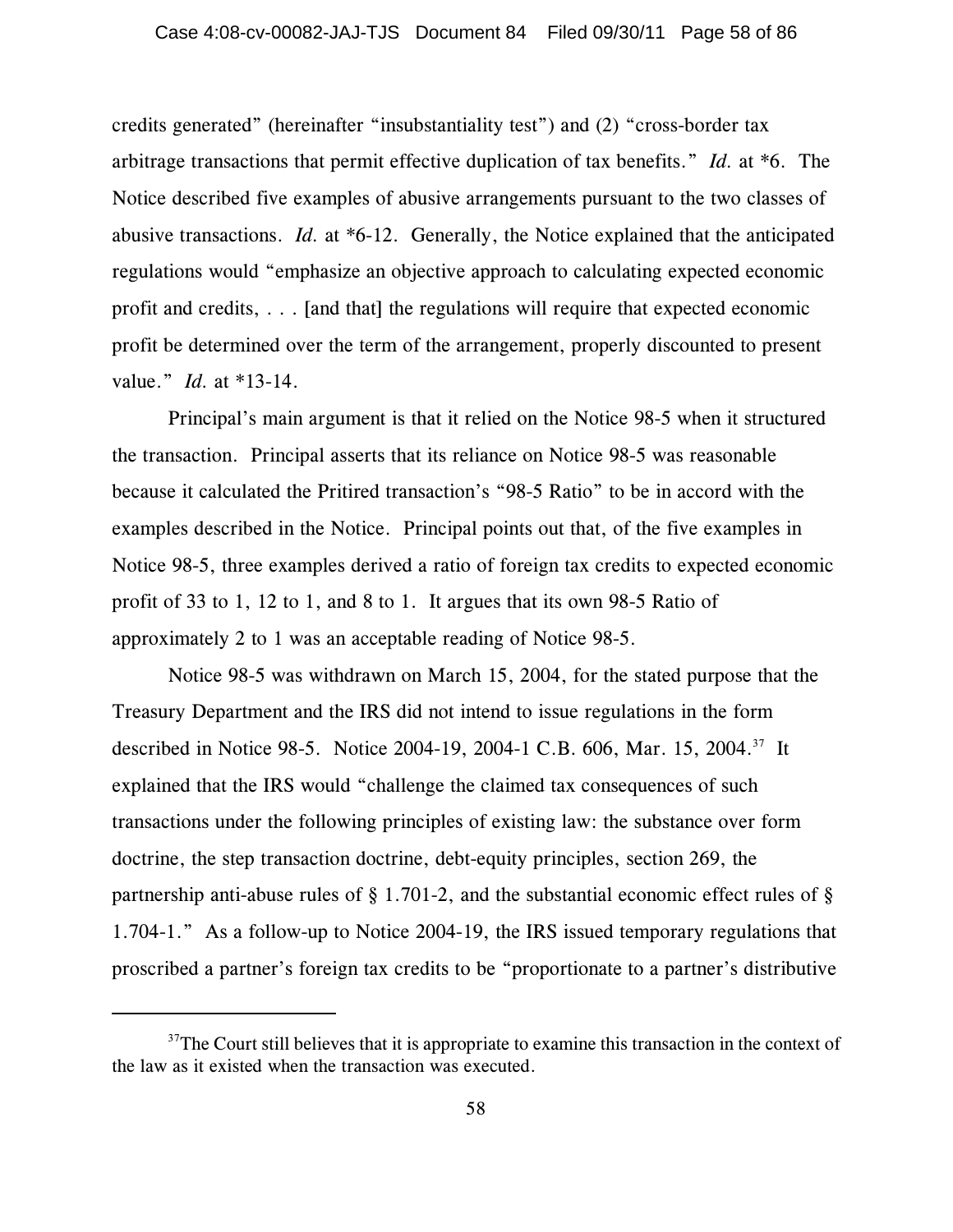credits generated" (hereinafter "insubstantiality test") and (2) "cross-border tax arbitrage transactions that permit effective duplication of tax benefits." *Id.* at *6. The Notice described five examples of abusive arrangements pursuant to the two classes of abusive transactions. *Id.* at *6-12. Generally, the Notice explained that the anticipated regulations would "emphasize an objective approach to calculating expected economic profit and credits, . . . [and that] the regulations will require that expected economic profit be determined over the term of the arrangement, properly discounted to present value." *Id.* at *13-14.

Principal's main argument is that it relied on the Notice 98-5 when it structured the transaction. Principal asserts that its reliance on Notice 98-5 was reasonable because it calculated the Pritired transaction's "98-5 Ratio" to be in accord with the examples described in the Notice. Principal points out that, of the five examples in Notice 98-5, three examples derived a ratio of foreign tax credits to expected economic profit of 33 to 1, 12 to 1, and 8 to 1. It argues that its own 98-5 Ratio of approximately 2 to 1 was an acceptable reading of Notice 98-5.

Notice 98-5 was withdrawn on March 15, 2004, for the stated purpose that the Treasury Department and the IRS did not intend to issue regulations in the form described in Notice 98-5. Notice 2004-19, 2004-1 C.B. 606, Mar. 15, 2004.[37] It explained that the IRS would "challenge the claimed tax consequences of such transactions under the following principles of existing law: the substance over form doctrine, the step transaction doctrine, debt-equity principles, section 269, the partnership anti-abuse rules of § 1.701-2, and the substantial economic effect rules of § 1.704-1." As a follow-up to Notice 2004-19, the IRS issued temporary regulations that proscribed a partner's foreign tax credits to be "proportionate to a partner's distributive

---

[37] The Court still believes that it is appropriate to examine this transaction in the context of the law as it existed when the transaction was executed.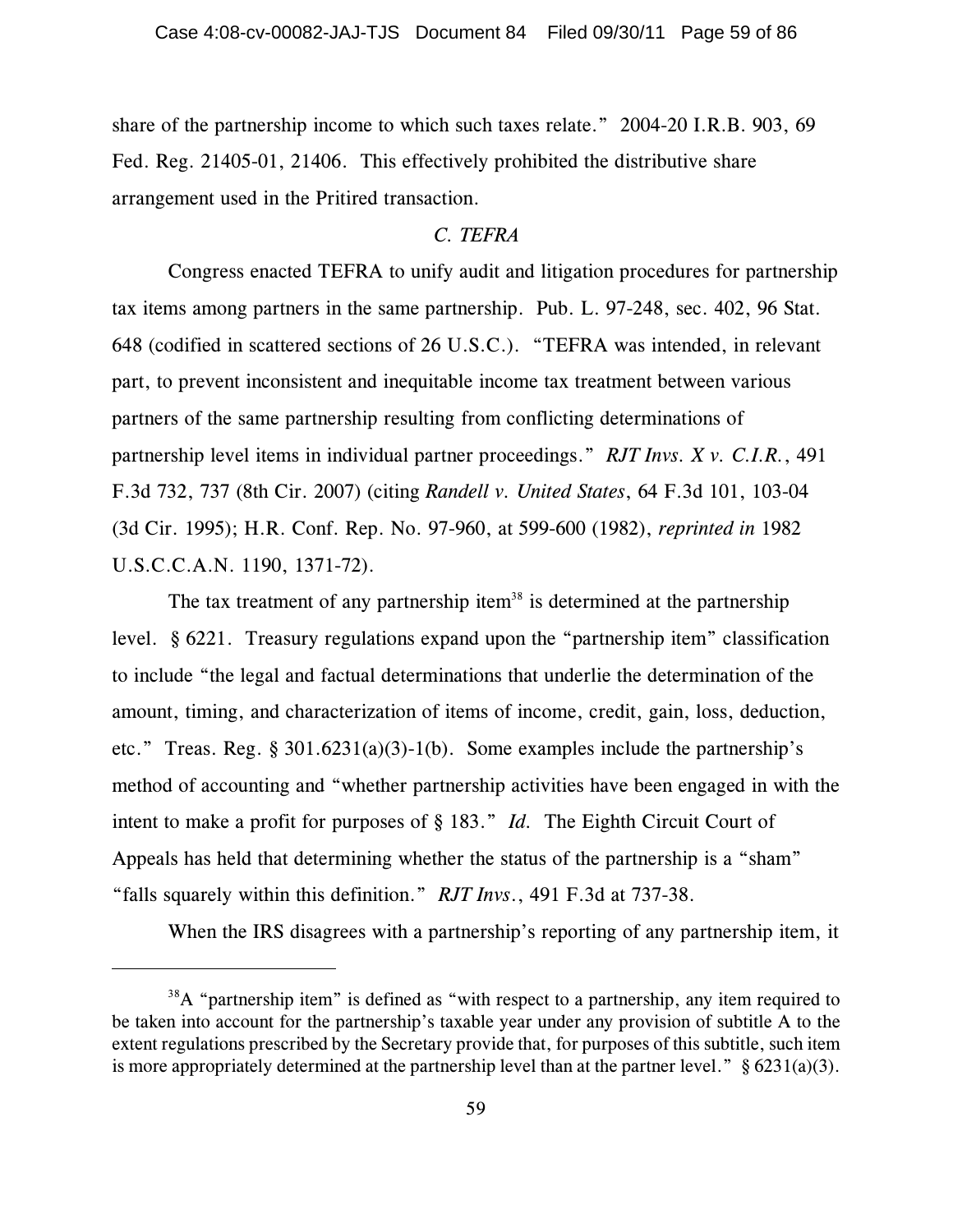share of the partnership income to which such taxes relate." 2004-20 I.R.B. 903, 69 Fed. Reg. 21405-01, 21406. This effectively prohibited the distributive share arrangement used in the Pritired transaction.

### *C. TEFRA*

Congress enacted TEFRA to unify audit and litigation procedures for partnership tax items among partners in the same partnership. Pub. L. 97-248, sec. 402, 96 Stat. 648 (codified in scattered sections of 26 U.S.C.). "TEFRA was intended, in relevant part, to prevent inconsistent and inequitable income tax treatment between various partners of the same partnership resulting from conflicting determinations of partnership level items in individual partner proceedings." *RJT Invs. X v. C.I.R.*, 491 F.3d 732, 737 (8th Cir. 2007) (citing *Randell v. United States*, 64 F.3d 101, 103-04 (3d Cir. 1995); H.R. Conf. Rep. No. 97-960, at 599-600 (1982), *reprinted in* 1982 U.S.C.C.A.N. 1190, 1371-72).

The tax treatment of any partnership item[38] is determined at the partnership level. § 6221. Treasury regulations expand upon the "partnership item" classification to include "the legal and factual determinations that underlie the determination of the amount, timing, and characterization of items of income, credit, gain, loss, deduction, etc." Treas. Reg. § 301.6231(a)(3)-1(b). Some examples include the partnership's method of accounting and "whether partnership activities have been engaged in with the intent to make a profit for purposes of § 183." *Id.* The Eighth Circuit Court of Appeals has held that determining whether the status of the partnership is a "sham" "falls squarely within this definition." *RJT Invs.*, 491 F.3d at 737-38.

When the IRS disagrees with a partnership's reporting of any partnership item, it

---

[38] A "partnership item" is defined as "with respect to a partnership, any item required to be taken into account for the partnership's taxable year under any provision of subtitle A to the extent regulations prescribed by the Secretary provide that, for purposes of this subtitle, such item is more appropriately determined at the partnership level than at the partner level." § 6231(a)(3).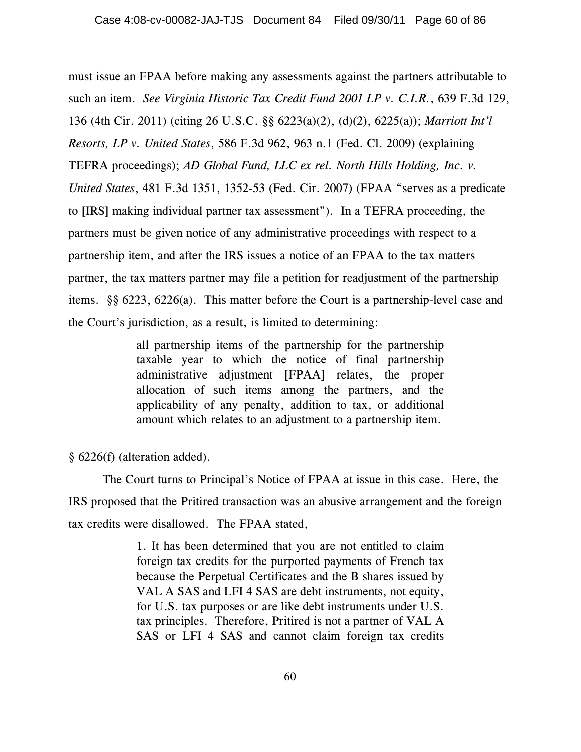must issue an FPAA before making any assessments against the partners attributable to such an item. *See Virginia Historic Tax Credit Fund 2001 LP v. C.I.R.*, 639 F.3d 129, 136 (4th Cir. 2011) (citing 26 U.S.C. §§ 6223(a)(2), (d)(2), 6225(a)); *Marriott Int'l Resorts, LP v. United States*, 586 F.3d 962, 963 n.1 (Fed. Cl. 2009) (explaining TEFRA proceedings); *AD Global Fund, LLC ex rel. North Hills Holding, Inc. v. United States*, 481 F.3d 1351, 1352-53 (Fed. Cir. 2007) (FPAA "serves as a predicate to [IRS] making individual partner tax assessment"). In a TEFRA proceeding, the partners must be given notice of any administrative proceedings with respect to a partnership item, and after the IRS issues a notice of an FPAA to the tax matters partner, the tax matters partner may file a petition for readjustment of the partnership items. §§ 6223, 6226(a). This matter before the Court is a partnership-level case and the Court's jurisdiction, as a result, is limited to determining:

> all partnership items of the partnership for the partnership taxable year to which the notice of final partnership administrative adjustment [FPAA] relates, the proper allocation of such items among the partners, and the applicability of any penalty, addition to tax, or additional amount which relates to an adjustment to a partnership item.

§ 6226(f) (alteration added).

The Court turns to Principal's Notice of FPAA at issue in this case. Here, the IRS proposed that the Pritired transaction was an abusive arrangement and the foreign tax credits were disallowed. The FPAA stated,

> 1. It has been determined that you are not entitled to claim foreign tax credits for the purported payments of French tax because the Perpetual Certificates and the B shares issued by VAL A SAS and LFI 4 SAS are debt instruments, not equity, for U.S. tax purposes or are like debt instruments under U.S. tax principles. Therefore, Pritired is not a partner of VAL A SAS or LFI 4 SAS and cannot claim foreign tax credits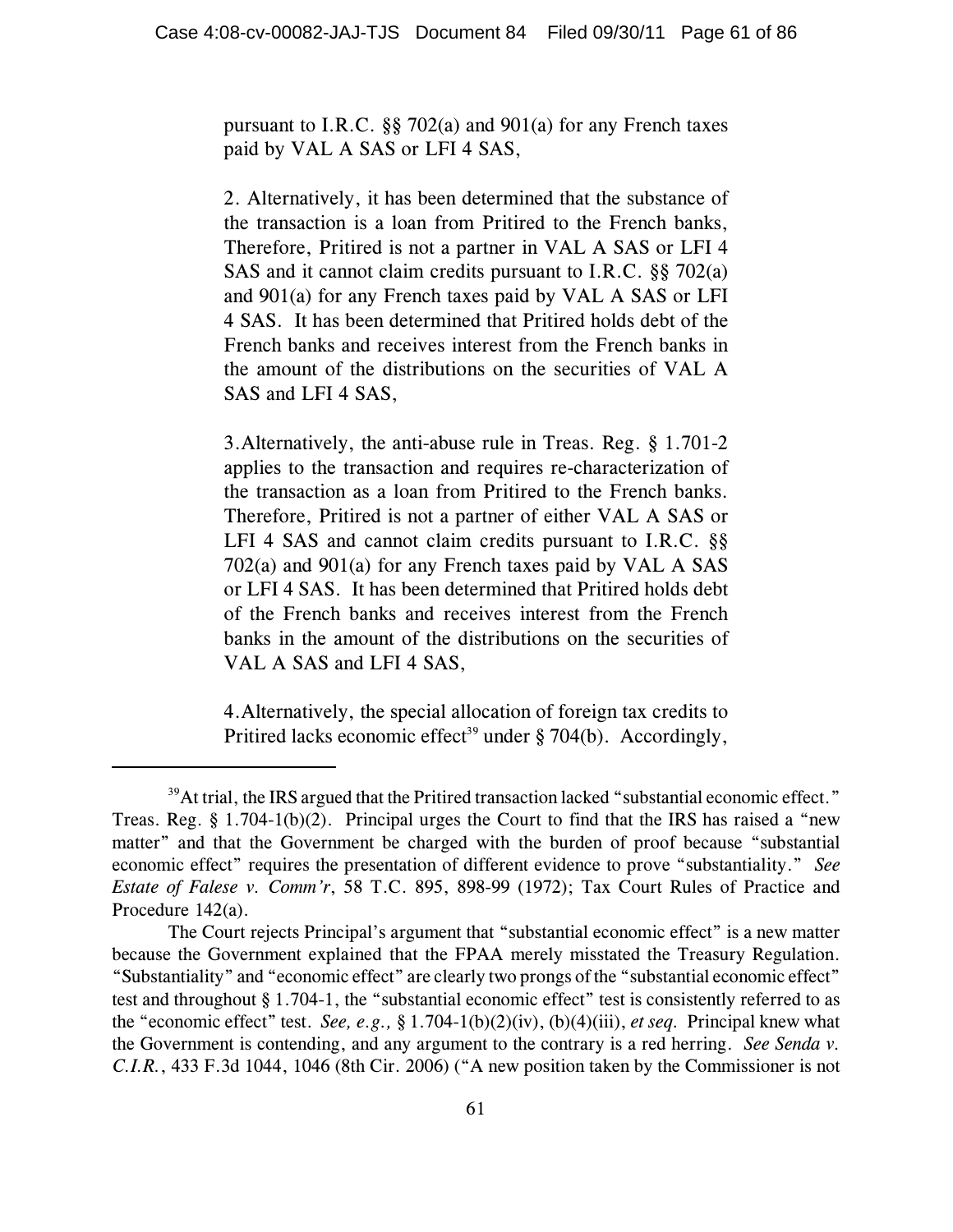pursuant to I.R.C. §§ 702(a) and 901(a) for any French taxes paid by VAL A SAS or LFI 4 SAS,

2. Alternatively, it has been determined that the substance of the transaction is a loan from Pritired to the French banks, Therefore, Pritired is not a partner in VAL A SAS or LFI 4 SAS and it cannot claim credits pursuant to I.R.C. §§ 702(a) and 901(a) for any French taxes paid by VAL A SAS or LFI 4 SAS. It has been determined that Pritired holds debt of the French banks and receives interest from the French banks in the amount of the distributions on the securities of VAL A SAS and LFI 4 SAS,

3. Alternatively, the anti-abuse rule in Treas. Reg. § 1.701-2 applies to the transaction and requires re-characterization of the transaction as a loan from Pritired to the French banks. Therefore, Pritired is not a partner of either VAL A SAS or LFI 4 SAS and cannot claim credits pursuant to I.R.C. §§ 702(a) and 901(a) for any French taxes paid by VAL A SAS or LFI 4 SAS. It has been determined that Pritired holds debt of the French banks and receives interest from the French banks in the amount of the distributions on the securities of VAL A SAS and LFI 4 SAS,

4. Alternatively, the special allocation of foreign tax credits to Pritired lacks economic effect[39] under § 704(b). Accordingly,

---

[39] At trial, the IRS argued that the Pritired transaction lacked "substantial economic effect." Treas. Reg. § 1.704-1(b)(2). Principal urges the Court to find that the IRS has raised a "new matter" and that the Government be charged with the burden of proof because "substantial economic effect" requires the presentation of different evidence to prove "substantiality." *See Estate of Falese v. Comm'r*, 58 T.C. 895, 898-99 (1972); Tax Court Rules of Practice and Procedure 142(a).

The Court rejects Principal's argument that "substantial economic effect" is a new matter because the Government explained that the FPAA merely misstated the Treasury Regulation. "Substantiality" and "economic effect" are clearly two prongs of the "substantial economic effect" test and throughout § 1.704-1, the "substantial economic effect" test is consistently referred to as the "economic effect" test. *See, e.g.,* § 1.704-1(b)(2)(iv), (b)(4)(iii), *et seq.* Principal knew what the Government is contending, and any argument to the contrary is a red herring. *See Senda v. C.I.R.*, 433 F.3d 1044, 1046 (8th Cir. 2006) ("A new position taken by the Commissioner is not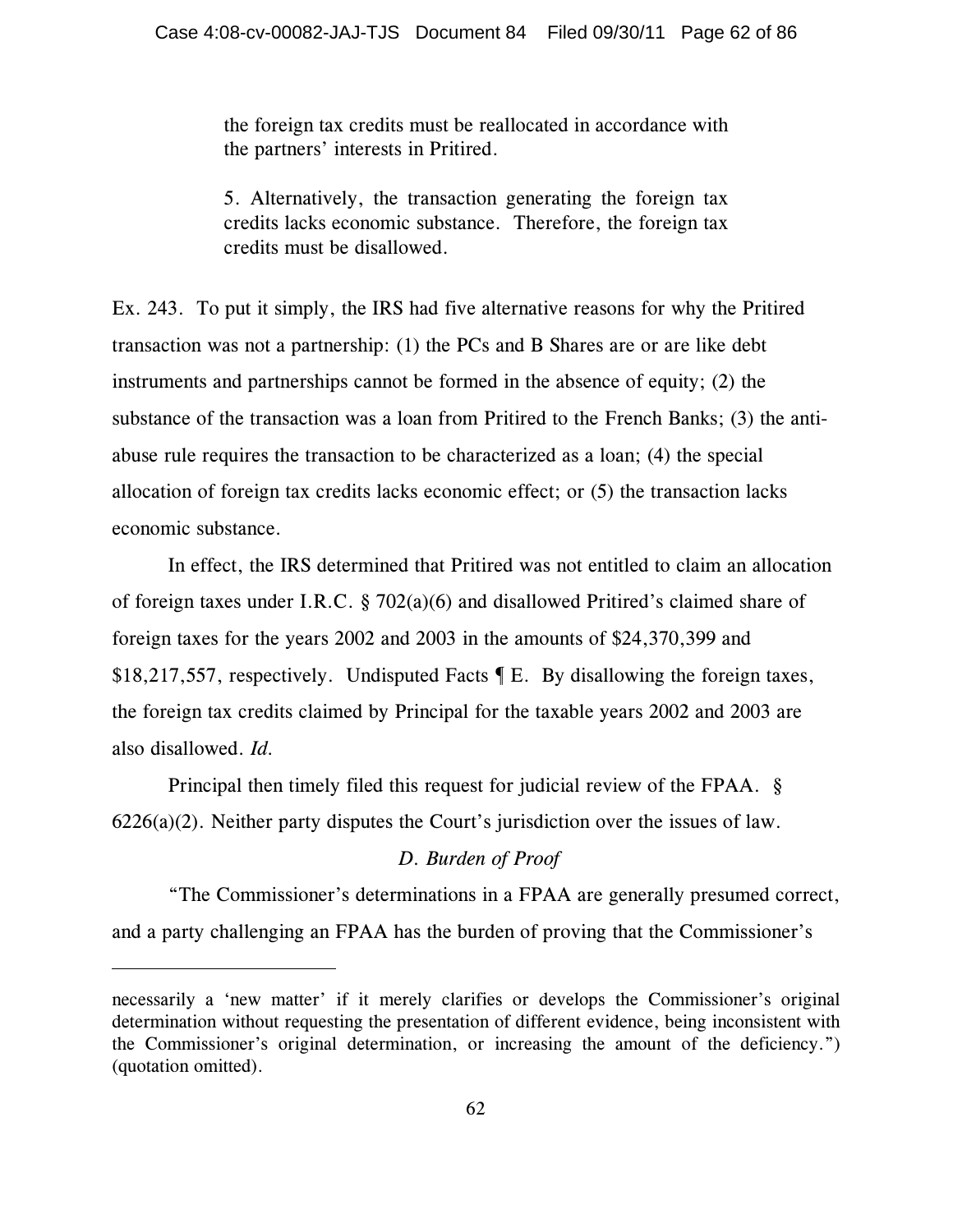> the foreign tax credits must be reallocated in accordance with the partners' interests in Pritired.
>
> 5. Alternatively, the transaction generating the foreign tax credits lacks economic substance. Therefore, the foreign tax credits must be disallowed.

Ex. 243. To put it simply, the IRS had five alternative reasons for why the Pritired transaction was not a partnership: (1) the PCs and B Shares are or are like debt instruments and partnerships cannot be formed in the absence of equity; (2) the substance of the transaction was a loan from Pritired to the French Banks; (3) the anti-abuse rule requires the transaction to be characterized as a loan; (4) the special allocation of foreign tax credits lacks economic effect; or (5) the transaction lacks economic substance.

In effect, the IRS determined that Pritired was not entitled to claim an allocation of foreign taxes under I.R.C. § 702(a)(6) and disallowed Pritired's claimed share of foreign taxes for the years 2002 and 2003 in the amounts of $24,370,399 and $18,217,557, respectively. Undisputed Facts ¶ E. By disallowing the foreign taxes, the foreign tax credits claimed by Principal for the taxable years 2002 and 2003 are also disallowed. *Id.*

Principal then timely filed this request for judicial review of the FPAA. § 6226(a)(2). Neither party disputes the Court's jurisdiction over the issues of law.

### *D. Burden of Proof*

"The Commissioner's determinations in a FPAA are generally presumed correct, and a party challenging an FPAA has the burden of proving that the Commissioner's

---

necessarily a 'new matter' if it merely clarifies or develops the Commissioner's original determination without requesting the presentation of different evidence, being inconsistent with the Commissioner's original determination, or increasing the amount of the deficiency.") (quotation omitted).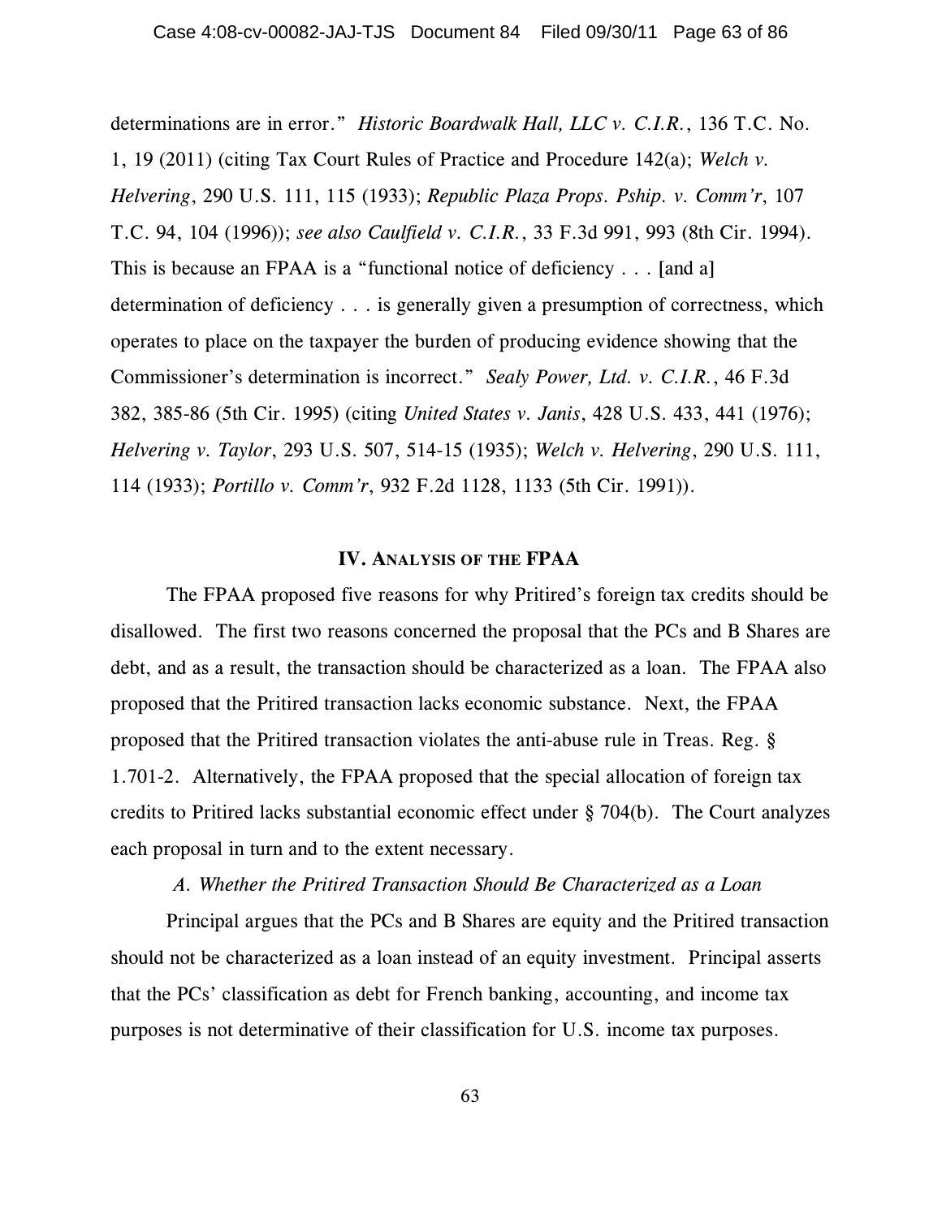determinations are in error." *Historic Boardwalk Hall, LLC v. C.I.R.*, 136 T.C. No. 1, 19 (2011) (citing Tax Court Rules of Practice and Procedure 142(a); *Welch v. Helvering*, 290 U.S. 111, 115 (1933); *Republic Plaza Props. Pship. v. Comm'r*, 107 T.C. 94, 104 (1996)); *see also Caulfield v. C.I.R.*, 33 F.3d 991, 993 (8th Cir. 1994). This is because an FPAA is a "functional notice of deficiency . . . [and a] determination of deficiency . . . is generally given a presumption of correctness, which operates to place on the taxpayer the burden of producing evidence showing that the Commissioner's determination is incorrect." *Sealy Power, Ltd. v. C.I.R.*, 46 F.3d 382, 385-86 (5th Cir. 1995) (citing *United States v. Janis*, 428 U.S. 433, 441 (1976); *Helvering v. Taylor*, 293 U.S. 507, 514-15 (1935); *Welch v. Helvering*, 290 U.S. 111, 114 (1933); *Portillo v. Comm'r*, 932 F.2d 1128, 1133 (5th Cir. 1991)).

## IV. Analysis of the FPAA

The FPAA proposed five reasons for why Pritired's foreign tax credits should be disallowed. The first two reasons concerned the proposal that the PCs and B Shares are debt, and as a result, the transaction should be characterized as a loan. The FPAA also proposed that the Pritired transaction lacks economic substance. Next, the FPAA proposed that the Pritired transaction violates the anti-abuse rule in Treas. Reg. § 1.701-2. Alternatively, the FPAA proposed that the special allocation of foreign tax credits to Pritired lacks substantial economic effect under § 704(b). The Court analyzes each proposal in turn and to the extent necessary.

### *A. Whether the Pritired Transaction Should Be Characterized as a Loan*

Principal argues that the PCs and B Shares are equity and the Pritired transaction should not be characterized as a loan instead of an equity investment. Principal asserts that the PCs' classification as debt for French banking, accounting, and income tax purposes is not determinative of their classification for U.S. income tax purposes.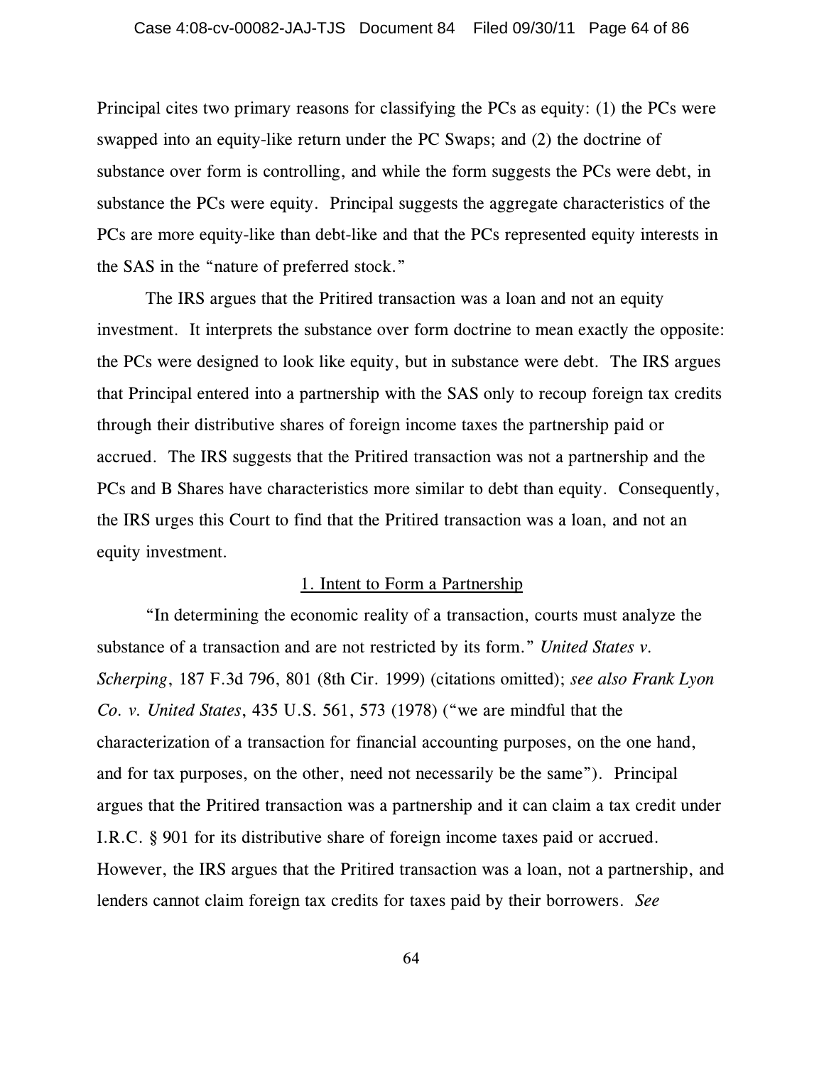Principal cites two primary reasons for classifying the PCs as equity: (1) the PCs were swapped into an equity-like return under the PC Swaps; and (2) the doctrine of substance over form is controlling, and while the form suggests the PCs were debt, in substance the PCs were equity. Principal suggests the aggregate characteristics of the PCs are more equity-like than debt-like and that the PCs represented equity interests in the SAS in the "nature of preferred stock."

The IRS argues that the Pritired transaction was a loan and not an equity investment. It interprets the substance over form doctrine to mean exactly the opposite: the PCs were designed to look like equity, but in substance were debt. The IRS argues that Principal entered into a partnership with the SAS only to recoup foreign tax credits through their distributive shares of foreign income taxes the partnership paid or accrued. The IRS suggests that the Pritired transaction was not a partnership and the PCs and B Shares have characteristics more similar to debt than equity. Consequently, the IRS urges this Court to find that the Pritired transaction was a loan, and not an equity investment.

1. Intent to Form a Partnership

"In determining the economic reality of a transaction, courts must analyze the substance of a transaction and are not restricted by its form." *United States v. Scherping*, 187 F.3d 796, 801 (8th Cir. 1999) (citations omitted); *see also Frank Lyon Co. v. United States*, 435 U.S. 561, 573 (1978) ("we are mindful that the characterization of a transaction for financial accounting purposes, on the one hand, and for tax purposes, on the other, need not necessarily be the same"). Principal argues that the Pritired transaction was a partnership and it can claim a tax credit under I.R.C. § 901 for its distributive share of foreign income taxes paid or accrued. However, the IRS argues that the Pritired transaction was a loan, not a partnership, and lenders cannot claim foreign tax credits for taxes paid by their borrowers. *See*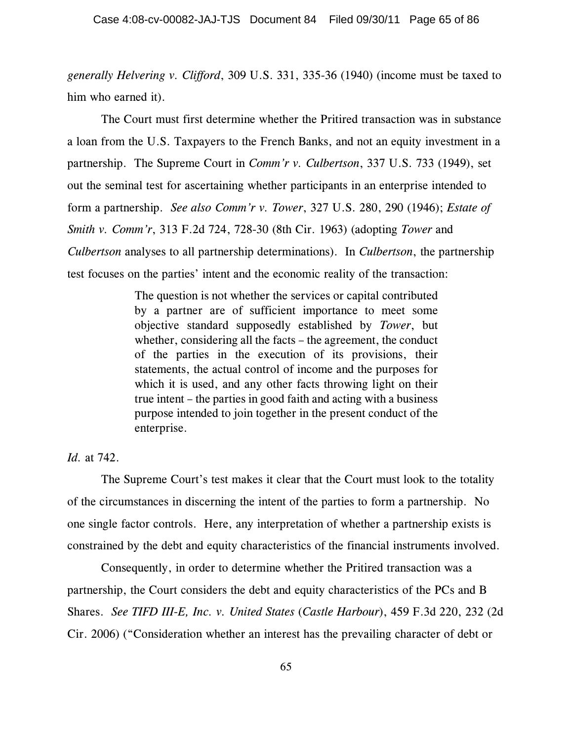*generally Helvering v. Clifford*, 309 U.S. 331, 335-36 (1940) (income must be taxed to him who earned it).

The Court must first determine whether the Pritired transaction was in substance a loan from the U.S. Taxpayers to the French Banks, and not an equity investment in a partnership. The Supreme Court in *Comm'r v. Culbertson*, 337 U.S. 733 (1949), set out the seminal test for ascertaining whether participants in an enterprise intended to form a partnership. *See also Comm'r v. Tower*, 327 U.S. 280, 290 (1946); *Estate of Smith v. Comm'r*, 313 F.2d 724, 728-30 (8th Cir. 1963) (adopting *Tower* and *Culbertson* analyses to all partnership determinations). In *Culbertson*, the partnership test focuses on the parties' intent and the economic reality of the transaction:

> The question is not whether the services or capital contributed by a partner are of sufficient importance to meet some objective standard supposedly established by *Tower*, but whether, considering all the facts – the agreement, the conduct of the parties in the execution of its provisions, their statements, the actual control of income and the purposes for which it is used, and any other facts throwing light on their true intent – the parties in good faith and acting with a business purpose intended to join together in the present conduct of the enterprise.

*Id.* at 742.

The Supreme Court's test makes it clear that the Court must look to the totality of the circumstances in discerning the intent of the parties to form a partnership. No one single factor controls. Here, any interpretation of whether a partnership exists is constrained by the debt and equity characteristics of the financial instruments involved.

Consequently, in order to determine whether the Pritired transaction was a partnership, the Court considers the debt and equity characteristics of the PCs and B Shares. *See TIFD III-E, Inc. v. United States* (*Castle Harbour*), 459 F.3d 220, 232 (2d Cir. 2006) ("Consideration whether an interest has the prevailing character of debt or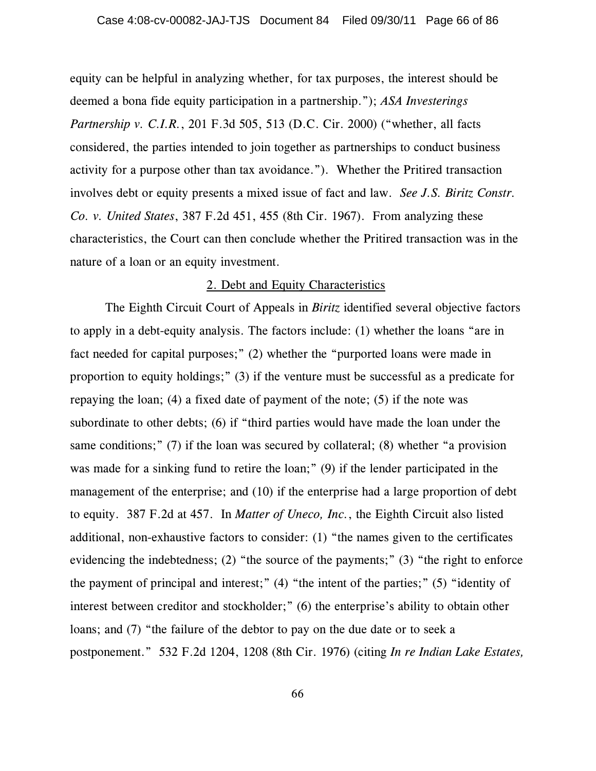equity can be helpful in analyzing whether, for tax purposes, the interest should be deemed a bona fide equity participation in a partnership."); *ASA Investerings Partnership v. C.I.R.*, 201 F.3d 505, 513 (D.C. Cir. 2000) ("whether, all facts considered, the parties intended to join together as partnerships to conduct business activity for a purpose other than tax avoidance."). Whether the Pritired transaction involves debt or equity presents a mixed issue of fact and law. *See J.S. Biritz Constr. Co. v. United States*, 387 F.2d 451, 455 (8th Cir. 1967). From analyzing these characteristics, the Court can then conclude whether the Pritired transaction was in the nature of a loan or an equity investment.

<u>2. Debt and Equity Characteristics</u>

The Eighth Circuit Court of Appeals in *Biritz* identified several objective factors to apply in a debt-equity analysis. The factors include: (1) whether the loans "are in fact needed for capital purposes;" (2) whether the "purported loans were made in proportion to equity holdings;" (3) if the venture must be successful as a predicate for repaying the loan; (4) a fixed date of payment of the note; (5) if the note was subordinate to other debts; (6) if "third parties would have made the loan under the same conditions;" (7) if the loan was secured by collateral; (8) whether "a provision was made for a sinking fund to retire the loan;" (9) if the lender participated in the management of the enterprise; and (10) if the enterprise had a large proportion of debt to equity. 387 F.2d at 457. In *Matter of Uneco, Inc.*, the Eighth Circuit also listed additional, non-exhaustive factors to consider: (1) "the names given to the certificates evidencing the indebtedness; (2) "the source of the payments;" (3) "the right to enforce the payment of principal and interest;" (4) "the intent of the parties;" (5) "identity of interest between creditor and stockholder;" (6) the enterprise's ability to obtain other loans; and (7) "the failure of the debtor to pay on the due date or to seek a postponement." 532 F.2d 1204, 1208 (8th Cir. 1976) (citing *In re Indian Lake Estates,*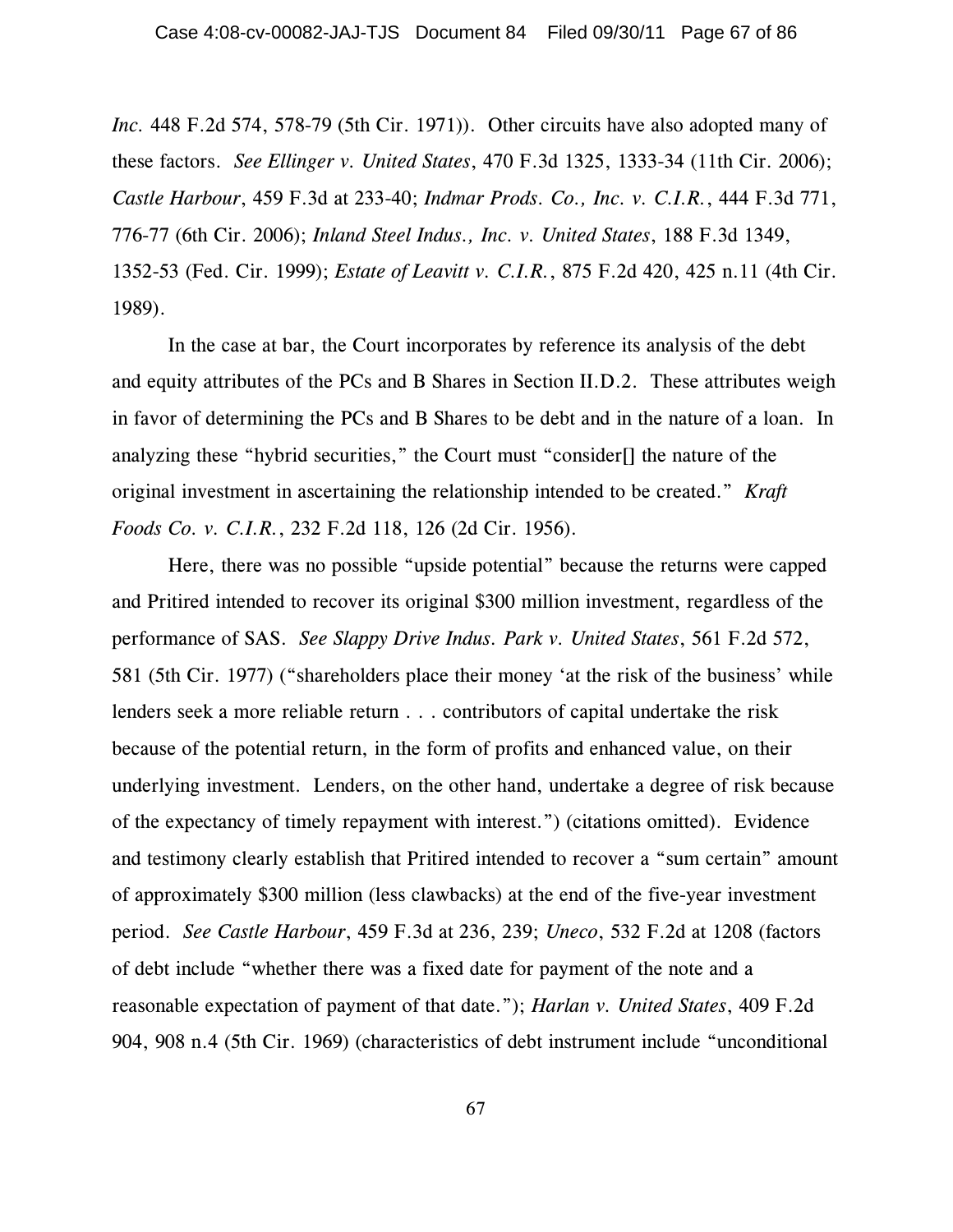*Inc.* 448 F.2d 574, 578-79 (5th Cir. 1971)). Other circuits have also adopted many of these factors. *See Ellinger v. United States*, 470 F.3d 1325, 1333-34 (11th Cir. 2006); *Castle Harbour*, 459 F.3d at 233-40; *Indmar Prods. Co., Inc. v. C.I.R.*, 444 F.3d 771, 776-77 (6th Cir. 2006); *Inland Steel Indus., Inc. v. United States*, 188 F.3d 1349, 1352-53 (Fed. Cir. 1999); *Estate of Leavitt v. C.I.R.*, 875 F.2d 420, 425 n.11 (4th Cir. 1989).

In the case at bar, the Court incorporates by reference its analysis of the debt and equity attributes of the PCs and B Shares in Section II.D.2. These attributes weigh in favor of determining the PCs and B Shares to be debt and in the nature of a loan. In analyzing these "hybrid securities," the Court must "consider[] the nature of the original investment in ascertaining the relationship intended to be created." *Kraft Foods Co. v. C.I.R.*, 232 F.2d 118, 126 (2d Cir. 1956).

Here, there was no possible "upside potential" because the returns were capped and Pritired intended to recover its original $300 million investment, regardless of the performance of SAS. *See Slappy Drive Indus. Park v. United States*, 561 F.2d 572, 581 (5th Cir. 1977) ("shareholders place their money 'at the risk of the business' while lenders seek a more reliable return . . . contributors of capital undertake the risk because of the potential return, in the form of profits and enhanced value, on their underlying investment. Lenders, on the other hand, undertake a degree of risk because of the expectancy of timely repayment with interest.") (citations omitted). Evidence and testimony clearly establish that Pritired intended to recover a "sum certain" amount of approximately $300 million (less clawbacks) at the end of the five-year investment period. *See Castle Harbour*, 459 F.3d at 236, 239; *Uneco*, 532 F.2d at 1208 (factors of debt include "whether there was a fixed date for payment of the note and a reasonable expectation of payment of that date."); *Harlan v. United States*, 409 F.2d 904, 908 n.4 (5th Cir. 1969) (characteristics of debt instrument include "unconditional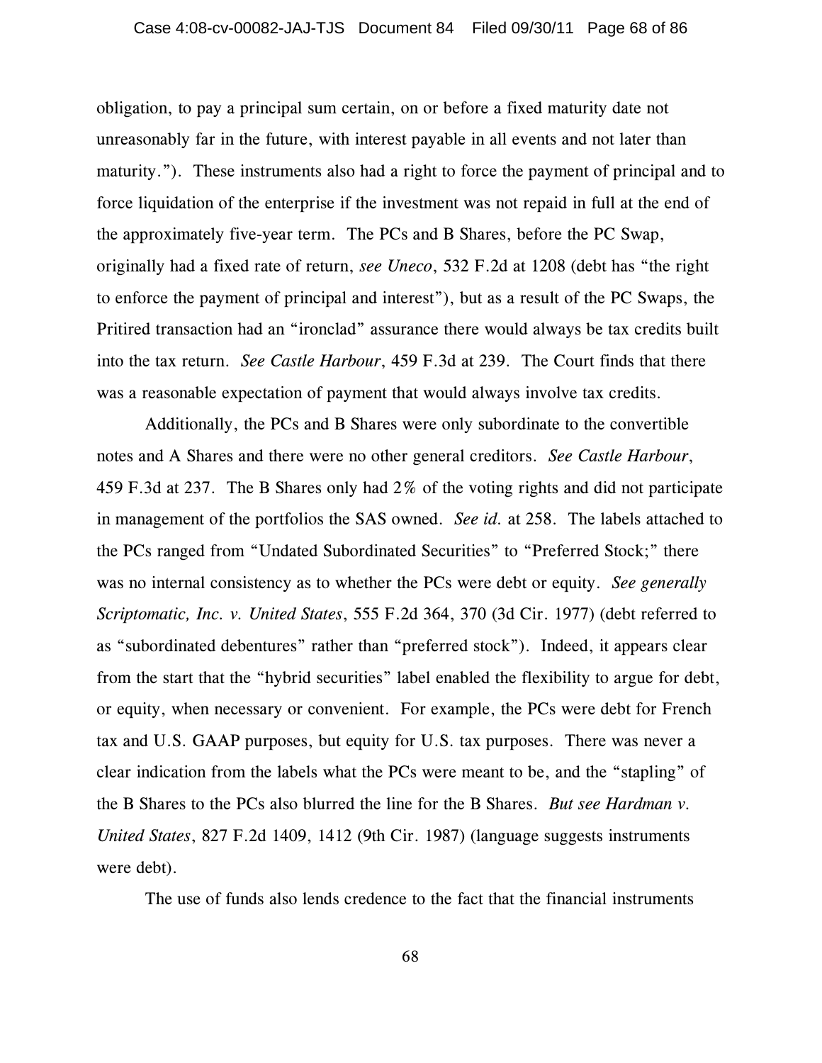obligation, to pay a principal sum certain, on or before a fixed maturity date not unreasonably far in the future, with interest payable in all events and not later than maturity."). These instruments also had a right to force the payment of principal and to force liquidation of the enterprise if the investment was not repaid in full at the end of the approximately five-year term. The PCs and B Shares, before the PC Swap, originally had a fixed rate of return, *see Uneco*, 532 F.2d at 1208 (debt has "the right to enforce the payment of principal and interest"), but as a result of the PC Swaps, the Pritired transaction had an "ironclad" assurance there would always be tax credits built into the tax return. *See Castle Harbour*, 459 F.3d at 239. The Court finds that there was a reasonable expectation of payment that would always involve tax credits.

Additionally, the PCs and B Shares were only subordinate to the convertible notes and A Shares and there were no other general creditors. *See Castle Harbour*, 459 F.3d at 237. The B Shares only had 2% of the voting rights and did not participate in management of the portfolios the SAS owned. *See id.* at 258. The labels attached to the PCs ranged from "Undated Subordinated Securities" to "Preferred Stock;" there was no internal consistency as to whether the PCs were debt or equity. *See generally Scriptomatic, Inc. v. United States*, 555 F.2d 364, 370 (3d Cir. 1977) (debt referred to as "subordinated debentures" rather than "preferred stock"). Indeed, it appears clear from the start that the "hybrid securities" label enabled the flexibility to argue for debt, or equity, when necessary or convenient. For example, the PCs were debt for French tax and U.S. GAAP purposes, but equity for U.S. tax purposes. There was never a clear indication from the labels what the PCs were meant to be, and the "stapling" of the B Shares to the PCs also blurred the line for the B Shares. *But see Hardman v. United States*, 827 F.2d 1409, 1412 (9th Cir. 1987) (language suggests instruments were debt).

The use of funds also lends credence to the fact that the financial instruments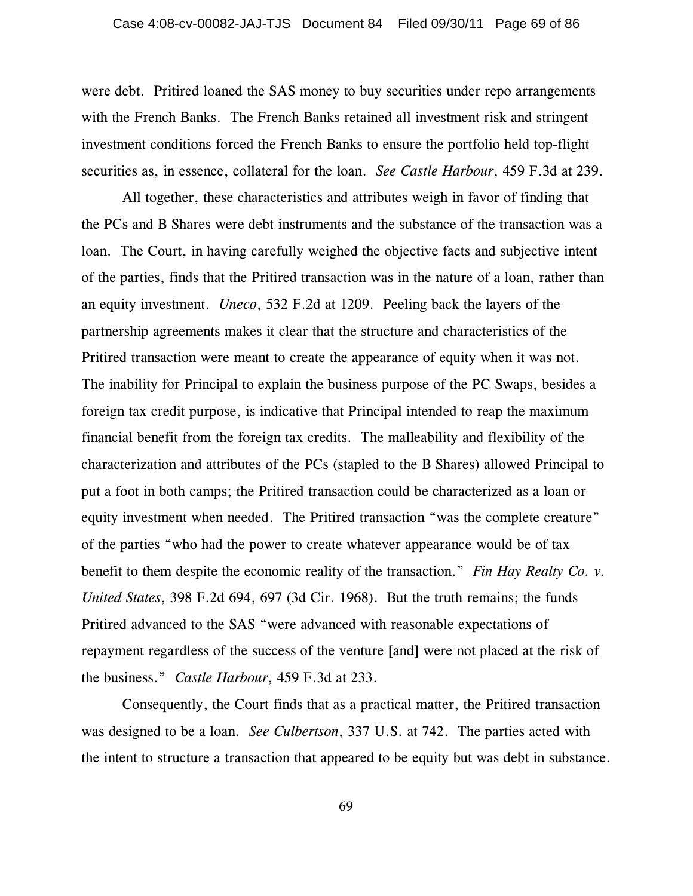were debt. Pritired loaned the SAS money to buy securities under repo arrangements with the French Banks. The French Banks retained all investment risk and stringent investment conditions forced the French Banks to ensure the portfolio held top-flight securities as, in essence, collateral for the loan. *See Castle Harbour*, 459 F.3d at 239.

All together, these characteristics and attributes weigh in favor of finding that the PCs and B Shares were debt instruments and the substance of the transaction was a loan. The Court, in having carefully weighed the objective facts and subjective intent of the parties, finds that the Pritired transaction was in the nature of a loan, rather than an equity investment. *Uneco*, 532 F.2d at 1209. Peeling back the layers of the partnership agreements makes it clear that the structure and characteristics of the Pritired transaction were meant to create the appearance of equity when it was not. The inability for Principal to explain the business purpose of the PC Swaps, besides a foreign tax credit purpose, is indicative that Principal intended to reap the maximum financial benefit from the foreign tax credits. The malleability and flexibility of the characterization and attributes of the PCs (stapled to the B Shares) allowed Principal to put a foot in both camps; the Pritired transaction could be characterized as a loan or equity investment when needed. The Pritired transaction "was the complete creature" of the parties "who had the power to create whatever appearance would be of tax benefit to them despite the economic reality of the transaction." *Fin Hay Realty Co. v. United States*, 398 F.2d 694, 697 (3d Cir. 1968). But the truth remains; the funds Pritired advanced to the SAS "were advanced with reasonable expectations of repayment regardless of the success of the venture [and] were not placed at the risk of the business." *Castle Harbour*, 459 F.3d at 233.

Consequently, the Court finds that as a practical matter, the Pritired transaction was designed to be a loan. *See Culbertson*, 337 U.S. at 742. The parties acted with the intent to structure a transaction that appeared to be equity but was debt in substance.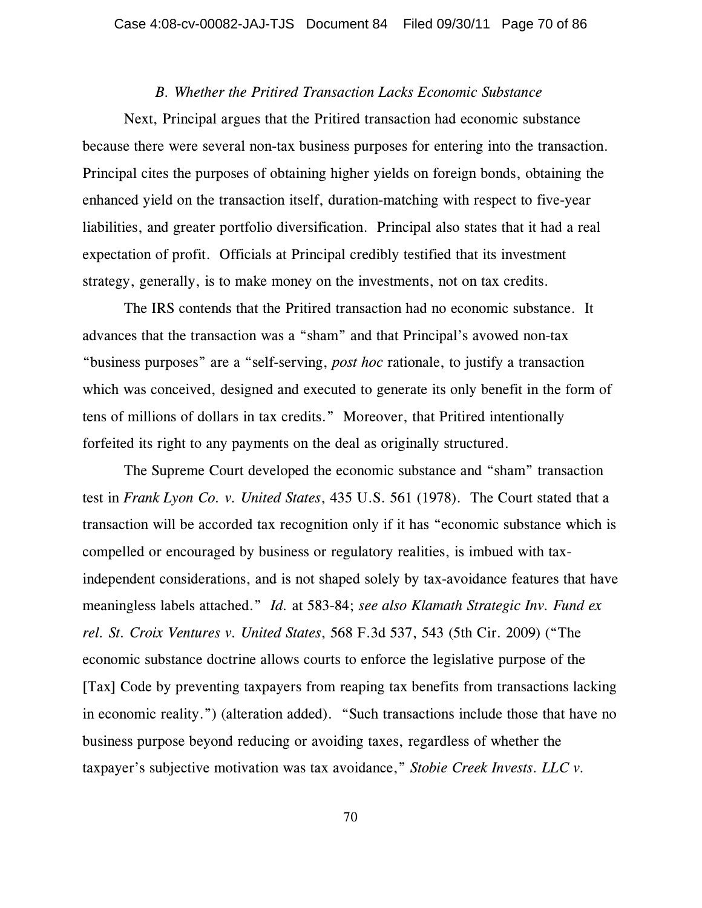*B. Whether the Pritired Transaction Lacks Economic Substance*

Next, Principal argues that the Pritired transaction had economic substance because there were several non-tax business purposes for entering into the transaction. Principal cites the purposes of obtaining higher yields on foreign bonds, obtaining the enhanced yield on the transaction itself, duration-matching with respect to five-year liabilities, and greater portfolio diversification. Principal also states that it had a real expectation of profit. Officials at Principal credibly testified that its investment strategy, generally, is to make money on the investments, not on tax credits.

The IRS contends that the Pritired transaction had no economic substance. It advances that the transaction was a "sham" and that Principal's avowed non-tax "business purposes" are a "self-serving, *post hoc* rationale, to justify a transaction which was conceived, designed and executed to generate its only benefit in the form of tens of millions of dollars in tax credits." Moreover, that Pritired intentionally forfeited its right to any payments on the deal as originally structured.

The Supreme Court developed the economic substance and "sham" transaction test in *Frank Lyon Co. v. United States*, 435 U.S. 561 (1978). The Court stated that a transaction will be accorded tax recognition only if it has "economic substance which is compelled or encouraged by business or regulatory realities, is imbued with tax-independent considerations, and is not shaped solely by tax-avoidance features that have meaningless labels attached." *Id.* at 583-84; *see also Klamath Strategic Inv. Fund ex rel. St. Croix Ventures v. United States*, 568 F.3d 537, 543 (5th Cir. 2009) ("The economic substance doctrine allows courts to enforce the legislative purpose of the [Tax] Code by preventing taxpayers from reaping tax benefits from transactions lacking in economic reality.") (alteration added). "Such transactions include those that have no business purpose beyond reducing or avoiding taxes, regardless of whether the taxpayer's subjective motivation was tax avoidance," *Stobie Creek Invests. LLC v.*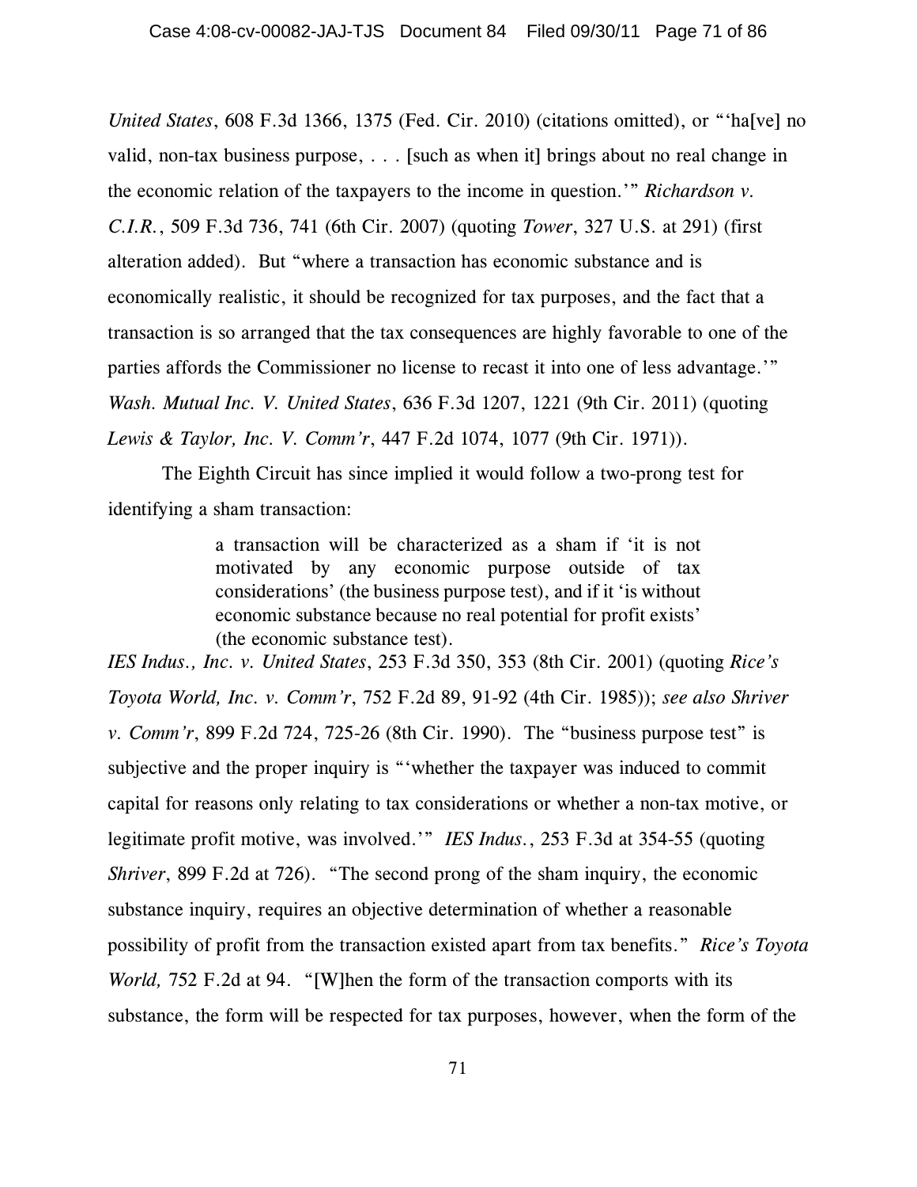*United States*, 608 F.3d 1366, 1375 (Fed. Cir. 2010) (citations omitted), or "'ha[ve] no valid, non-tax business purpose, . . . [such as when it] brings about no real change in the economic relation of the taxpayers to the income in question.'" *Richardson v. C.I.R.*, 509 F.3d 736, 741 (6th Cir. 2007) (quoting *Tower*, 327 U.S. at 291) (first alteration added). But "where a transaction has economic substance and is economically realistic, it should be recognized for tax purposes, and the fact that a transaction is so arranged that the tax consequences are highly favorable to one of the parties affords the Commissioner no license to recast it into one of less advantage.'" *Wash. Mutual Inc. V. United States*, 636 F.3d 1207, 1221 (9th Cir. 2011) (quoting *Lewis & Taylor, Inc. V. Comm'r*, 447 F.2d 1074, 1077 (9th Cir. 1971)).

The Eighth Circuit has since implied it would follow a two-prong test for identifying a sham transaction:

> a transaction will be characterized as a sham if 'it is not motivated by any economic purpose outside of tax considerations' (the business purpose test), and if it 'is without economic substance because no real potential for profit exists' (the economic substance test).

*IES Indus., Inc. v. United States*, 253 F.3d 350, 353 (8th Cir. 2001) (quoting *Rice's Toyota World, Inc. v. Comm'r*, 752 F.2d 89, 91-92 (4th Cir. 1985)); *see also Shriver v. Comm'r*, 899 F.2d 724, 725-26 (8th Cir. 1990). The "business purpose test" is subjective and the proper inquiry is "'whether the taxpayer was induced to commit capital for reasons only relating to tax considerations or whether a non-tax motive, or legitimate profit motive, was involved.'" *IES Indus.*, 253 F.3d at 354-55 (quoting *Shriver*, 899 F.2d at 726). "The second prong of the sham inquiry, the economic substance inquiry, requires an objective determination of whether a reasonable possibility of profit from the transaction existed apart from tax benefits." *Rice's Toyota World,* 752 F.2d at 94. "[W]hen the form of the transaction comports with its substance, the form will be respected for tax purposes, however, when the form of the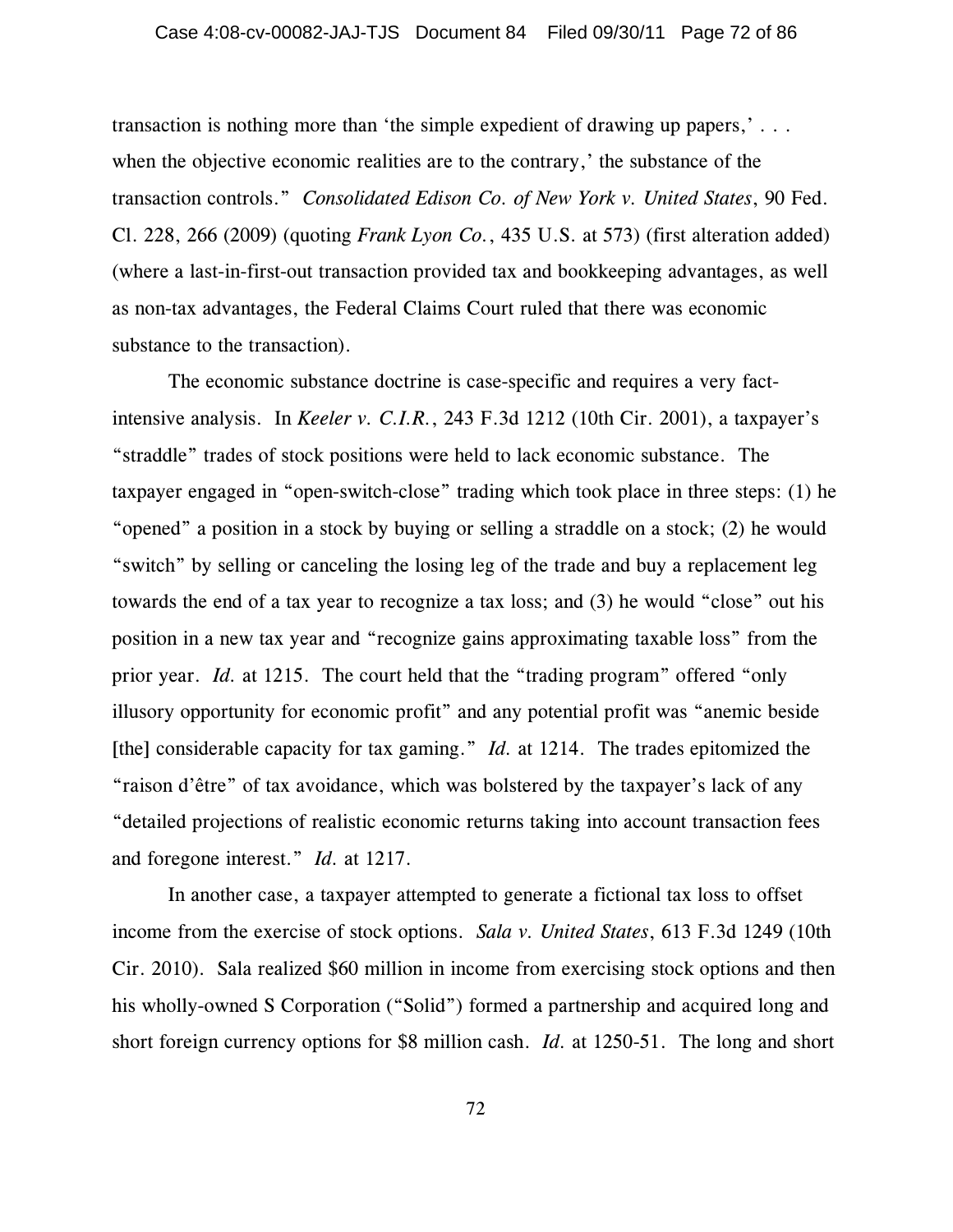transaction is nothing more than 'the simple expedient of drawing up papers,' . . . when the objective economic realities are to the contrary,' the substance of the transaction controls." *Consolidated Edison Co. of New York v. United States*, 90 Fed. Cl. 228, 266 (2009) (quoting *Frank Lyon Co.*, 435 U.S. at 573) (first alteration added) (where a last-in-first-out transaction provided tax and bookkeeping advantages, as well as non-tax advantages, the Federal Claims Court ruled that there was economic substance to the transaction).

The economic substance doctrine is case-specific and requires a very fact-intensive analysis. In *Keeler v. C.I.R.*, 243 F.3d 1212 (10th Cir. 2001), a taxpayer's "straddle" trades of stock positions were held to lack economic substance. The taxpayer engaged in "open-switch-close" trading which took place in three steps: (1) he "opened" a position in a stock by buying or selling a straddle on a stock; (2) he would "switch" by selling or canceling the losing leg of the trade and buy a replacement leg towards the end of a tax year to recognize a tax loss; and (3) he would "close" out his position in a new tax year and "recognize gains approximating taxable loss" from the prior year. *Id.* at 1215. The court held that the "trading program" offered "only illusory opportunity for economic profit" and any potential profit was "anemic beside [the] considerable capacity for tax gaming." *Id.* at 1214. The trades epitomized the "raison d'être" of tax avoidance, which was bolstered by the taxpayer's lack of any "detailed projections of realistic economic returns taking into account transaction fees and foregone interest." *Id.* at 1217.

In another case, a taxpayer attempted to generate a fictional tax loss to offset income from the exercise of stock options. *Sala v. United States*, 613 F.3d 1249 (10th Cir. 2010). Sala realized $60 million in income from exercising stock options and then his wholly-owned S Corporation ("Solid") formed a partnership and acquired long and short foreign currency options for $8 million cash. *Id.* at 1250-51. The long and short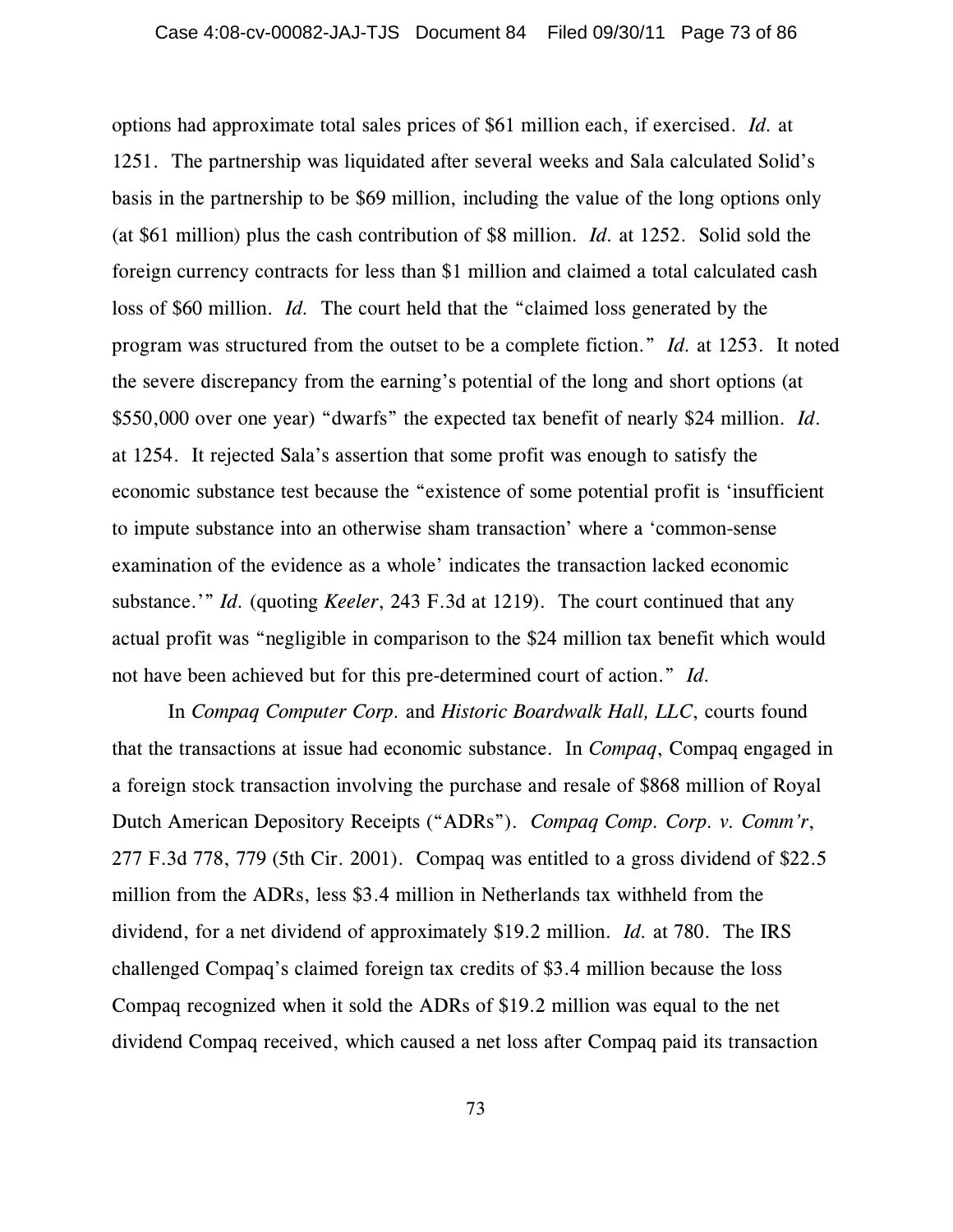options had approximate total sales prices of $61 million each, if exercised. *Id.* at 1251. The partnership was liquidated after several weeks and Sala calculated Solid's basis in the partnership to be $69 million, including the value of the long options only (at $61 million) plus the cash contribution of $8 million. *Id.* at 1252. Solid sold the foreign currency contracts for less than $1 million and claimed a total calculated cash loss of $60 million. *Id.* The court held that the "claimed loss generated by the program was structured from the outset to be a complete fiction." *Id.* at 1253. It noted the severe discrepancy from the earning's potential of the long and short options (at $550,000 over one year) "dwarfs" the expected tax benefit of nearly $24 million. *Id.* at 1254. It rejected Sala's assertion that some profit was enough to satisfy the economic substance test because the "existence of some potential profit is 'insufficient to impute substance into an otherwise sham transaction' where a 'common-sense examination of the evidence as a whole' indicates the transaction lacked economic substance.'" *Id.* (quoting *Keeler*, 243 F.3d at 1219). The court continued that any actual profit was "negligible in comparison to the $24 million tax benefit which would not have been achieved but for this pre-determined court of action." *Id.*

In *Compaq Computer Corp.* and *Historic Boardwalk Hall, LLC*, courts found that the transactions at issue had economic substance. In *Compaq*, Compaq engaged in a foreign stock transaction involving the purchase and resale of $868 million of Royal Dutch American Depository Receipts ("ADRs"). *Compaq Comp. Corp. v. Comm'r*, 277 F.3d 778, 779 (5th Cir. 2001). Compaq was entitled to a gross dividend of $22.5 million from the ADRs, less $3.4 million in Netherlands tax withheld from the dividend, for a net dividend of approximately $19.2 million. *Id.* at 780. The IRS challenged Compaq's claimed foreign tax credits of $3.4 million because the loss Compaq recognized when it sold the ADRs of $19.2 million was equal to the net dividend Compaq received, which caused a net loss after Compaq paid its transaction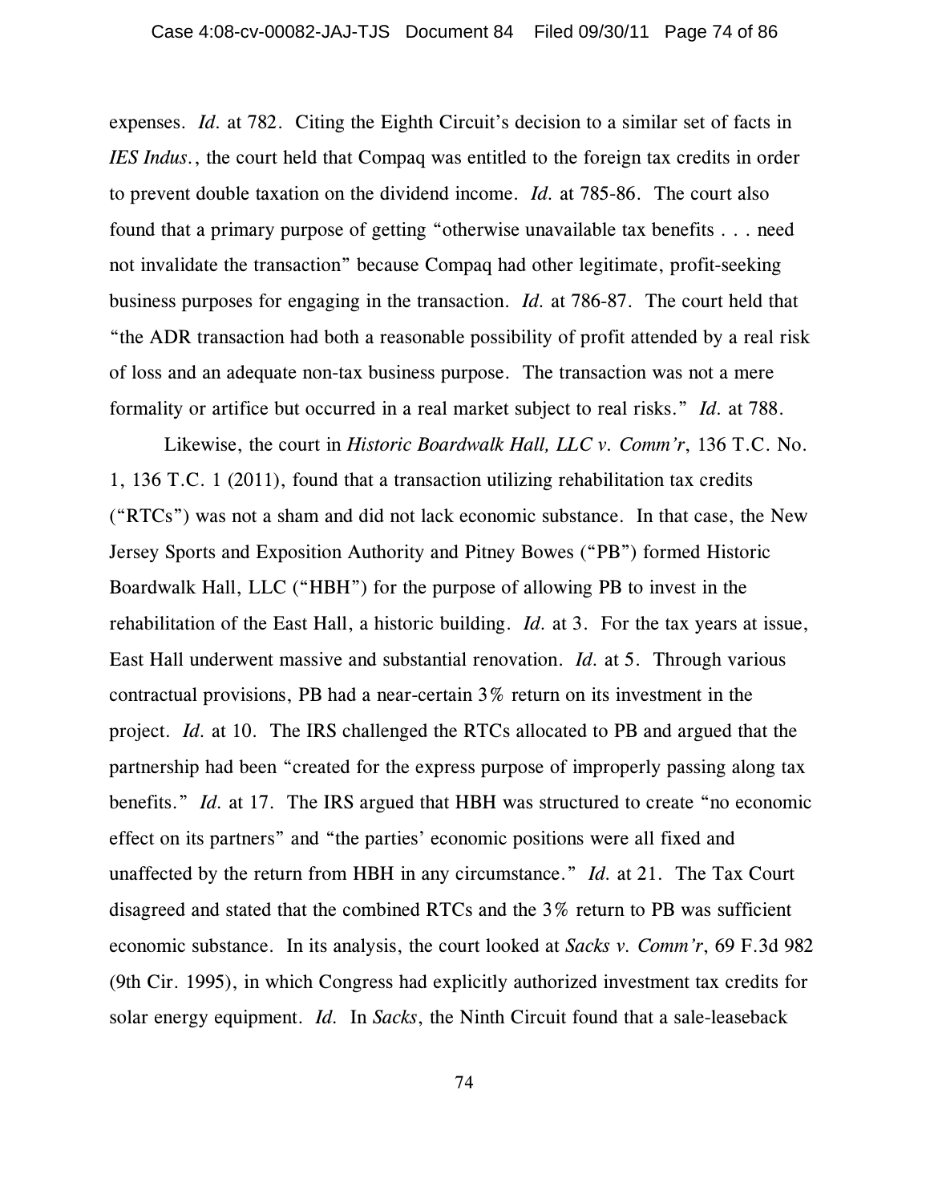expenses. *Id.* at 782. Citing the Eighth Circuit's decision to a similar set of facts in *IES Indus.*, the court held that Compaq was entitled to the foreign tax credits in order to prevent double taxation on the dividend income. *Id.* at 785-86. The court also found that a primary purpose of getting "otherwise unavailable tax benefits . . . need not invalidate the transaction" because Compaq had other legitimate, profit-seeking business purposes for engaging in the transaction. *Id.* at 786-87. The court held that "the ADR transaction had both a reasonable possibility of profit attended by a real risk of loss and an adequate non-tax business purpose. The transaction was not a mere formality or artifice but occurred in a real market subject to real risks." *Id.* at 788.

Likewise, the court in *Historic Boardwalk Hall, LLC v. Comm'r*, 136 T.C. No. 1, 136 T.C. 1 (2011), found that a transaction utilizing rehabilitation tax credits ("RTCs") was not a sham and did not lack economic substance. In that case, the New Jersey Sports and Exposition Authority and Pitney Bowes ("PB") formed Historic Boardwalk Hall, LLC ("HBH") for the purpose of allowing PB to invest in the rehabilitation of the East Hall, a historic building. *Id.* at 3. For the tax years at issue, East Hall underwent massive and substantial renovation. *Id.* at 5. Through various contractual provisions, PB had a near-certain 3% return on its investment in the project. *Id.* at 10. The IRS challenged the RTCs allocated to PB and argued that the partnership had been "created for the express purpose of improperly passing along tax benefits." *Id.* at 17. The IRS argued that HBH was structured to create "no economic effect on its partners" and "the parties' economic positions were all fixed and unaffected by the return from HBH in any circumstance." *Id.* at 21. The Tax Court disagreed and stated that the combined RTCs and the 3% return to PB was sufficient economic substance. In its analysis, the court looked at *Sacks v. Comm'r*, 69 F.3d 982 (9th Cir. 1995), in which Congress had explicitly authorized investment tax credits for solar energy equipment. *Id.* In *Sacks*, the Ninth Circuit found that a sale-leaseback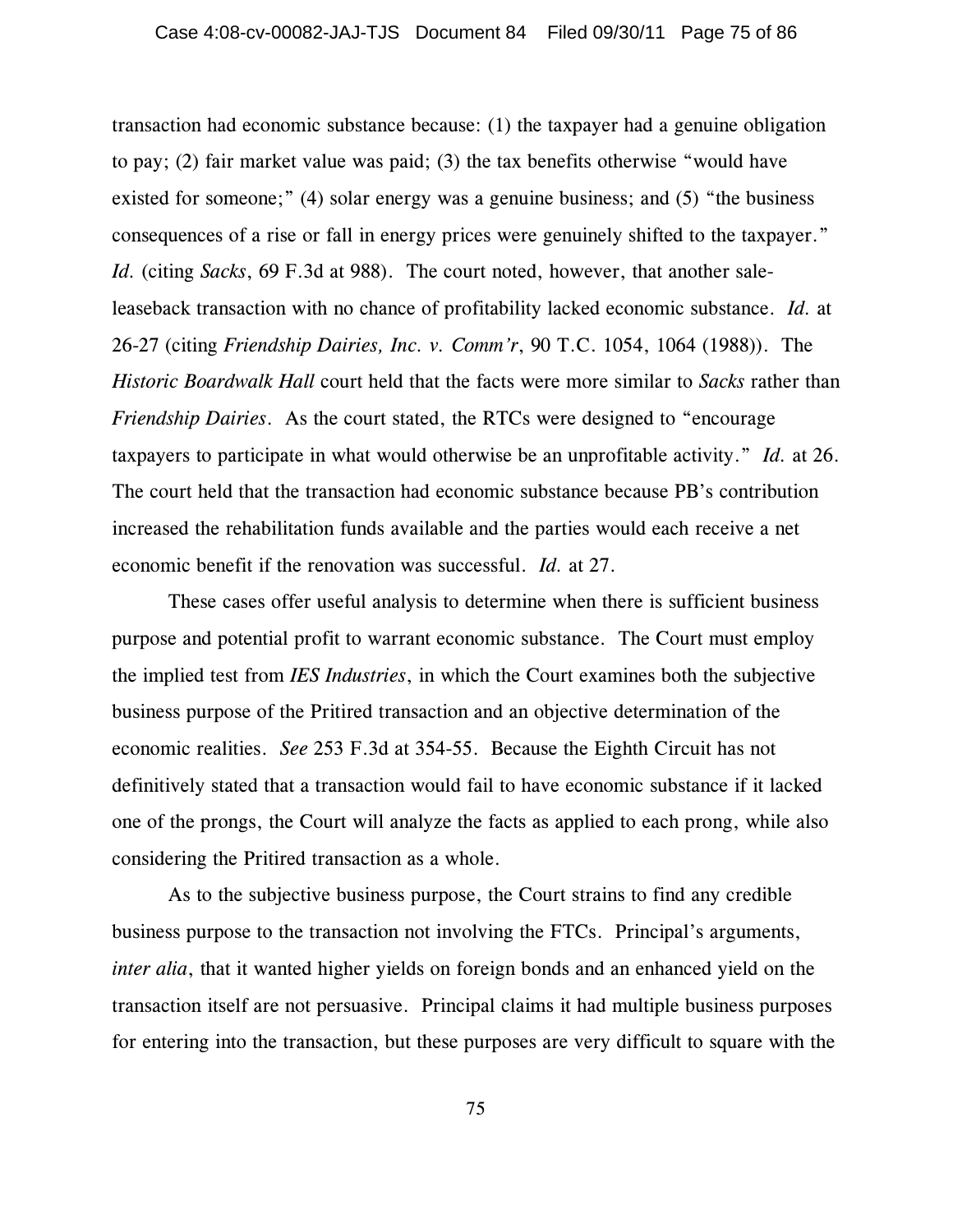transaction had economic substance because: (1) the taxpayer had a genuine obligation to pay; (2) fair market value was paid; (3) the tax benefits otherwise "would have existed for someone;" (4) solar energy was a genuine business; and (5) "the business consequences of a rise or fall in energy prices were genuinely shifted to the taxpayer." *Id.* (citing *Sacks*, 69 F.3d at 988). The court noted, however, that another sale-leaseback transaction with no chance of profitability lacked economic substance. *Id.* at 26-27 (citing *Friendship Dairies, Inc. v. Comm'r*, 90 T.C. 1054, 1064 (1988)). The *Historic Boardwalk Hall* court held that the facts were more similar to *Sacks* rather than *Friendship Dairies*. As the court stated, the RTCs were designed to "encourage taxpayers to participate in what would otherwise be an unprofitable activity." *Id.* at 26. The court held that the transaction had economic substance because PB's contribution increased the rehabilitation funds available and the parties would each receive a net economic benefit if the renovation was successful. *Id.* at 27.

These cases offer useful analysis to determine when there is sufficient business purpose and potential profit to warrant economic substance. The Court must employ the implied test from *IES Industries*, in which the Court examines both the subjective business purpose of the Pritired transaction and an objective determination of the economic realities. *See* 253 F.3d at 354-55. Because the Eighth Circuit has not definitively stated that a transaction would fail to have economic substance if it lacked one of the prongs, the Court will analyze the facts as applied to each prong, while also considering the Pritired transaction as a whole.

As to the subjective business purpose, the Court strains to find any credible business purpose to the transaction not involving the FTCs. Principal's arguments, *inter alia*, that it wanted higher yields on foreign bonds and an enhanced yield on the transaction itself are not persuasive. Principal claims it had multiple business purposes for entering into the transaction, but these purposes are very difficult to square with the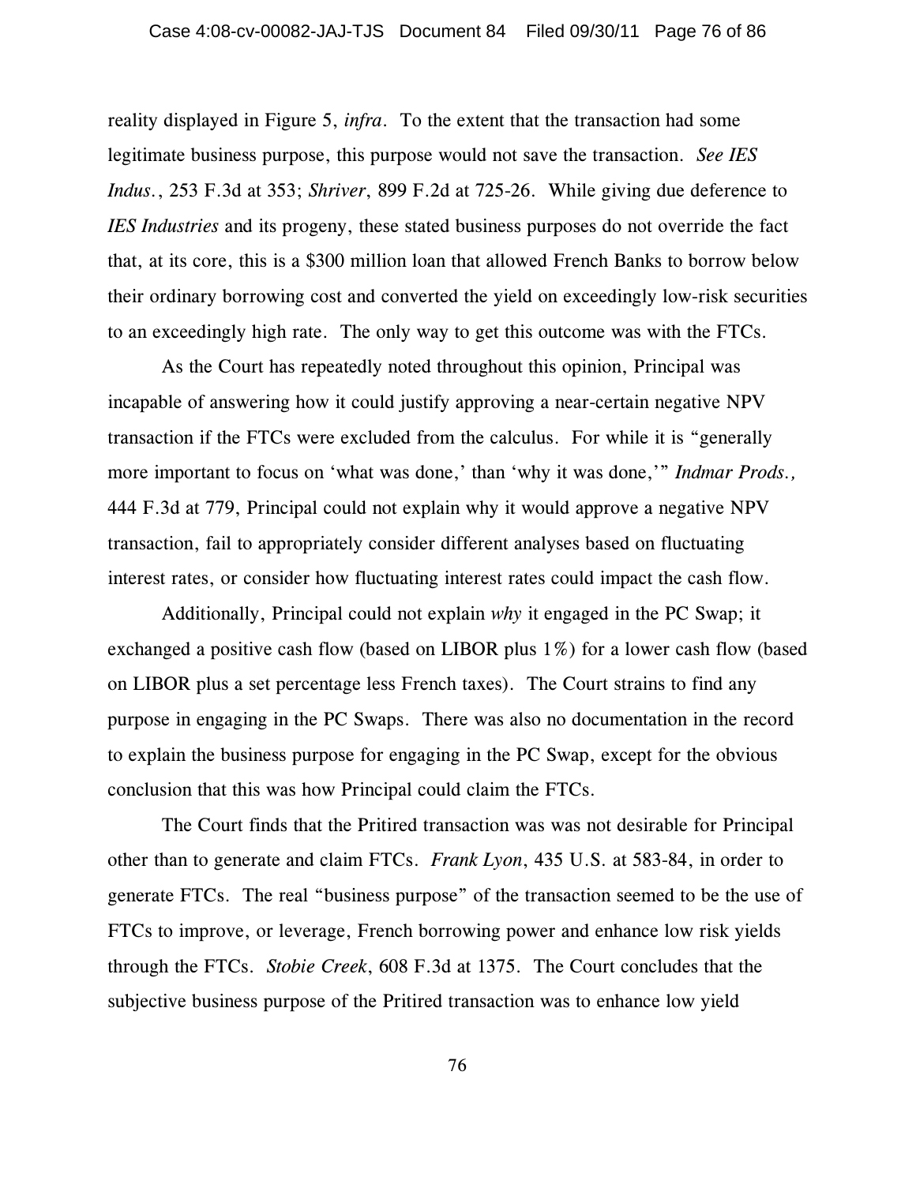reality displayed in Figure 5, *infra*. To the extent that the transaction had some legitimate business purpose, this purpose would not save the transaction. *See IES Indus.*, 253 F.3d at 353; *Shriver*, 899 F.2d at 725-26. While giving due deference to *IES Industries* and its progeny, these stated business purposes do not override the fact that, at its core, this is a $300 million loan that allowed French Banks to borrow below their ordinary borrowing cost and converted the yield on exceedingly low-risk securities to an exceedingly high rate. The only way to get this outcome was with the FTCs.

As the Court has repeatedly noted throughout this opinion, Principal was incapable of answering how it could justify approving a near-certain negative NPV transaction if the FTCs were excluded from the calculus. For while it is "generally more important to focus on 'what was done,' than 'why it was done,'" *Indmar Prods.,* 444 F.3d at 779, Principal could not explain why it would approve a negative NPV transaction, fail to appropriately consider different analyses based on fluctuating interest rates, or consider how fluctuating interest rates could impact the cash flow.

Additionally, Principal could not explain *why* it engaged in the PC Swap; it exchanged a positive cash flow (based on LIBOR plus 1%) for a lower cash flow (based on LIBOR plus a set percentage less French taxes). The Court strains to find any purpose in engaging in the PC Swaps. There was also no documentation in the record to explain the business purpose for engaging in the PC Swap, except for the obvious conclusion that this was how Principal could claim the FTCs.

The Court finds that the Pritired transaction was was not desirable for Principal other than to generate and claim FTCs. *Frank Lyon*, 435 U.S. at 583-84, in order to generate FTCs. The real "business purpose" of the transaction seemed to be the use of FTCs to improve, or leverage, French borrowing power and enhance low risk yields through the FTCs. *Stobie Creek*, 608 F.3d at 1375. The Court concludes that the subjective business purpose of the Pritired transaction was to enhance low yield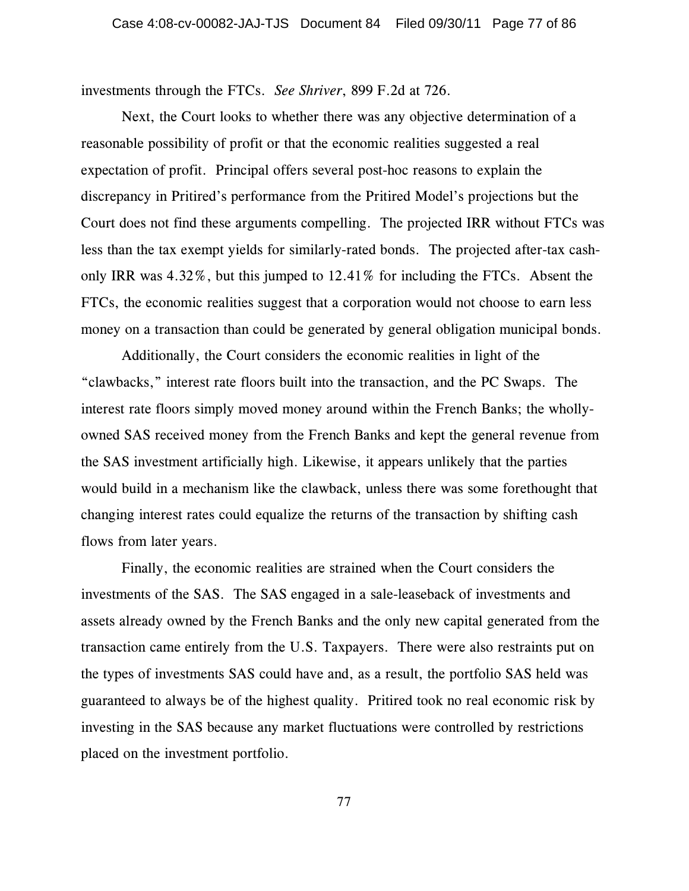investments through the FTCs. *See Shriver*, 899 F.2d at 726.

Next, the Court looks to whether there was any objective determination of a reasonable possibility of profit or that the economic realities suggested a real expectation of profit. Principal offers several post-hoc reasons to explain the discrepancy in Pritired's performance from the Pritired Model's projections but the Court does not find these arguments compelling. The projected IRR without FTCs was less than the tax exempt yields for similarly-rated bonds. The projected after-tax cash-only IRR was 4.32%, but this jumped to 12.41% for including the FTCs. Absent the FTCs, the economic realities suggest that a corporation would not choose to earn less money on a transaction than could be generated by general obligation municipal bonds.

Additionally, the Court considers the economic realities in light of the "clawbacks," interest rate floors built into the transaction, and the PC Swaps. The interest rate floors simply moved money around within the French Banks; the wholly-owned SAS received money from the French Banks and kept the general revenue from the SAS investment artificially high. Likewise, it appears unlikely that the parties would build in a mechanism like the clawback, unless there was some forethought that changing interest rates could equalize the returns of the transaction by shifting cash flows from later years.

Finally, the economic realities are strained when the Court considers the investments of the SAS. The SAS engaged in a sale-leaseback of investments and assets already owned by the French Banks and the only new capital generated from the transaction came entirely from the U.S. Taxpayers. There were also restraints put on the types of investments SAS could have and, as a result, the portfolio SAS held was guaranteed to always be of the highest quality. Pritired took no real economic risk by investing in the SAS because any market fluctuations were controlled by restrictions placed on the investment portfolio.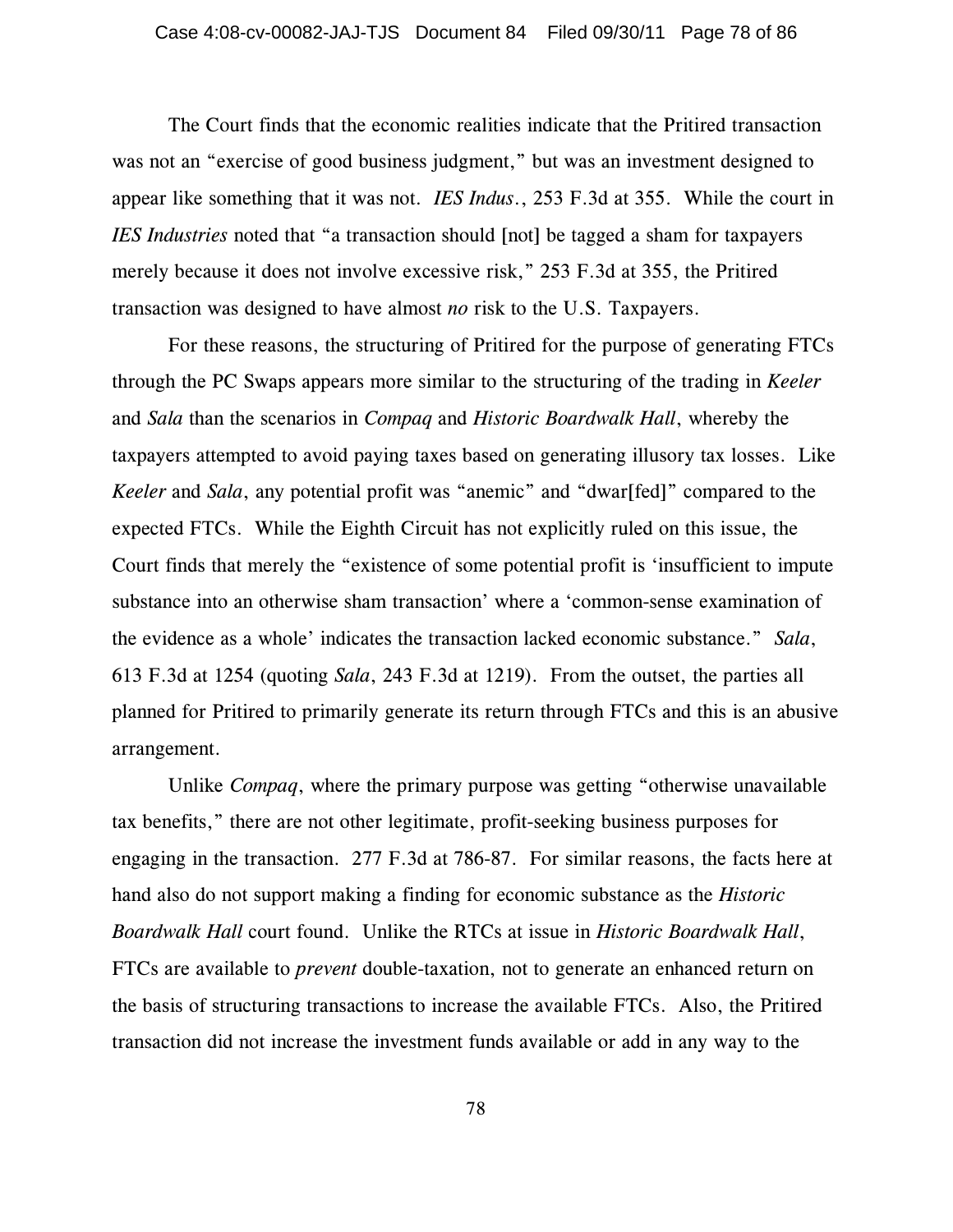The Court finds that the economic realities indicate that the Pritired transaction was not an "exercise of good business judgment," but was an investment designed to appear like something that it was not. *IES Indus.*, 253 F.3d at 355. While the court in *IES Industries* noted that "a transaction should [not] be tagged a sham for taxpayers merely because it does not involve excessive risk," 253 F.3d at 355, the Pritired transaction was designed to have almost *no* risk to the U.S. Taxpayers.

For these reasons, the structuring of Pritired for the purpose of generating FTCs through the PC Swaps appears more similar to the structuring of the trading in *Keeler* and *Sala* than the scenarios in *Compaq* and *Historic Boardwalk Hall*, whereby the taxpayers attempted to avoid paying taxes based on generating illusory tax losses. Like *Keeler* and *Sala*, any potential profit was "anemic" and "dwar[fed]" compared to the expected FTCs. While the Eighth Circuit has not explicitly ruled on this issue, the Court finds that merely the "existence of some potential profit is 'insufficient to impute substance into an otherwise sham transaction' where a 'common-sense examination of the evidence as a whole' indicates the transaction lacked economic substance." *Sala*, 613 F.3d at 1254 (quoting *Sala*, 243 F.3d at 1219). From the outset, the parties all planned for Pritired to primarily generate its return through FTCs and this is an abusive arrangement.

Unlike *Compaq*, where the primary purpose was getting "otherwise unavailable tax benefits," there are not other legitimate, profit-seeking business purposes for engaging in the transaction. 277 F.3d at 786-87. For similar reasons, the facts here at hand also do not support making a finding for economic substance as the *Historic Boardwalk Hall* court found. Unlike the RTCs at issue in *Historic Boardwalk Hall*, FTCs are available to *prevent* double-taxation, not to generate an enhanced return on the basis of structuring transactions to increase the available FTCs. Also, the Pritired transaction did not increase the investment funds available or add in any way to the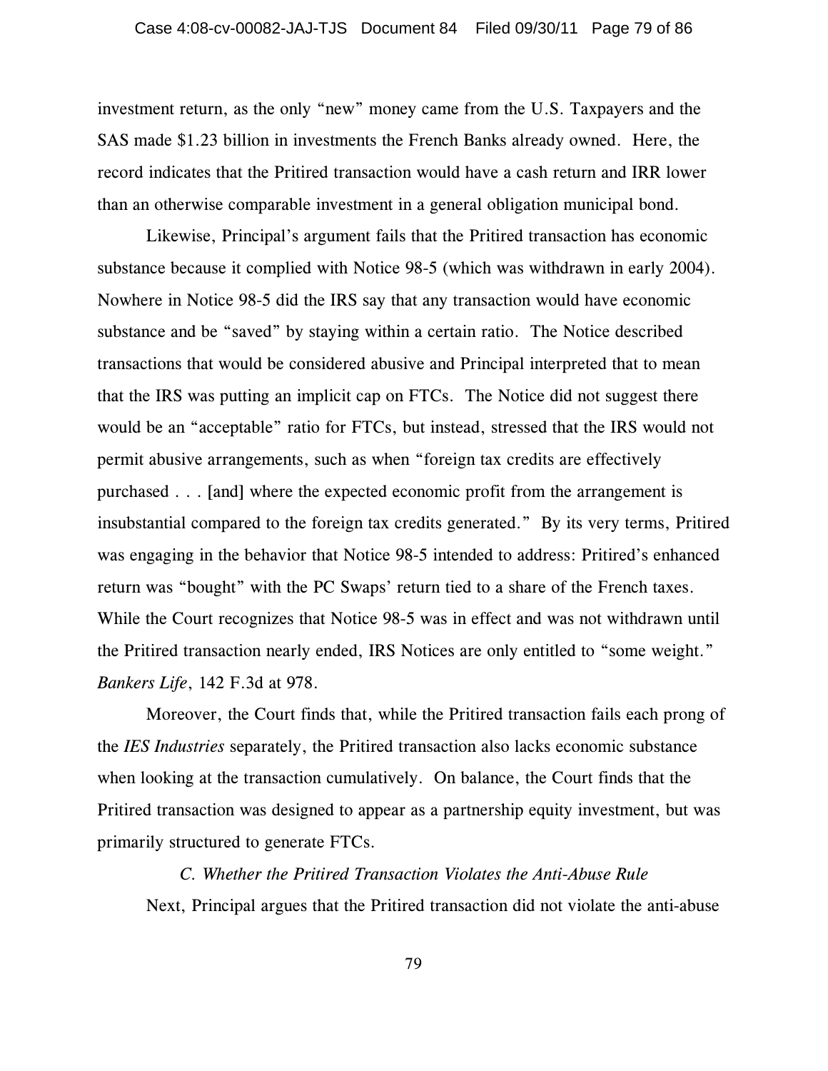investment return, as the only "new" money came from the U.S. Taxpayers and the SAS made $1.23 billion in investments the French Banks already owned. Here, the record indicates that the Pritired transaction would have a cash return and IRR lower than an otherwise comparable investment in a general obligation municipal bond.

Likewise, Principal's argument fails that the Pritired transaction has economic substance because it complied with Notice 98-5 (which was withdrawn in early 2004). Nowhere in Notice 98-5 did the IRS say that any transaction would have economic substance and be "saved" by staying within a certain ratio. The Notice described transactions that would be considered abusive and Principal interpreted that to mean that the IRS was putting an implicit cap on FTCs. The Notice did not suggest there would be an "acceptable" ratio for FTCs, but instead, stressed that the IRS would not permit abusive arrangements, such as when "foreign tax credits are effectively purchased . . . [and] where the expected economic profit from the arrangement is insubstantial compared to the foreign tax credits generated." By its very terms, Pritired was engaging in the behavior that Notice 98-5 intended to address: Pritired's enhanced return was "bought" with the PC Swaps' return tied to a share of the French taxes. While the Court recognizes that Notice 98-5 was in effect and was not withdrawn until the Pritired transaction nearly ended, IRS Notices are only entitled to "some weight." *Bankers Life*, 142 F.3d at 978.

Moreover, the Court finds that, while the Pritired transaction fails each prong of the *IES Industries* separately, the Pritired transaction also lacks economic substance when looking at the transaction cumulatively. On balance, the Court finds that the Pritired transaction was designed to appear as a partnership equity investment, but was primarily structured to generate FTCs.

*C. Whether the Pritired Transaction Violates the Anti-Abuse Rule*

Next, Principal argues that the Pritired transaction did not violate the anti-abuse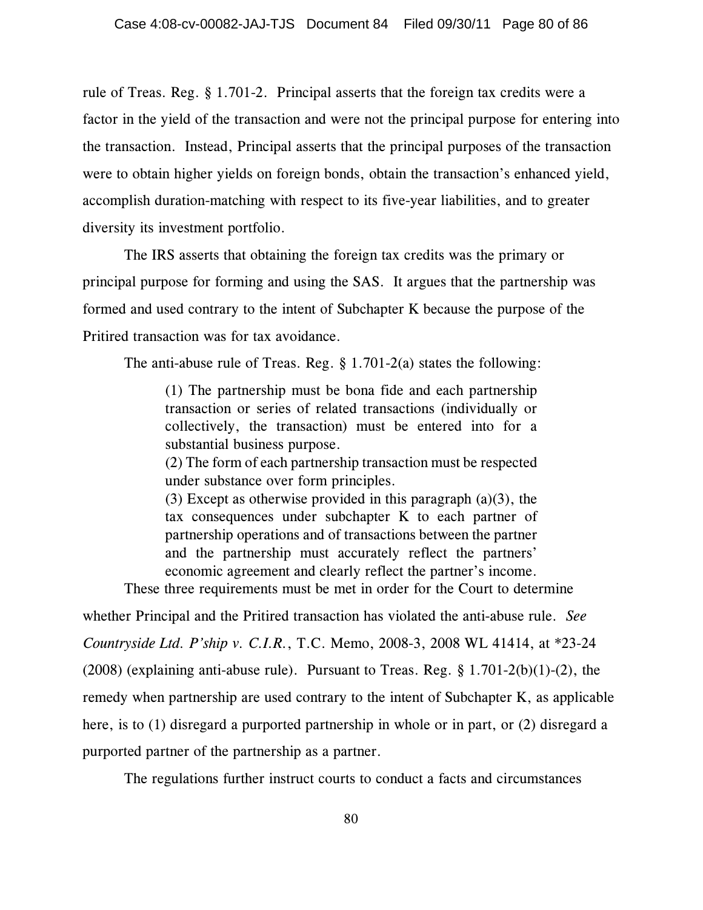rule of Treas. Reg. § 1.701-2. Principal asserts that the foreign tax credits were a factor in the yield of the transaction and were not the principal purpose for entering into the transaction. Instead, Principal asserts that the principal purposes of the transaction were to obtain higher yields on foreign bonds, obtain the transaction's enhanced yield, accomplish duration-matching with respect to its five-year liabilities, and to greater diversity its investment portfolio.

The IRS asserts that obtaining the foreign tax credits was the primary or principal purpose for forming and using the SAS. It argues that the partnership was formed and used contrary to the intent of Subchapter K because the purpose of the Pritired transaction was for tax avoidance.

The anti-abuse rule of Treas. Reg. § 1.701-2(a) states the following:

> (1) The partnership must be bona fide and each partnership transaction or series of related transactions (individually or collectively, the transaction) must be entered into for a substantial business purpose.
> (2) The form of each partnership transaction must be respected under substance over form principles.
> (3) Except as otherwise provided in this paragraph (a)(3), the tax consequences under subchapter K to each partner of partnership operations and of transactions between the partner and the partnership must accurately reflect the partners' economic agreement and clearly reflect the partner's income.

These three requirements must be met in order for the Court to determine whether Principal and the Pritired transaction has violated the anti-abuse rule. *See Countryside Ltd. P'ship v. C.I.R.*, T.C. Memo, 2008-3, 2008 WL 41414, at *23-24 (2008) (explaining anti-abuse rule). Pursuant to Treas. Reg. § 1.701-2(b)(1)-(2), the remedy when partnership are used contrary to the intent of Subchapter K, as applicable here, is to (1) disregard a purported partnership in whole or in part, or (2) disregard a purported partner of the partnership as a partner.

The regulations further instruct courts to conduct a facts and circumstances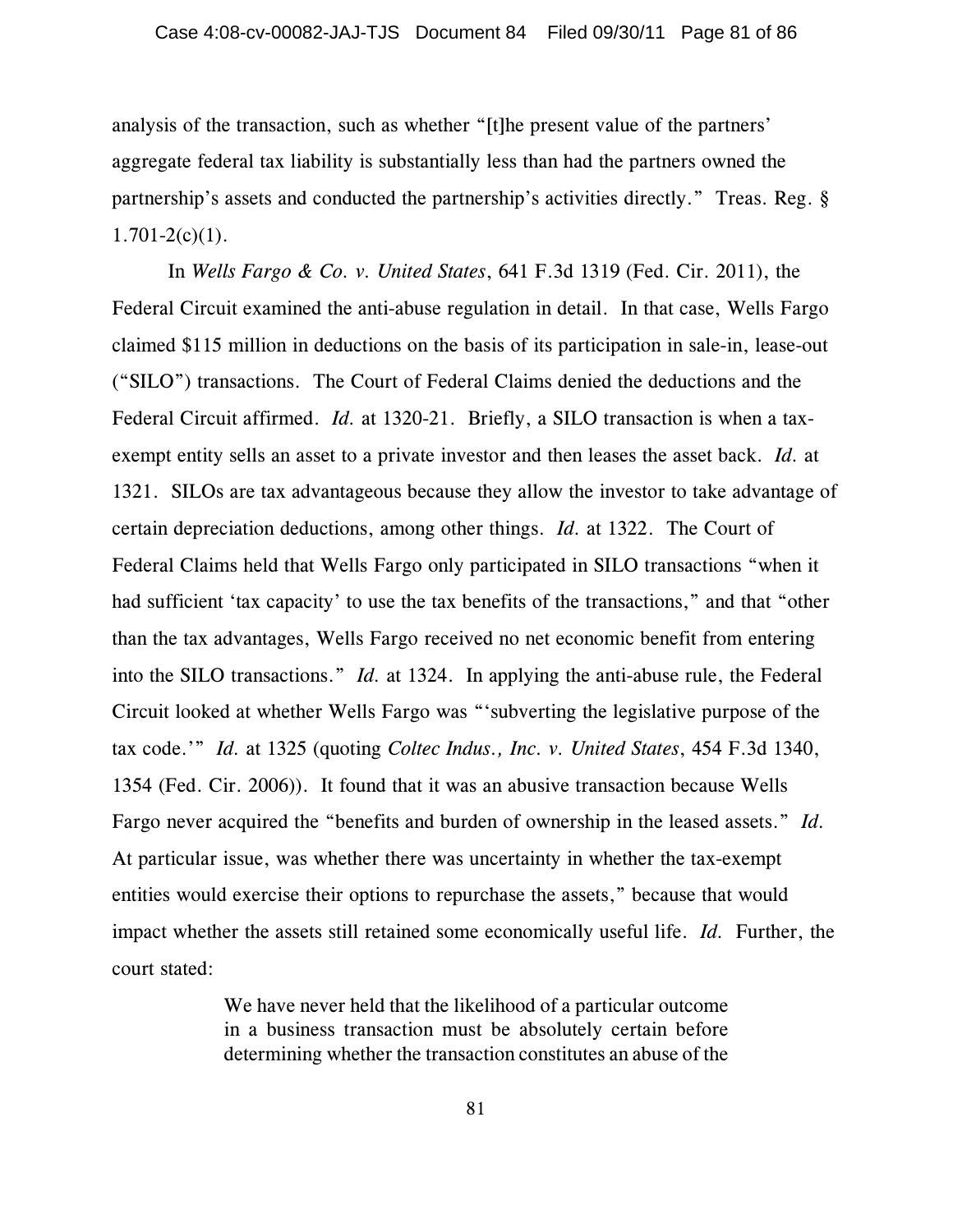analysis of the transaction, such as whether "[t]he present value of the partners' aggregate federal tax liability is substantially less than had the partners owned the partnership's assets and conducted the partnership's activities directly." Treas. Reg. § 1.701-2(c)(1).

In *Wells Fargo & Co. v. United States*, 641 F.3d 1319 (Fed. Cir. 2011), the Federal Circuit examined the anti-abuse regulation in detail. In that case, Wells Fargo claimed $115 million in deductions on the basis of its participation in sale-in, lease-out ("SILO") transactions. The Court of Federal Claims denied the deductions and the Federal Circuit affirmed. *Id.* at 1320-21. Briefly, a SILO transaction is when a tax-exempt entity sells an asset to a private investor and then leases the asset back. *Id.* at 1321. SILOs are tax advantageous because they allow the investor to take advantage of certain depreciation deductions, among other things. *Id.* at 1322. The Court of Federal Claims held that Wells Fargo only participated in SILO transactions "when it had sufficient 'tax capacity' to use the tax benefits of the transactions," and that "other than the tax advantages, Wells Fargo received no net economic benefit from entering into the SILO transactions." *Id.* at 1324. In applying the anti-abuse rule, the Federal Circuit looked at whether Wells Fargo was "'subverting the legislative purpose of the tax code.'" *Id.* at 1325 (quoting *Coltec Indus., Inc. v. United States*, 454 F.3d 1340, 1354 (Fed. Cir. 2006)). It found that it was an abusive transaction because Wells Fargo never acquired the "benefits and burden of ownership in the leased assets." *Id.* At particular issue, was whether there was uncertainty in whether the tax-exempt entities would exercise their options to repurchase the assets," because that would impact whether the assets still retained some economically useful life. *Id.* Further, the court stated:

> We have never held that the likelihood of a particular outcome in a business transaction must be absolutely certain before determining whether the transaction constitutes an abuse of the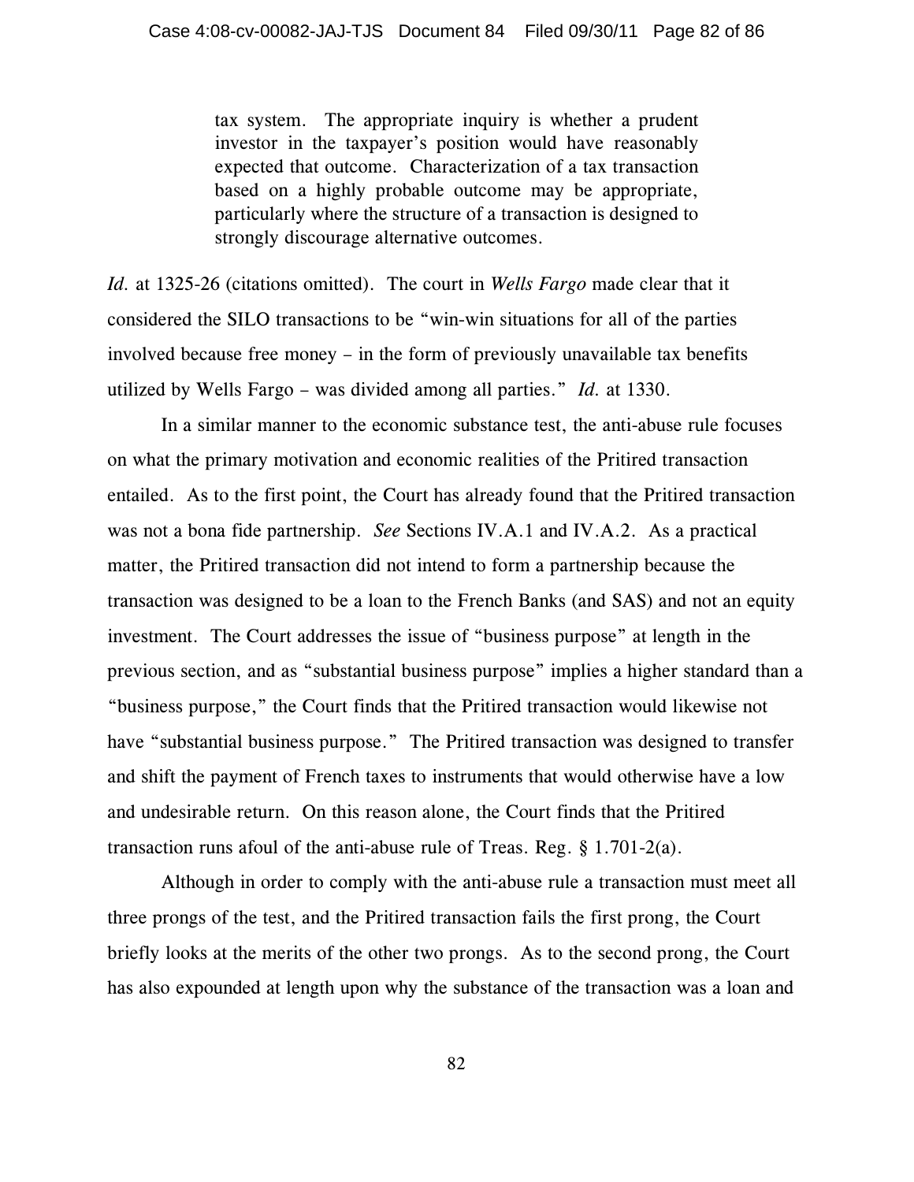> tax system. The appropriate inquiry is whether a prudent investor in the taxpayer's position would have reasonably expected that outcome. Characterization of a tax transaction based on a highly probable outcome may be appropriate, particularly where the structure of a transaction is designed to strongly discourage alternative outcomes.

*Id.* at 1325-26 (citations omitted). The court in *Wells Fargo* made clear that it considered the SILO transactions to be "win-win situations for all of the parties involved because free money – in the form of previously unavailable tax benefits utilized by Wells Fargo – was divided among all parties." *Id.* at 1330.

In a similar manner to the economic substance test, the anti-abuse rule focuses on what the primary motivation and economic realities of the Pritired transaction entailed. As to the first point, the Court has already found that the Pritired transaction was not a bona fide partnership. *See* Sections IV.A.1 and IV.A.2. As a practical matter, the Pritired transaction did not intend to form a partnership because the transaction was designed to be a loan to the French Banks (and SAS) and not an equity investment. The Court addresses the issue of "business purpose" at length in the previous section, and as "substantial business purpose" implies a higher standard than a "business purpose," the Court finds that the Pritired transaction would likewise not have "substantial business purpose." The Pritired transaction was designed to transfer and shift the payment of French taxes to instruments that would otherwise have a low and undesirable return. On this reason alone, the Court finds that the Pritired transaction runs afoul of the anti-abuse rule of Treas. Reg. § 1.701-2(a).

Although in order to comply with the anti-abuse rule a transaction must meet all three prongs of the test, and the Pritired transaction fails the first prong, the Court briefly looks at the merits of the other two prongs. As to the second prong, the Court has also expounded at length upon why the substance of the transaction was a loan and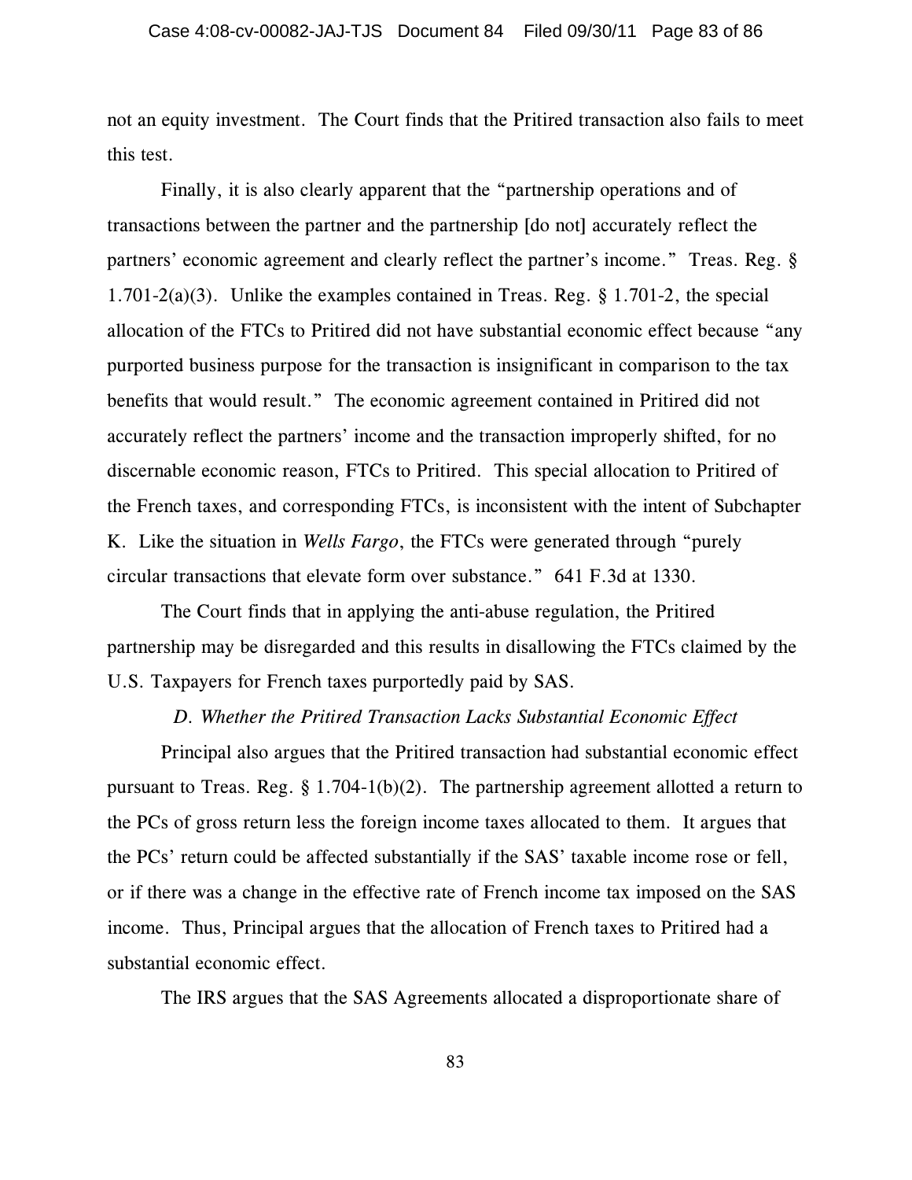not an equity investment. The Court finds that the Pritired transaction also fails to meet this test.

Finally, it is also clearly apparent that the "partnership operations and of transactions between the partner and the partnership [do not] accurately reflect the partners' economic agreement and clearly reflect the partner's income." Treas. Reg. § 1.701-2(a)(3). Unlike the examples contained in Treas. Reg. § 1.701-2, the special allocation of the FTCs to Pritired did not have substantial economic effect because "any purported business purpose for the transaction is insignificant in comparison to the tax benefits that would result." The economic agreement contained in Pritired did not accurately reflect the partners' income and the transaction improperly shifted, for no discernable economic reason, FTCs to Pritired. This special allocation to Pritired of the French taxes, and corresponding FTCs, is inconsistent with the intent of Subchapter K. Like the situation in *Wells Fargo*, the FTCs were generated through "purely circular transactions that elevate form over substance." 641 F.3d at 1330.

The Court finds that in applying the anti-abuse regulation, the Pritired partnership may be disregarded and this results in disallowing the FTCs claimed by the U.S. Taxpayers for French taxes purportedly paid by SAS.

*D. Whether the Pritired Transaction Lacks Substantial Economic Effect*

Principal also argues that the Pritired transaction had substantial economic effect pursuant to Treas. Reg. § 1.704-1(b)(2). The partnership agreement allotted a return to the PCs of gross return less the foreign income taxes allocated to them. It argues that the PCs' return could be affected substantially if the SAS' taxable income rose or fell, or if there was a change in the effective rate of French income tax imposed on the SAS income. Thus, Principal argues that the allocation of French taxes to Pritired had a substantial economic effect.

The IRS argues that the SAS Agreements allocated a disproportionate share of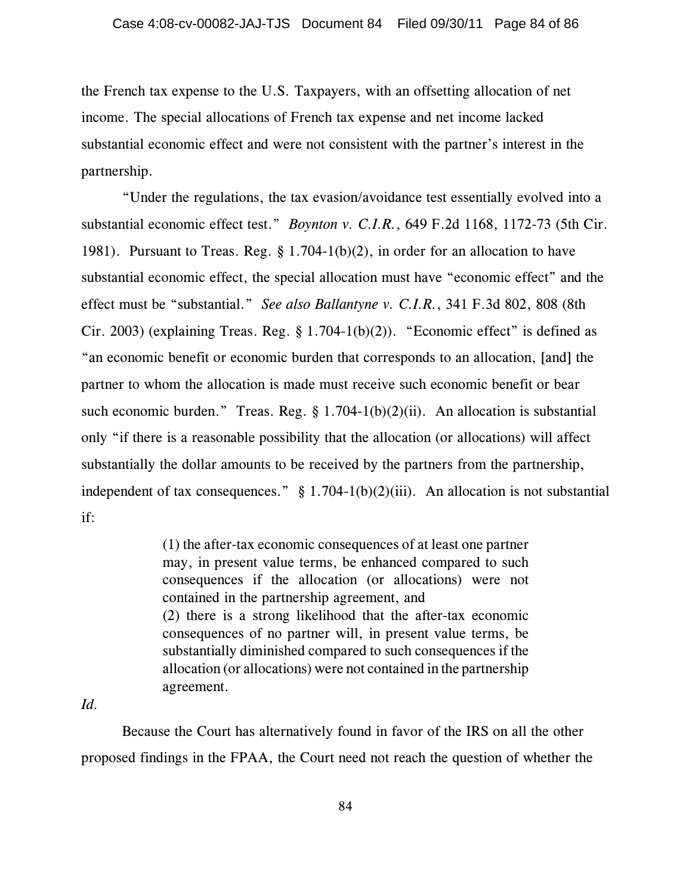the French tax expense to the U.S. Taxpayers, with an offsetting allocation of net income. The special allocations of French tax expense and net income lacked substantial economic effect and were not consistent with the partner's interest in the partnership.

"Under the regulations, the tax evasion/avoidance test essentially evolved into a substantial economic effect test." *Boynton v. C.I.R.*, 649 F.2d 1168, 1172-73 (5th Cir. 1981). Pursuant to Treas. Reg. § 1.704-1(b)(2), in order for an allocation to have substantial economic effect, the special allocation must have "economic effect" and the effect must be "substantial." *See also Ballantyne v. C.I.R.*, 341 F.3d 802, 808 (8th Cir. 2003) (explaining Treas. Reg. § 1.704-1(b)(2)). "Economic effect" is defined as "an economic benefit or economic burden that corresponds to an allocation, [and] the partner to whom the allocation is made must receive such economic benefit or bear such economic burden." Treas. Reg. § 1.704-1(b)(2)(ii). An allocation is substantial only "if there is a reasonable possibility that the allocation (or allocations) will affect substantially the dollar amounts to be received by the partners from the partnership, independent of tax consequences." § 1.704-1(b)(2)(iii). An allocation is not substantial if:

> (1) the after-tax economic consequences of at least one partner may, in present value terms, be enhanced compared to such consequences if the allocation (or allocations) were not contained in the partnership agreement, and
> (2) there is a strong likelihood that the after-tax economic consequences of no partner will, in present value terms, be substantially diminished compared to such consequences if the allocation (or allocations) were not contained in the partnership agreement.

*Id.*

Because the Court has alternatively found in favor of the IRS on all the other proposed findings in the FPAA, the Court need not reach the question of whether the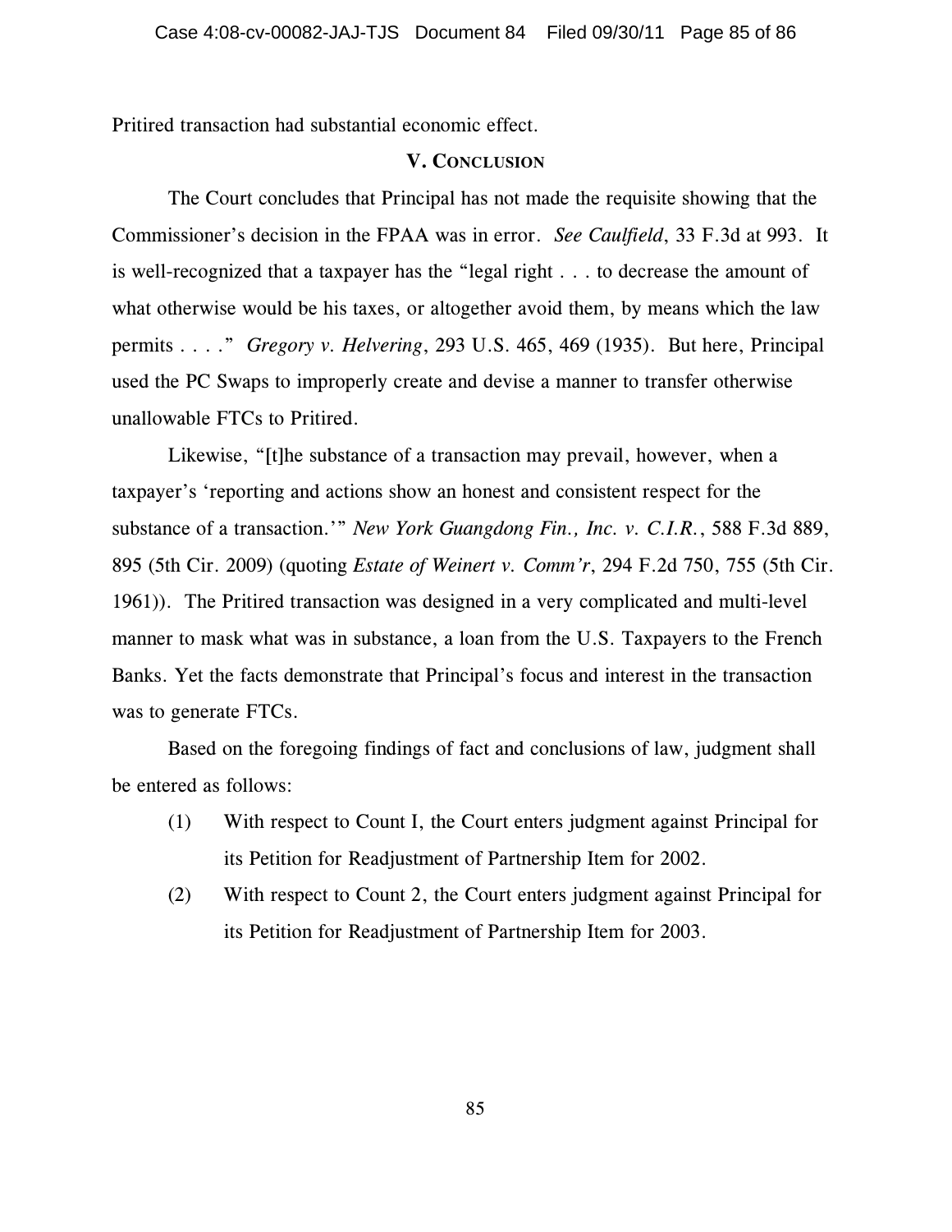Pritired transaction had substantial economic effect.

## V. Conclusion

The Court concludes that Principal has not made the requisite showing that the Commissioner's decision in the FPAA was in error. *See Caulfield*, 33 F.3d at 993. It is well-recognized that a taxpayer has the "legal right . . . to decrease the amount of what otherwise would be his taxes, or altogether avoid them, by means which the law permits . . . ." *Gregory v. Helvering*, 293 U.S. 465, 469 (1935). But here, Principal used the PC Swaps to improperly create and devise a manner to transfer otherwise unallowable FTCs to Pritired.

Likewise, "[t]he substance of a transaction may prevail, however, when a taxpayer's 'reporting and actions show an honest and consistent respect for the substance of a transaction.'" *New York Guangdong Fin., Inc. v. C.I.R.*, 588 F.3d 889, 895 (5th Cir. 2009) (quoting *Estate of Weinert v. Comm'r*, 294 F.2d 750, 755 (5th Cir. 1961)). The Pritired transaction was designed in a very complicated and multi-level manner to mask what was in substance, a loan from the U.S. Taxpayers to the French Banks. Yet the facts demonstrate that Principal's focus and interest in the transaction was to generate FTCs.

Based on the foregoing findings of fact and conclusions of law, judgment shall be entered as follows:

(1) With respect to Count I, the Court enters judgment against Principal for its Petition for Readjustment of Partnership Item for 2002.

(2) With respect to Count 2, the Court enters judgment against Principal for its Petition for Readjustment of Partnership Item for 2003.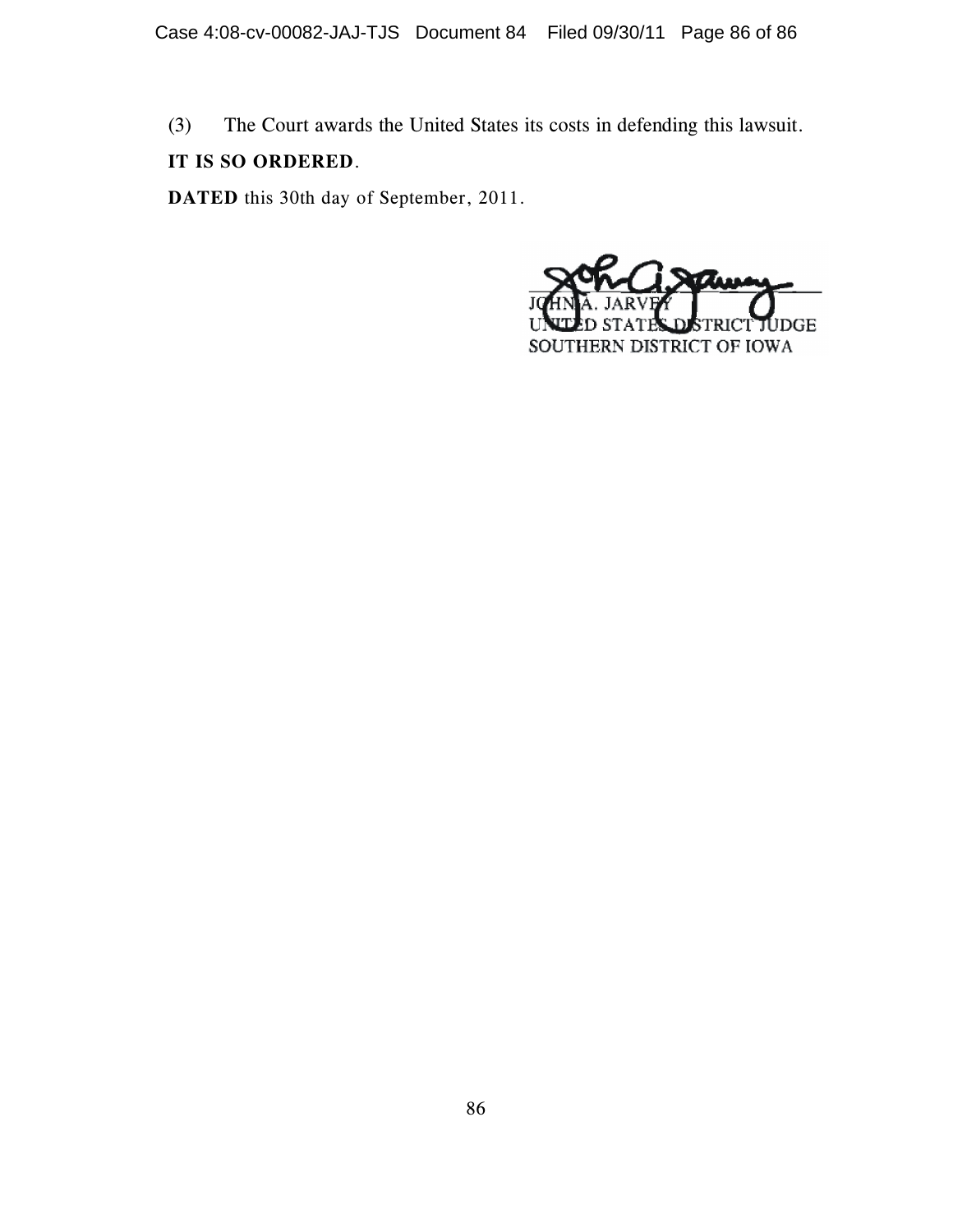(3) The Court awards the United States its costs in defending this lawsuit.

**IT IS SO ORDERED**.

**DATED** this 30th day of September, 2011.

JOHN A. JARVEY
UNITED STATES DISTRICT JUDGE
SOUTHERN DISTRICT OF IOWA